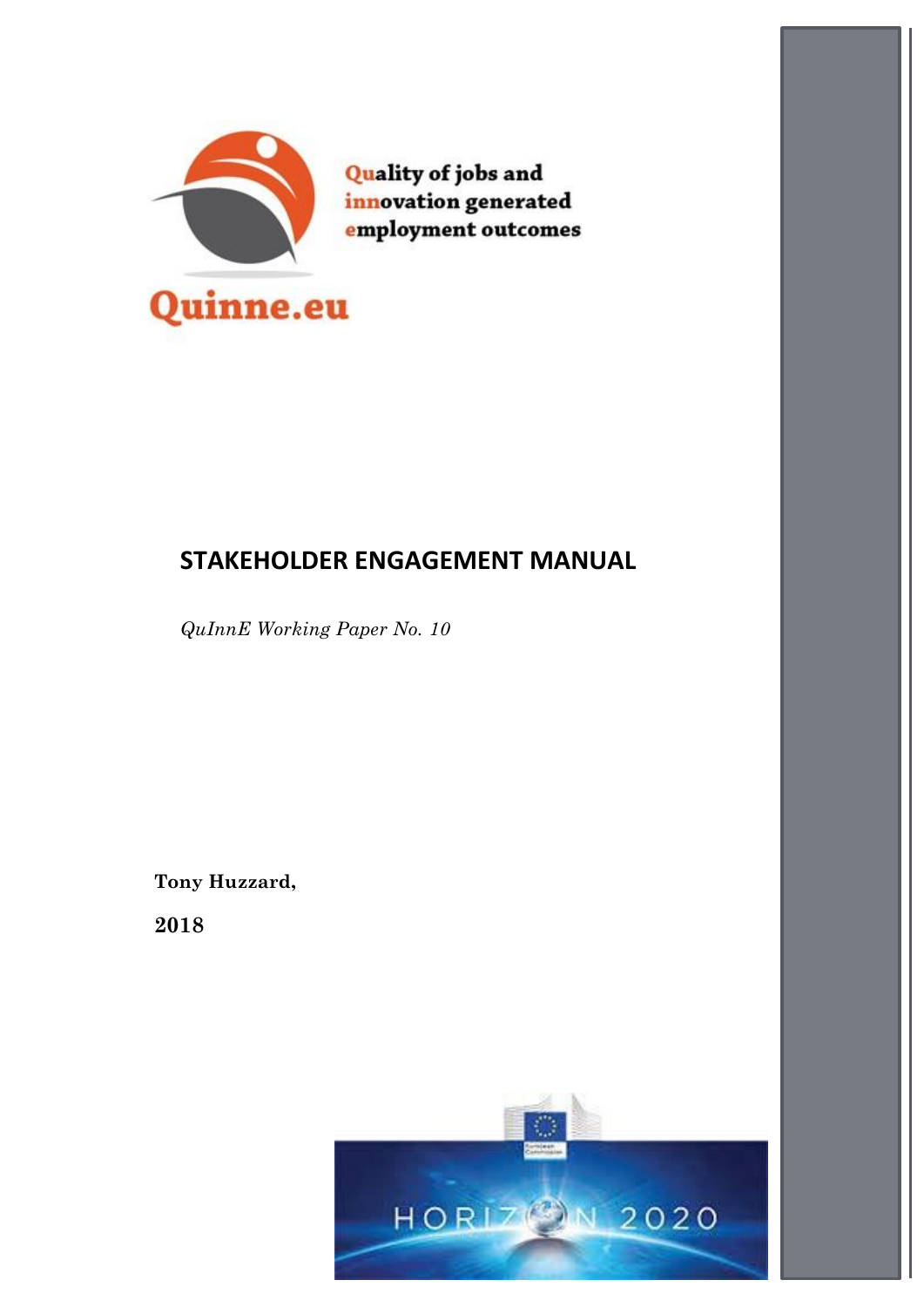Quality of jobs and innovation generated employment outcomes

Quinne.eu

# STAKEHOLDER ENGAGEMENT MANUAL

*QuInnE Working Paper No. 10*

**Tony Huzzard,**

**2018**

HORIZON 2020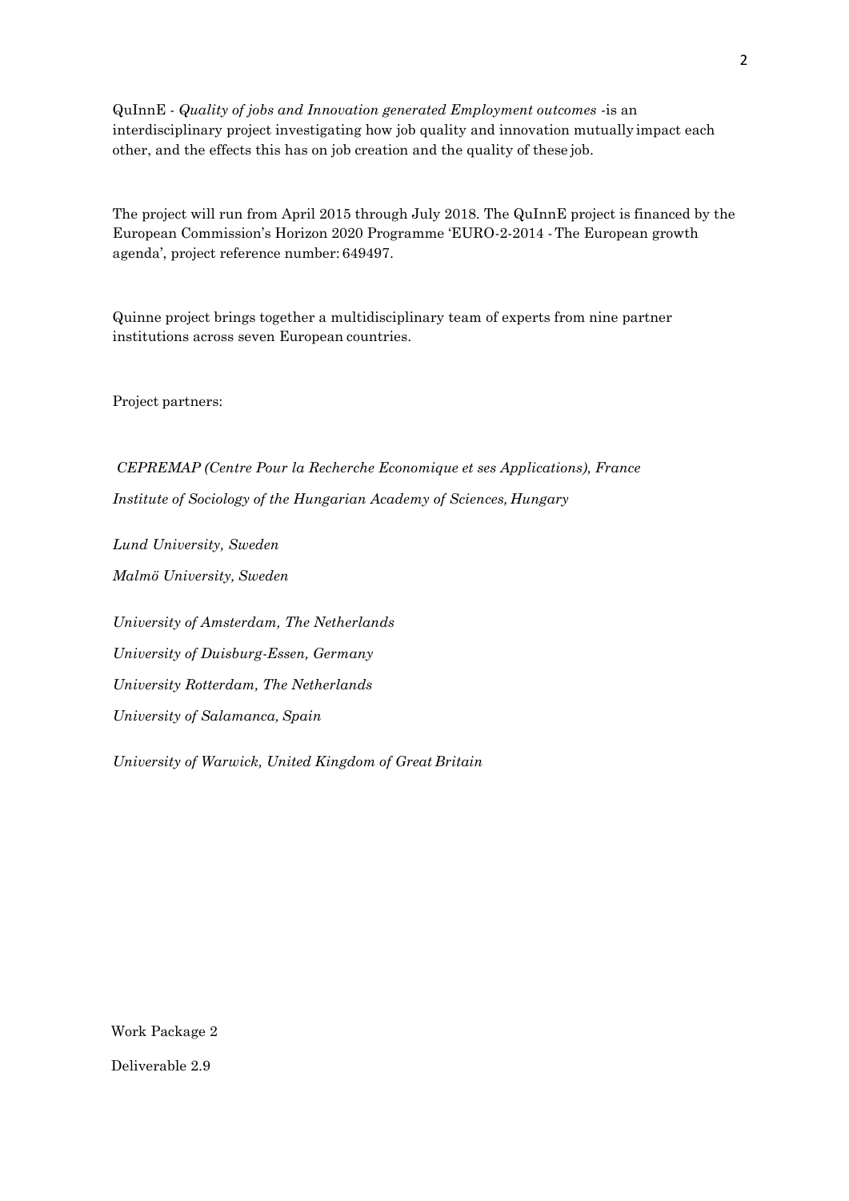QuInnE - *Quality of jobs and Innovation generated Employment outcomes* -is an interdisciplinary project investigating how job quality and innovation mutually impact each other, and the effects this has on job creation and the quality of these job.

The project will run from April 2015 through July 2018. The QuInnE project is financed by the European Commission's Horizon 2020 Programme 'EURO-2-2014 - The European growth agenda', project reference number: 649497.

Quinne project brings together a multidisciplinary team of experts from nine partner institutions across seven European countries.

Project partners:

*CEPREMAP (Centre Pour la Recherche Economique et ses Applications), France*

*Institute of Sociology of the Hungarian Academy of Sciences, Hungary*

*Lund University, Sweden*

*Malmö University, Sweden*

*University of Amsterdam, The Netherlands*

*University of Duisburg-Essen, Germany*

*University Rotterdam, The Netherlands*

*University of Salamanca, Spain*

*University of Warwick, United Kingdom of Great Britain*

Work Package 2

Deliverable 2.9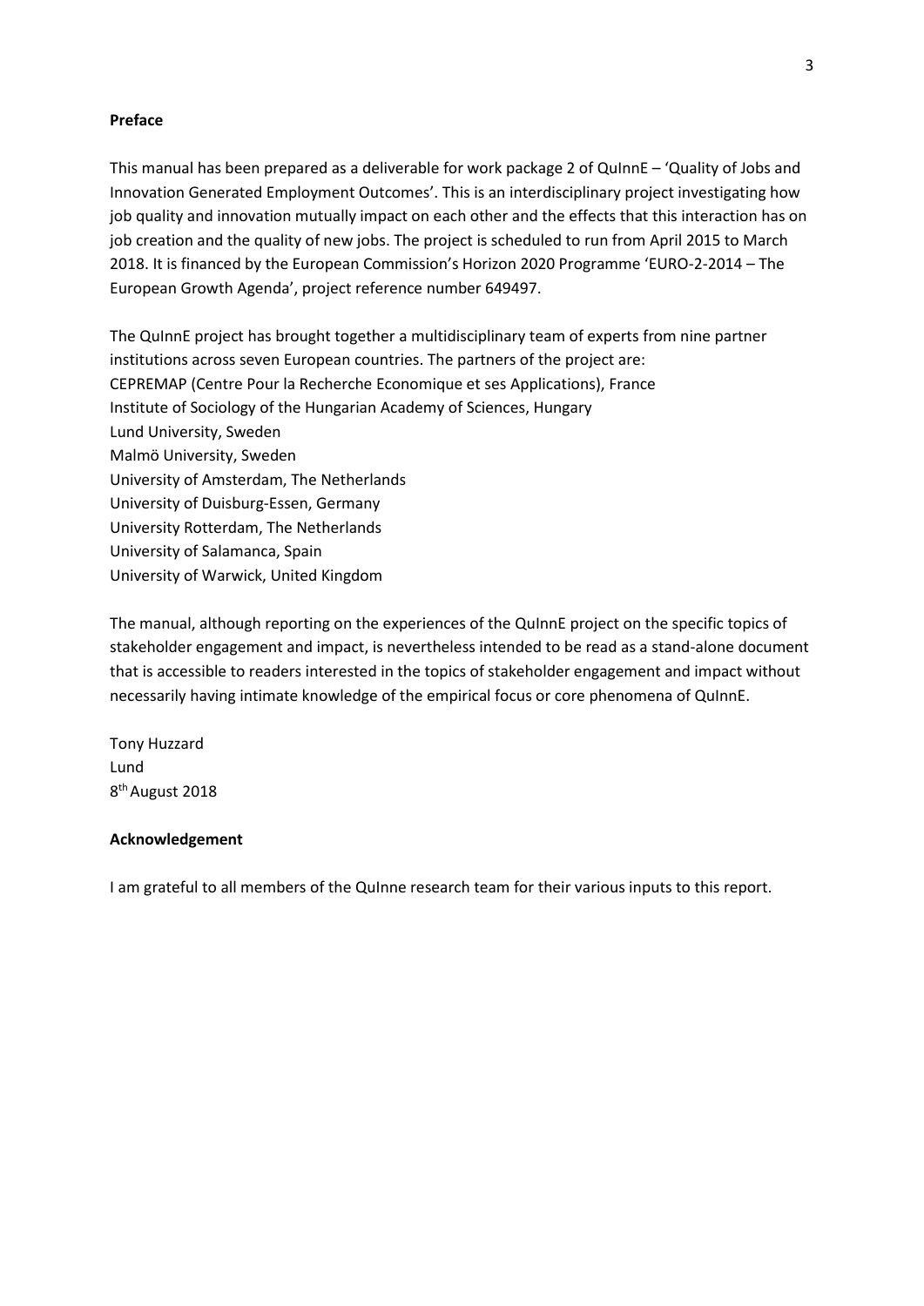**Preface**

This manual has been prepared as a deliverable for work package 2 of QuInnE – 'Quality of Jobs and Innovation Generated Employment Outcomes'. This is an interdisciplinary project investigating how job quality and innovation mutually impact on each other and the effects that this interaction has on job creation and the quality of new jobs. The project is scheduled to run from April 2015 to March 2018. It is financed by the European Commission's Horizon 2020 Programme 'EURO-2-2014 – The European Growth Agenda', project reference number 649497.

The QuInnE project has brought together a multidisciplinary team of experts from nine partner institutions across seven European countries. The partners of the project are:
CEPREMAP (Centre Pour la Recherche Economique et ses Applications), France
Institute of Sociology of the Hungarian Academy of Sciences, Hungary
Lund University, Sweden
Malmö University, Sweden
University of Amsterdam, The Netherlands
University of Duisburg-Essen, Germany
University Rotterdam, The Netherlands
University of Salamanca, Spain
University of Warwick, United Kingdom

The manual, although reporting on the experiences of the QuInnE project on the specific topics of stakeholder engagement and impact, is nevertheless intended to be read as a stand-alone document that is accessible to readers interested in the topics of stakeholder engagement and impact without necessarily having intimate knowledge of the empirical focus or core phenomena of QuInnE.

Tony Huzzard
Lund
8th August 2018

**Acknowledgement**

I am grateful to all members of the QuInne research team for their various inputs to this report.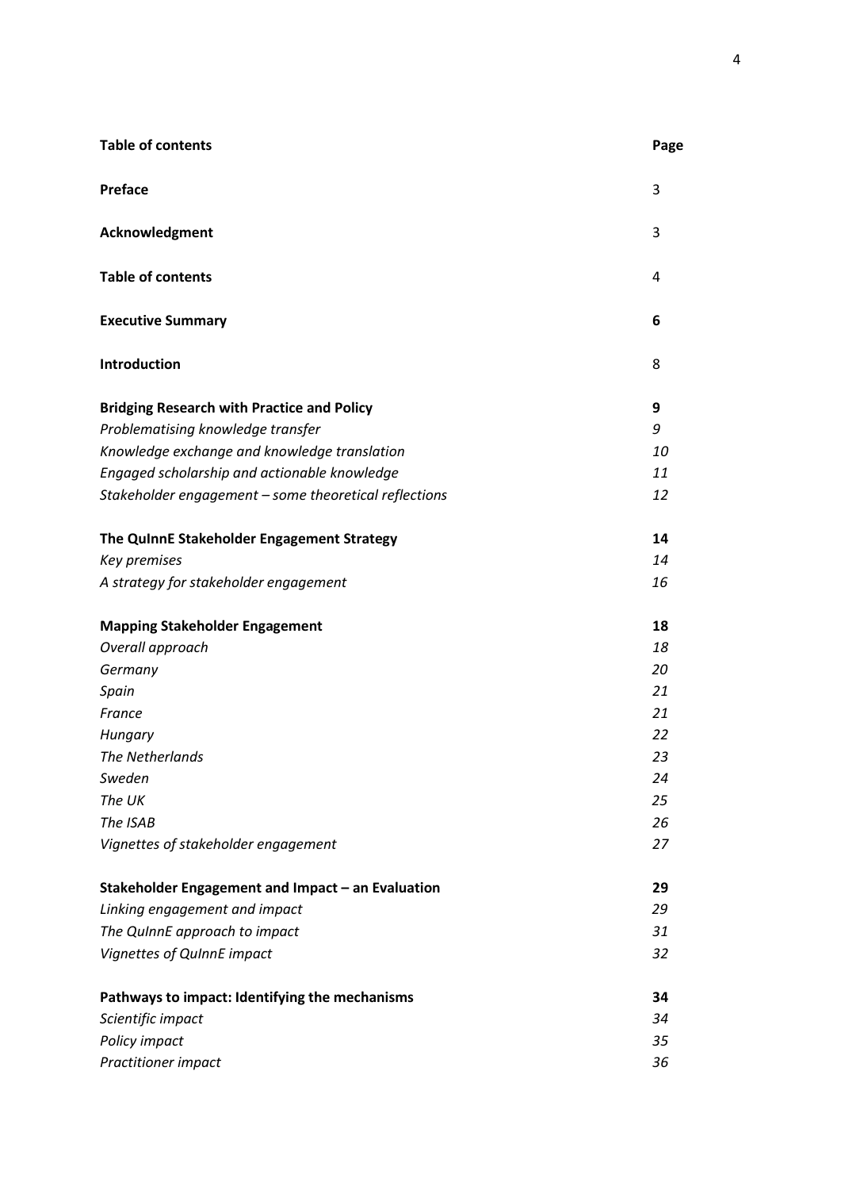| **Table of contents** | **Page** |
|---|---|
| **Preface** | 3 |
| **Acknowledgment** | 3 |
| **Table of contents** | 4 |
| **Executive Summary** | **6** |
| **Introduction** | 8 |
| **Bridging Research with Practice and Policy** | **9** |
| *Problematising knowledge transfer* | *9* |
| *Knowledge exchange and knowledge translation* | *10* |
| *Engaged scholarship and actionable knowledge* | *11* |
| *Stakeholder engagement – some theoretical reflections* | *12* |
| **The QuInnE Stakeholder Engagement Strategy** | **14** |
| *Key premises* | *14* |
| *A strategy for stakeholder engagement* | *16* |
| **Mapping Stakeholder Engagement** | **18** |
| *Overall approach* | *18* |
| *Germany* | *20* |
| *Spain* | *21* |
| *France* | *21* |
| *Hungary* | *22* |
| *The Netherlands* | *23* |
| *Sweden* | *24* |
| *The UK* | *25* |
| *The ISAB* | *26* |
| *Vignettes of stakeholder engagement* | *27* |
| **Stakeholder Engagement and Impact – an Evaluation** | **29** |
| *Linking engagement and impact* | *29* |
| *The QuInnE approach to impact* | *31* |
| *Vignettes of QuInnE impact* | *32* |
| **Pathways to impact: Identifying the mechanisms** | **34** |
| *Scientific impact* | *34* |
| *Policy impact* | *35* |
| *Practitioner impact* | *36* |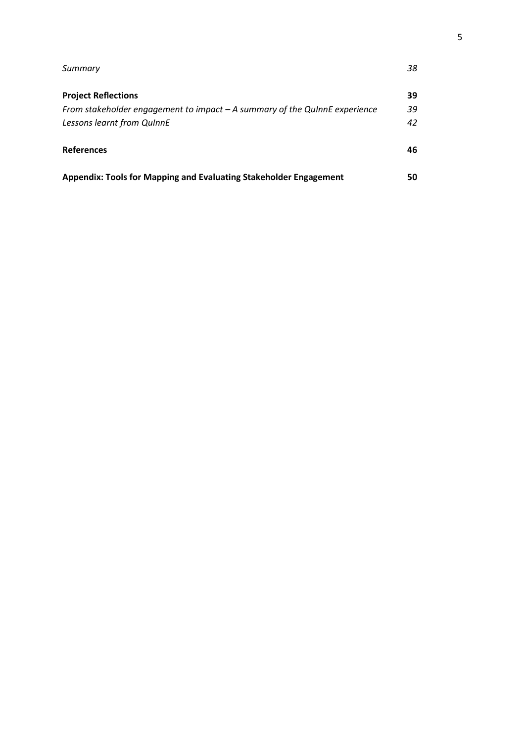| | |
|---|---|
| *Summary* | *38* |
| **Project Reflections** | **39** |
| *From stakeholder engagement to impact – A summary of the QuInnE experience* | *39* |
| *Lessons learnt from QuInnE* | *42* |
| **References** | **46** |
| **Appendix: Tools for Mapping and Evaluating Stakeholder Engagement** | **50** |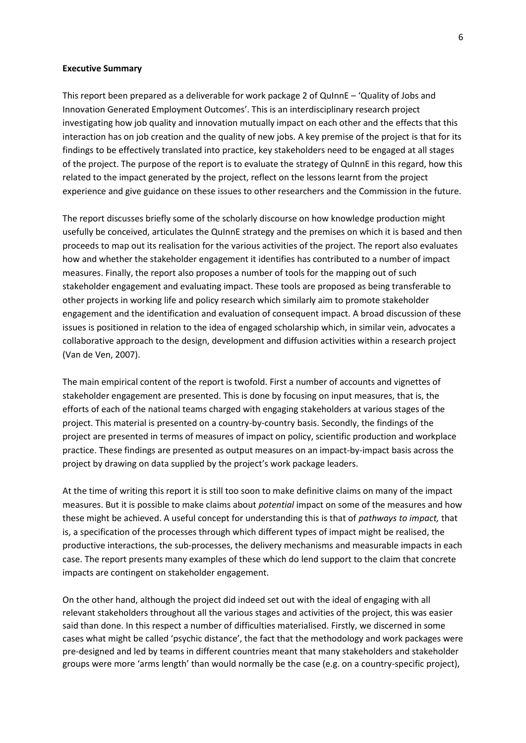**Executive Summary**

This report been prepared as a deliverable for work package 2 of QuInnE – 'Quality of Jobs and Innovation Generated Employment Outcomes'. This is an interdisciplinary research project investigating how job quality and innovation mutually impact on each other and the effects that this interaction has on job creation and the quality of new jobs. A key premise of the project is that for its findings to be effectively translated into practice, key stakeholders need to be engaged at all stages of the project. The purpose of the report is to evaluate the strategy of QuInnE in this regard, how this related to the impact generated by the project, reflect on the lessons learnt from the project experience and give guidance on these issues to other researchers and the Commission in the future.

The report discusses briefly some of the scholarly discourse on how knowledge production might usefully be conceived, articulates the QuInnE strategy and the premises on which it is based and then proceeds to map out its realisation for the various activities of the project. The report also evaluates how and whether the stakeholder engagement it identifies has contributed to a number of impact measures. Finally, the report also proposes a number of tools for the mapping out of such stakeholder engagement and evaluating impact. These tools are proposed as being transferable to other projects in working life and policy research which similarly aim to promote stakeholder engagement and the identification and evaluation of consequent impact. A broad discussion of these issues is positioned in relation to the idea of engaged scholarship which, in similar vein, advocates a collaborative approach to the design, development and diffusion activities within a research project (Van de Ven, 2007).

The main empirical content of the report is twofold. First a number of accounts and vignettes of stakeholder engagement are presented. This is done by focusing on input measures, that is, the efforts of each of the national teams charged with engaging stakeholders at various stages of the project. This material is presented on a country-by-country basis. Secondly, the findings of the project are presented in terms of measures of impact on policy, scientific production and workplace practice. These findings are presented as output measures on an impact-by-impact basis across the project by drawing on data supplied by the project's work package leaders.

At the time of writing this report it is still too soon to make definitive claims on many of the impact measures. But it is possible to make claims about *potential* impact on some of the measures and how these might be achieved. A useful concept for understanding this is that of *pathways to impact,* that is, a specification of the processes through which different types of impact might be realised, the productive interactions, the sub-processes, the delivery mechanisms and measurable impacts in each case. The report presents many examples of these which do lend support to the claim that concrete impacts are contingent on stakeholder engagement.

On the other hand, although the project did indeed set out with the ideal of engaging with all relevant stakeholders throughout all the various stages and activities of the project, this was easier said than done. In this respect a number of difficulties materialised. Firstly, we discerned in some cases what might be called 'psychic distance', the fact that the methodology and work packages were pre-designed and led by teams in different countries meant that many stakeholders and stakeholder groups were more 'arms length' than would normally be the case (e.g. on a country-specific project),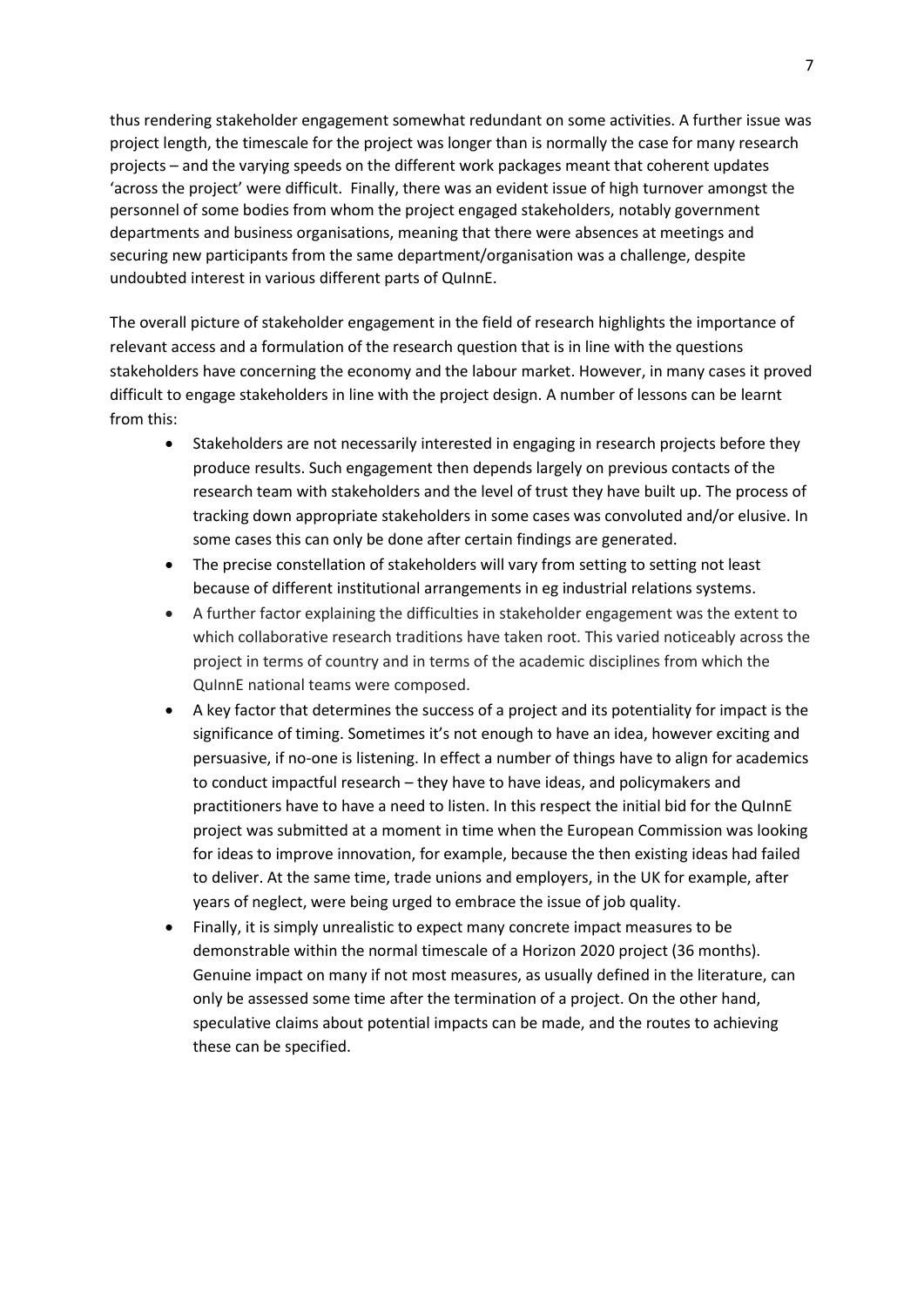thus rendering stakeholder engagement somewhat redundant on some activities. A further issue was project length, the timescale for the project was longer than is normally the case for many research projects – and the varying speeds on the different work packages meant that coherent updates 'across the project' were difficult. Finally, there was an evident issue of high turnover amongst the personnel of some bodies from whom the project engaged stakeholders, notably government departments and business organisations, meaning that there were absences at meetings and securing new participants from the same department/organisation was a challenge, despite undoubted interest in various different parts of QuInnE.

The overall picture of stakeholder engagement in the field of research highlights the importance of relevant access and a formulation of the research question that is in line with the questions stakeholders have concerning the economy and the labour market. However, in many cases it proved difficult to engage stakeholders in line with the project design. A number of lessons can be learnt from this:

- Stakeholders are not necessarily interested in engaging in research projects before they produce results. Such engagement then depends largely on previous contacts of the research team with stakeholders and the level of trust they have built up. The process of tracking down appropriate stakeholders in some cases was convoluted and/or elusive. In some cases this can only be done after certain findings are generated.
- The precise constellation of stakeholders will vary from setting to setting not least because of different institutional arrangements in eg industrial relations systems.
- A further factor explaining the difficulties in stakeholder engagement was the extent to which collaborative research traditions have taken root. This varied noticeably across the project in terms of country and in terms of the academic disciplines from which the QuInnE national teams were composed.
- A key factor that determines the success of a project and its potentiality for impact is the significance of timing. Sometimes it's not enough to have an idea, however exciting and persuasive, if no-one is listening. In effect a number of things have to align for academics to conduct impactful research – they have to have ideas, and policymakers and practitioners have to have a need to listen. In this respect the initial bid for the QuInnE project was submitted at a moment in time when the European Commission was looking for ideas to improve innovation, for example, because the then existing ideas had failed to deliver. At the same time, trade unions and employers, in the UK for example, after years of neglect, were being urged to embrace the issue of job quality.
- Finally, it is simply unrealistic to expect many concrete impact measures to be demonstrable within the normal timescale of a Horizon 2020 project (36 months). Genuine impact on many if not most measures, as usually defined in the literature, can only be assessed some time after the termination of a project. On the other hand, speculative claims about potential impacts can be made, and the routes to achieving these can be specified.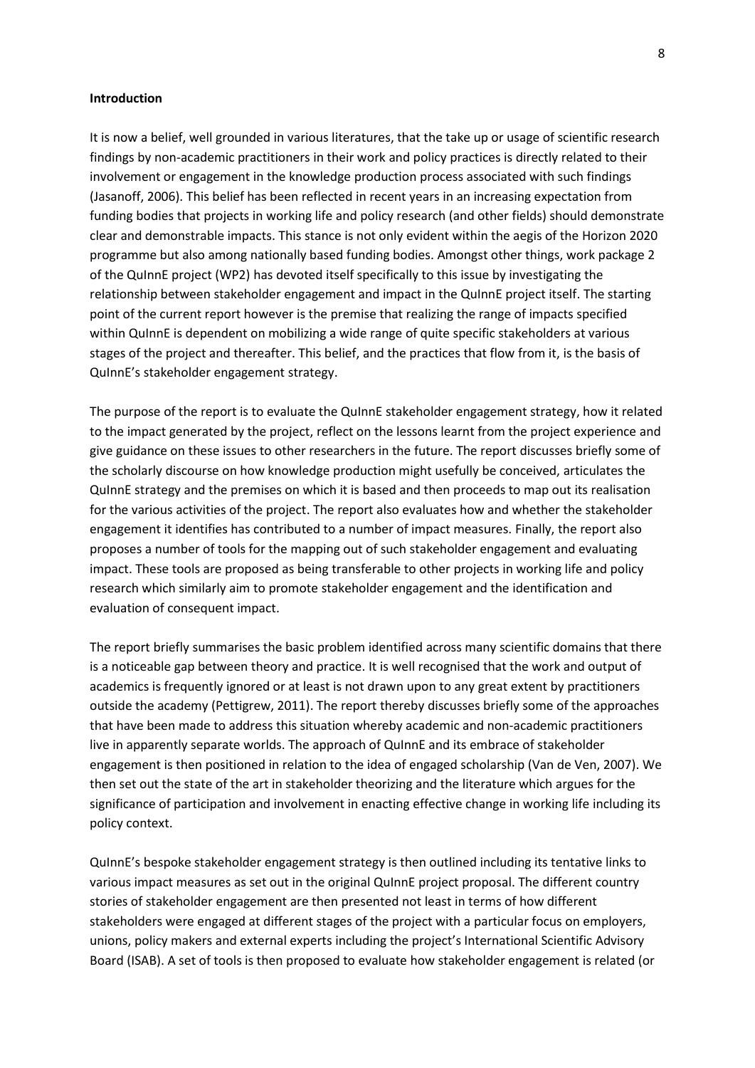**Introduction**

It is now a belief, well grounded in various literatures, that the take up or usage of scientific research findings by non-academic practitioners in their work and policy practices is directly related to their involvement or engagement in the knowledge production process associated with such findings (Jasanoff, 2006). This belief has been reflected in recent years in an increasing expectation from funding bodies that projects in working life and policy research (and other fields) should demonstrate clear and demonstrable impacts. This stance is not only evident within the aegis of the Horizon 2020 programme but also among nationally based funding bodies. Amongst other things, work package 2 of the QuInnE project (WP2) has devoted itself specifically to this issue by investigating the relationship between stakeholder engagement and impact in the QuInnE project itself. The starting point of the current report however is the premise that realizing the range of impacts specified within QuInnE is dependent on mobilizing a wide range of quite specific stakeholders at various stages of the project and thereafter. This belief, and the practices that flow from it, is the basis of QuInnE's stakeholder engagement strategy.

The purpose of the report is to evaluate the QuInnE stakeholder engagement strategy, how it related to the impact generated by the project, reflect on the lessons learnt from the project experience and give guidance on these issues to other researchers in the future. The report discusses briefly some of the scholarly discourse on how knowledge production might usefully be conceived, articulates the QuInnE strategy and the premises on which it is based and then proceeds to map out its realisation for the various activities of the project. The report also evaluates how and whether the stakeholder engagement it identifies has contributed to a number of impact measures. Finally, the report also proposes a number of tools for the mapping out of such stakeholder engagement and evaluating impact. These tools are proposed as being transferable to other projects in working life and policy research which similarly aim to promote stakeholder engagement and the identification and evaluation of consequent impact.

The report briefly summarises the basic problem identified across many scientific domains that there is a noticeable gap between theory and practice. It is well recognised that the work and output of academics is frequently ignored or at least is not drawn upon to any great extent by practitioners outside the academy (Pettigrew, 2011). The report thereby discusses briefly some of the approaches that have been made to address this situation whereby academic and non-academic practitioners live in apparently separate worlds. The approach of QuInnE and its embrace of stakeholder engagement is then positioned in relation to the idea of engaged scholarship (Van de Ven, 2007). We then set out the state of the art in stakeholder theorizing and the literature which argues for the significance of participation and involvement in enacting effective change in working life including its policy context.

QuInnE's bespoke stakeholder engagement strategy is then outlined including its tentative links to various impact measures as set out in the original QuInnE project proposal. The different country stories of stakeholder engagement are then presented not least in terms of how different stakeholders were engaged at different stages of the project with a particular focus on employers, unions, policy makers and external experts including the project's International Scientific Advisory Board (ISAB). A set of tools is then proposed to evaluate how stakeholder engagement is related (or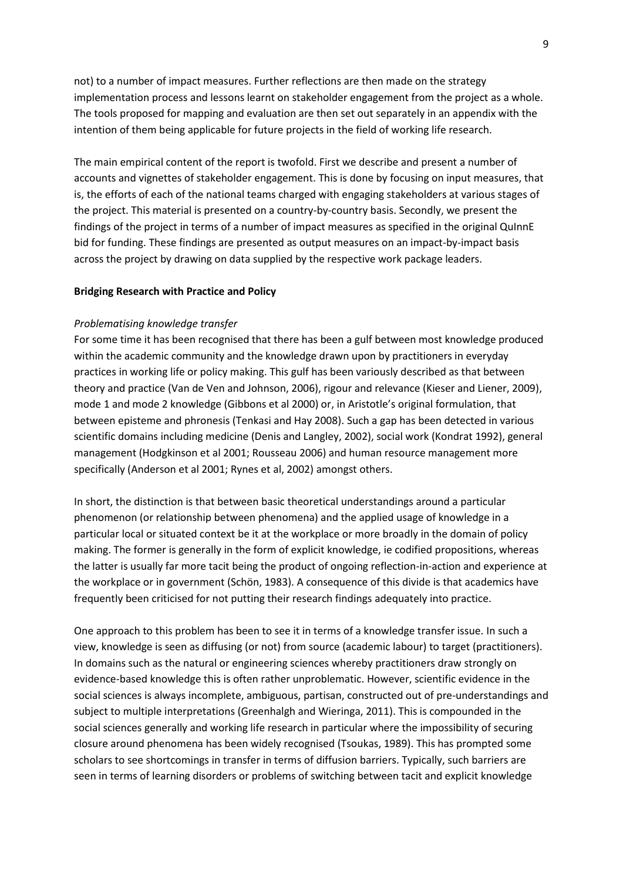not) to a number of impact measures. Further reflections are then made on the strategy implementation process and lessons learnt on stakeholder engagement from the project as a whole. The tools proposed for mapping and evaluation are then set out separately in an appendix with the intention of them being applicable for future projects in the field of working life research.

The main empirical content of the report is twofold. First we describe and present a number of accounts and vignettes of stakeholder engagement. This is done by focusing on input measures, that is, the efforts of each of the national teams charged with engaging stakeholders at various stages of the project. This material is presented on a country-by-country basis. Secondly, we present the findings of the project in terms of a number of impact measures as specified in the original QuInnE bid for funding. These findings are presented as output measures on an impact-by-impact basis across the project by drawing on data supplied by the respective work package leaders.

**Bridging Research with Practice and Policy**

*Problematising knowledge transfer*

For some time it has been recognised that there has been a gulf between most knowledge produced within the academic community and the knowledge drawn upon by practitioners in everyday practices in working life or policy making. This gulf has been variously described as that between theory and practice (Van de Ven and Johnson, 2006), rigour and relevance (Kieser and Liener, 2009), mode 1 and mode 2 knowledge (Gibbons et al 2000) or, in Aristotle's original formulation, that between episteme and phronesis (Tenkasi and Hay 2008). Such a gap has been detected in various scientific domains including medicine (Denis and Langley, 2002), social work (Kondrat 1992), general management (Hodgkinson et al 2001; Rousseau 2006) and human resource management more specifically (Anderson et al 2001; Rynes et al, 2002) amongst others.

In short, the distinction is that between basic theoretical understandings around a particular phenomenon (or relationship between phenomena) and the applied usage of knowledge in a particular local or situated context be it at the workplace or more broadly in the domain of policy making. The former is generally in the form of explicit knowledge, ie codified propositions, whereas the latter is usually far more tacit being the product of ongoing reflection-in-action and experience at the workplace or in government (Schön, 1983). A consequence of this divide is that academics have frequently been criticised for not putting their research findings adequately into practice.

One approach to this problem has been to see it in terms of a knowledge transfer issue. In such a view, knowledge is seen as diffusing (or not) from source (academic labour) to target (practitioners). In domains such as the natural or engineering sciences whereby practitioners draw strongly on evidence-based knowledge this is often rather unproblematic. However, scientific evidence in the social sciences is always incomplete, ambiguous, partisan, constructed out of pre-understandings and subject to multiple interpretations (Greenhalgh and Wieringa, 2011). This is compounded in the social sciences generally and working life research in particular where the impossibility of securing closure around phenomena has been widely recognised (Tsoukas, 1989). This has prompted some scholars to see shortcomings in transfer in terms of diffusion barriers. Typically, such barriers are seen in terms of learning disorders or problems of switching between tacit and explicit knowledge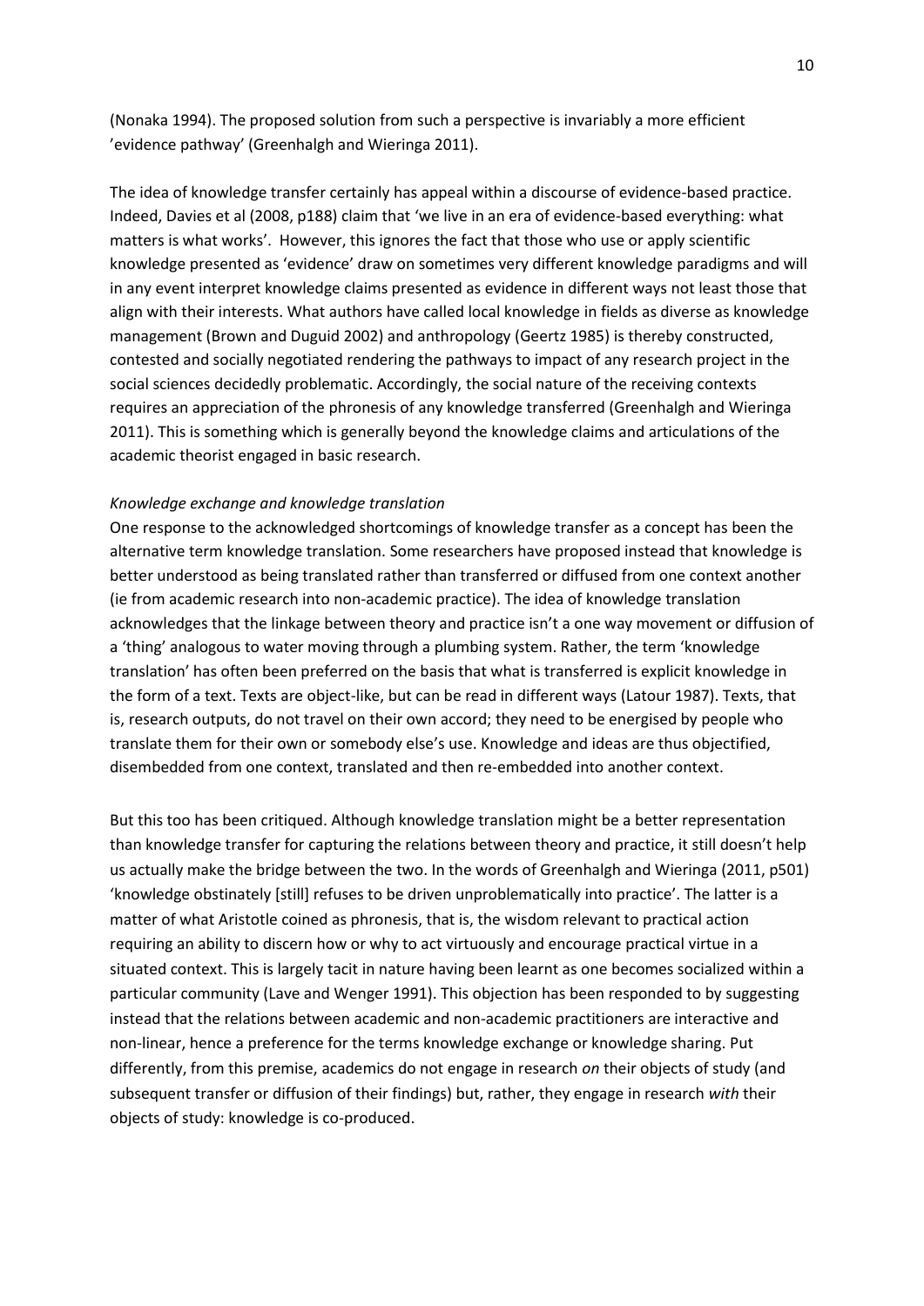(Nonaka 1994). The proposed solution from such a perspective is invariably a more efficient 'evidence pathway' (Greenhalgh and Wieringa 2011).

The idea of knowledge transfer certainly has appeal within a discourse of evidence-based practice. Indeed, Davies et al (2008, p188) claim that 'we live in an era of evidence-based everything: what matters is what works'. However, this ignores the fact that those who use or apply scientific knowledge presented as 'evidence' draw on sometimes very different knowledge paradigms and will in any event interpret knowledge claims presented as evidence in different ways not least those that align with their interests. What authors have called local knowledge in fields as diverse as knowledge management (Brown and Duguid 2002) and anthropology (Geertz 1985) is thereby constructed, contested and socially negotiated rendering the pathways to impact of any research project in the social sciences decidedly problematic. Accordingly, the social nature of the receiving contexts requires an appreciation of the phronesis of any knowledge transferred (Greenhalgh and Wieringa 2011). This is something which is generally beyond the knowledge claims and articulations of the academic theorist engaged in basic research.

*Knowledge exchange and knowledge translation*

One response to the acknowledged shortcomings of knowledge transfer as a concept has been the alternative term knowledge translation. Some researchers have proposed instead that knowledge is better understood as being translated rather than transferred or diffused from one context another (ie from academic research into non-academic practice). The idea of knowledge translation acknowledges that the linkage between theory and practice isn't a one way movement or diffusion of a 'thing' analogous to water moving through a plumbing system. Rather, the term 'knowledge translation' has often been preferred on the basis that what is transferred is explicit knowledge in the form of a text. Texts are object-like, but can be read in different ways (Latour 1987). Texts, that is, research outputs, do not travel on their own accord; they need to be energised by people who translate them for their own or somebody else's use. Knowledge and ideas are thus objectified, disembedded from one context, translated and then re-embedded into another context.

But this too has been critiqued. Although knowledge translation might be a better representation than knowledge transfer for capturing the relations between theory and practice, it still doesn't help us actually make the bridge between the two. In the words of Greenhalgh and Wieringa (2011, p501) 'knowledge obstinately [still] refuses to be driven unproblematically into practice'. The latter is a matter of what Aristotle coined as phronesis, that is, the wisdom relevant to practical action requiring an ability to discern how or why to act virtuously and encourage practical virtue in a situated context. This is largely tacit in nature having been learnt as one becomes socialized within a particular community (Lave and Wenger 1991). This objection has been responded to by suggesting instead that the relations between academic and non-academic practitioners are interactive and non-linear, hence a preference for the terms knowledge exchange or knowledge sharing. Put differently, from this premise, academics do not engage in research *on* their objects of study (and subsequent transfer or diffusion of their findings) but, rather, they engage in research *with* their objects of study: knowledge is co-produced.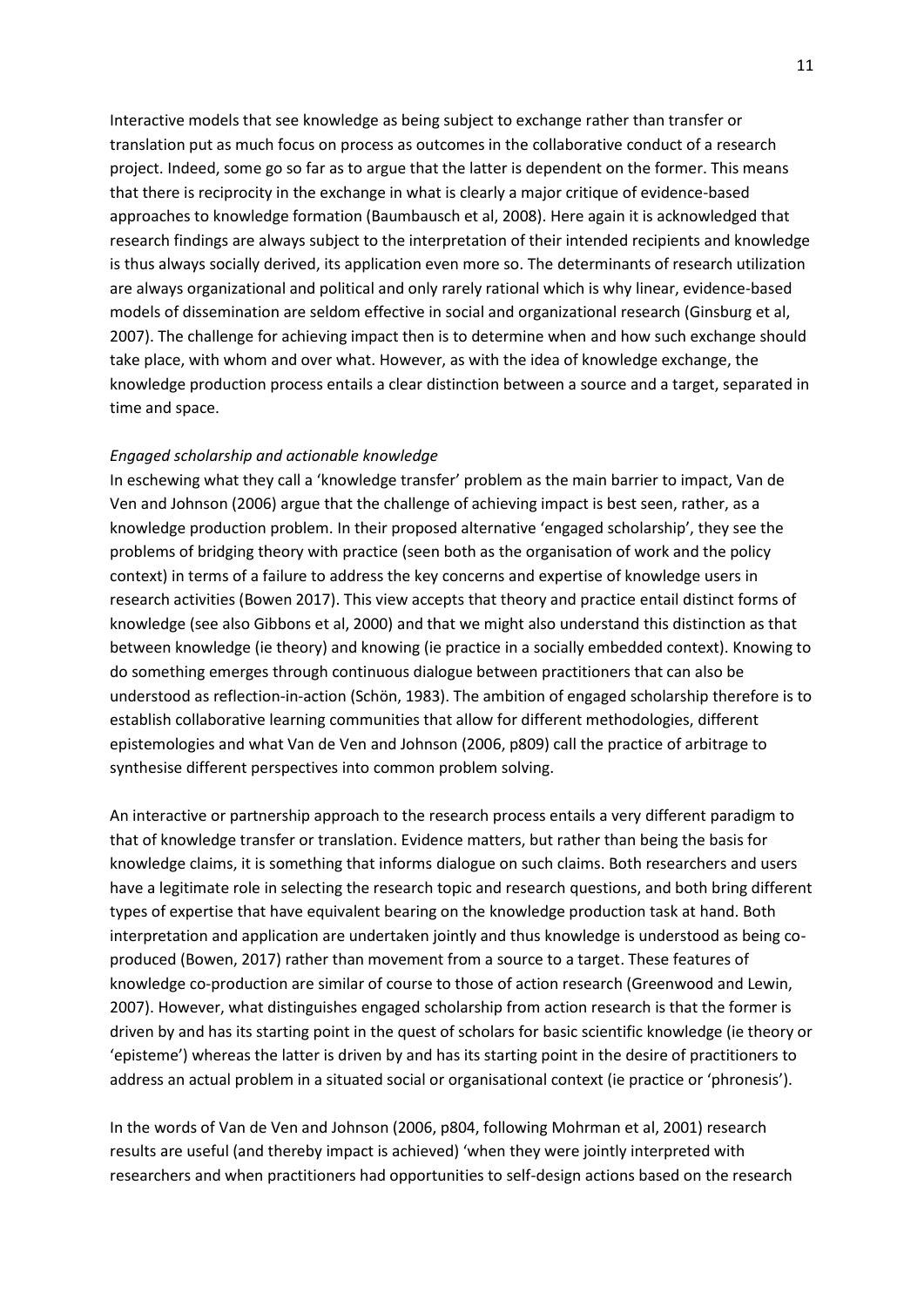Interactive models that see knowledge as being subject to exchange rather than transfer or translation put as much focus on process as outcomes in the collaborative conduct of a research project. Indeed, some go so far as to argue that the latter is dependent on the former. This means that there is reciprocity in the exchange in what is clearly a major critique of evidence-based approaches to knowledge formation (Baumbausch et al, 2008). Here again it is acknowledged that research findings are always subject to the interpretation of their intended recipients and knowledge is thus always socially derived, its application even more so. The determinants of research utilization are always organizational and political and only rarely rational which is why linear, evidence-based models of dissemination are seldom effective in social and organizational research (Ginsburg et al, 2007). The challenge for achieving impact then is to determine when and how such exchange should take place, with whom and over what. However, as with the idea of knowledge exchange, the knowledge production process entails a clear distinction between a source and a target, separated in time and space.

*Engaged scholarship and actionable knowledge*

In eschewing what they call a 'knowledge transfer' problem as the main barrier to impact, Van de Ven and Johnson (2006) argue that the challenge of achieving impact is best seen, rather, as a knowledge production problem. In their proposed alternative 'engaged scholarship', they see the problems of bridging theory with practice (seen both as the organisation of work and the policy context) in terms of a failure to address the key concerns and expertise of knowledge users in research activities (Bowen 2017). This view accepts that theory and practice entail distinct forms of knowledge (see also Gibbons et al, 2000) and that we might also understand this distinction as that between knowledge (ie theory) and knowing (ie practice in a socially embedded context). Knowing to do something emerges through continuous dialogue between practitioners that can also be understood as reflection-in-action (Schön, 1983). The ambition of engaged scholarship therefore is to establish collaborative learning communities that allow for different methodologies, different epistemologies and what Van de Ven and Johnson (2006, p809) call the practice of arbitrage to synthesise different perspectives into common problem solving.

An interactive or partnership approach to the research process entails a very different paradigm to that of knowledge transfer or translation. Evidence matters, but rather than being the basis for knowledge claims, it is something that informs dialogue on such claims. Both researchers and users have a legitimate role in selecting the research topic and research questions, and both bring different types of expertise that have equivalent bearing on the knowledge production task at hand. Both interpretation and application are undertaken jointly and thus knowledge is understood as being co-produced (Bowen, 2017) rather than movement from a source to a target. These features of knowledge co-production are similar of course to those of action research (Greenwood and Lewin, 2007). However, what distinguishes engaged scholarship from action research is that the former is driven by and has its starting point in the quest of scholars for basic scientific knowledge (ie theory or 'episteme') whereas the latter is driven by and has its starting point in the desire of practitioners to address an actual problem in a situated social or organisational context (ie practice or 'phronesis').

In the words of Van de Ven and Johnson (2006, p804, following Mohrman et al, 2001) research results are useful (and thereby impact is achieved) 'when they were jointly interpreted with researchers and when practitioners had opportunities to self-design actions based on the research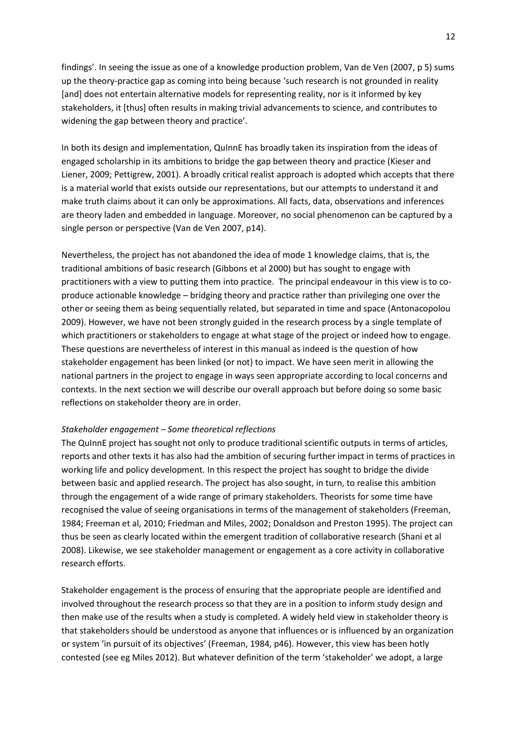findings'. In seeing the issue as one of a knowledge production problem, Van de Ven (2007, p 5) sums up the theory-practice gap as coming into being because 'such research is not grounded in reality [and] does not entertain alternative models for representing reality, nor is it informed by key stakeholders, it [thus] often results in making trivial advancements to science, and contributes to widening the gap between theory and practice'.

In both its design and implementation, QuInnE has broadly taken its inspiration from the ideas of engaged scholarship in its ambitions to bridge the gap between theory and practice (Kieser and Liener, 2009; Pettigrew, 2001). A broadly critical realist approach is adopted which accepts that there is a material world that exists outside our representations, but our attempts to understand it and make truth claims about it can only be approximations. All facts, data, observations and inferences are theory laden and embedded in language. Moreover, no social phenomenon can be captured by a single person or perspective (Van de Ven 2007, p14).

Nevertheless, the project has not abandoned the idea of mode 1 knowledge claims, that is, the traditional ambitions of basic research (Gibbons et al 2000) but has sought to engage with practitioners with a view to putting them into practice. The principal endeavour in this view is to co-produce actionable knowledge – bridging theory and practice rather than privileging one over the other or seeing them as being sequentially related, but separated in time and space (Antonacopolou 2009). However, we have not been strongly guided in the research process by a single template of which practitioners or stakeholders to engage at what stage of the project or indeed how to engage. These questions are nevertheless of interest in this manual as indeed is the question of how stakeholder engagement has been linked (or not) to impact. We have seen merit in allowing the national partners in the project to engage in ways seen appropriate according to local concerns and contexts. In the next section we will describe our overall approach but before doing so some basic reflections on stakeholder theory are in order.

*Stakeholder engagement – Some theoretical reflections*

The QuInnE project has sought not only to produce traditional scientific outputs in terms of articles, reports and other texts it has also had the ambition of securing further impact in terms of practices in working life and policy development. In this respect the project has sought to bridge the divide between basic and applied research. The project has also sought, in turn, to realise this ambition through the engagement of a wide range of primary stakeholders. Theorists for some time have recognised the value of seeing organisations in terms of the management of stakeholders (Freeman, 1984; Freeman et al, 2010; Friedman and Miles, 2002; Donaldson and Preston 1995). The project can thus be seen as clearly located within the emergent tradition of collaborative research (Shani et al 2008). Likewise, we see stakeholder management or engagement as a core activity in collaborative research efforts.

Stakeholder engagement is the process of ensuring that the appropriate people are identified and involved throughout the research process so that they are in a position to inform study design and then make use of the results when a study is completed. A widely held view in stakeholder theory is that stakeholders should be understood as anyone that influences or is influenced by an organization or system 'in pursuit of its objectives' (Freeman, 1984, p46). However, this view has been hotly contested (see eg Miles 2012). But whatever definition of the term 'stakeholder' we adopt, a large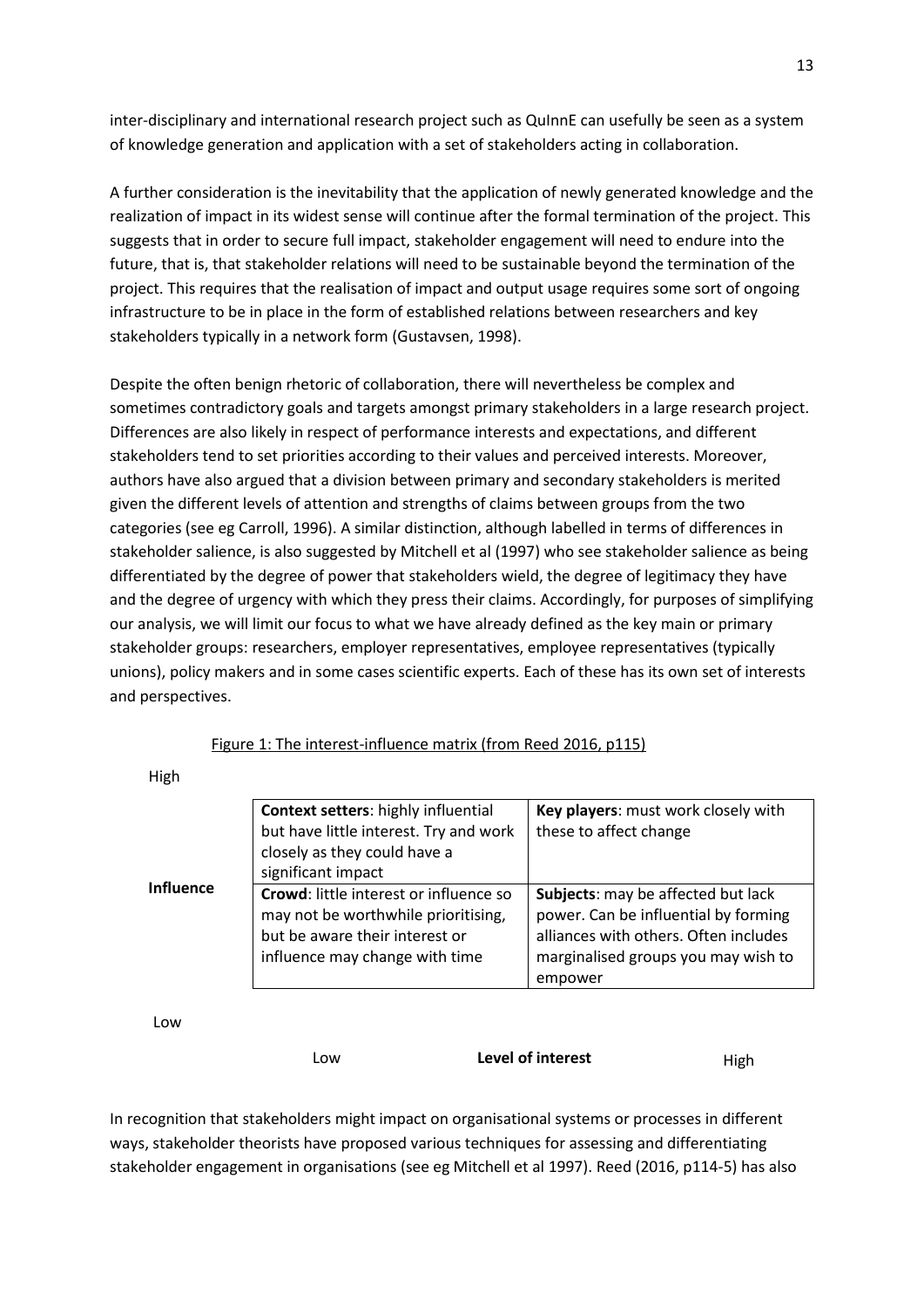inter-disciplinary and international research project such as QuInnE can usefully be seen as a system of knowledge generation and application with a set of stakeholders acting in collaboration.

A further consideration is the inevitability that the application of newly generated knowledge and the realization of impact in its widest sense will continue after the formal termination of the project. This suggests that in order to secure full impact, stakeholder engagement will need to endure into the future, that is, that stakeholder relations will need to be sustainable beyond the termination of the project. This requires that the realisation of impact and output usage requires some sort of ongoing infrastructure to be in place in the form of established relations between researchers and key stakeholders typically in a network form (Gustavsen, 1998).

Despite the often benign rhetoric of collaboration, there will nevertheless be complex and sometimes contradictory goals and targets amongst primary stakeholders in a large research project. Differences are also likely in respect of performance interests and expectations, and different stakeholders tend to set priorities according to their values and perceived interests. Moreover, authors have also argued that a division between primary and secondary stakeholders is merited given the different levels of attention and strengths of claims between groups from the two categories (see eg Carroll, 1996). A similar distinction, although labelled in terms of differences in stakeholder salience, is also suggested by Mitchell et al (1997) who see stakeholder salience as being differentiated by the degree of power that stakeholders wield, the degree of legitimacy they have and the degree of urgency with which they press their claims. Accordingly, for purposes of simplifying our analysis, we will limit our focus to what we have already defined as the key main or primary stakeholder groups: researchers, employer representatives, employee representatives (typically unions), policy makers and in some cases scientific experts. Each of these has its own set of interests and perspectives.

Figure 1: The interest-influence matrix (from Reed 2016, p115)

| **Influence** (High → Low) | Low interest | High interest |
|---|---|---|
| High | **Context setters**: highly influential but have little interest. Try and work closely as they could have a significant impact | **Key players**: must work closely with these to affect change |
| Low | **Crowd**: little interest or influence so may not be worthwhile prioritising, but be aware their interest or influence may change with time | **Subjects**: may be affected but lack power. Can be influential by forming alliances with others. Often includes marginalised groups you may wish to empower |

Low **Level of interest** High

In recognition that stakeholders might impact on organisational systems or processes in different ways, stakeholder theorists have proposed various techniques for assessing and differentiating stakeholder engagement in organisations (see eg Mitchell et al 1997). Reed (2016, p114-5) has also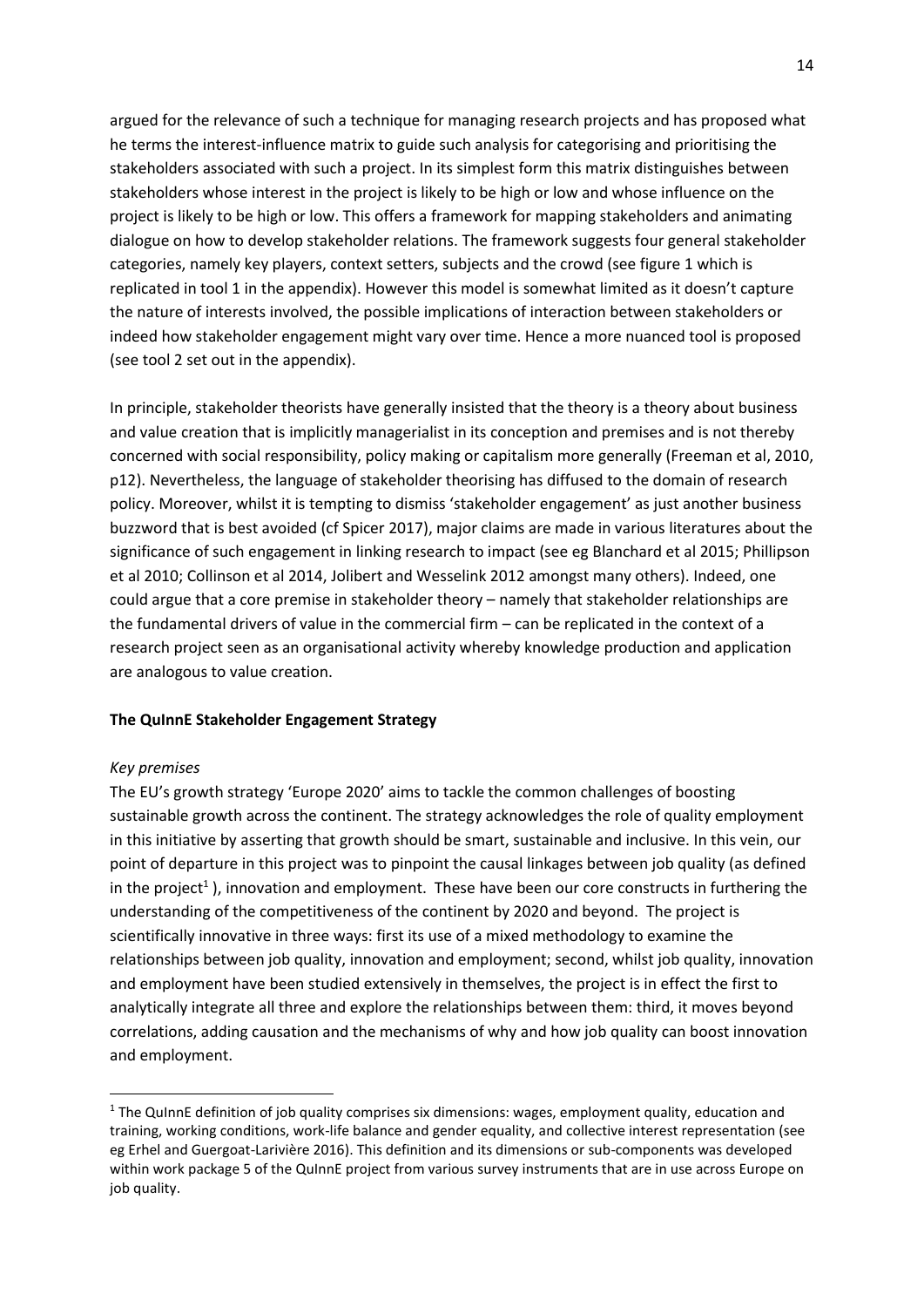argued for the relevance of such a technique for managing research projects and has proposed what he terms the interest-influence matrix to guide such analysis for categorising and prioritising the stakeholders associated with such a project. In its simplest form this matrix distinguishes between stakeholders whose interest in the project is likely to be high or low and whose influence on the project is likely to be high or low. This offers a framework for mapping stakeholders and animating dialogue on how to develop stakeholder relations. The framework suggests four general stakeholder categories, namely key players, context setters, subjects and the crowd (see figure 1 which is replicated in tool 1 in the appendix). However this model is somewhat limited as it doesn't capture the nature of interests involved, the possible implications of interaction between stakeholders or indeed how stakeholder engagement might vary over time. Hence a more nuanced tool is proposed (see tool 2 set out in the appendix).

In principle, stakeholder theorists have generally insisted that the theory is a theory about business and value creation that is implicitly managerialist in its conception and premises and is not thereby concerned with social responsibility, policy making or capitalism more generally (Freeman et al, 2010, p12). Nevertheless, the language of stakeholder theorising has diffused to the domain of research policy. Moreover, whilst it is tempting to dismiss 'stakeholder engagement' as just another business buzzword that is best avoided (cf Spicer 2017), major claims are made in various literatures about the significance of such engagement in linking research to impact (see eg Blanchard et al 2015; Phillipson et al 2010; Collinson et al 2014, Jolibert and Wesselink 2012 amongst many others). Indeed, one could argue that a core premise in stakeholder theory – namely that stakeholder relationships are the fundamental drivers of value in the commercial firm – can be replicated in the context of a research project seen as an organisational activity whereby knowledge production and application are analogous to value creation.

**The QuInnE Stakeholder Engagement Strategy**

*Key premises*

The EU's growth strategy 'Europe 2020' aims to tackle the common challenges of boosting sustainable growth across the continent. The strategy acknowledges the role of quality employment in this initiative by asserting that growth should be smart, sustainable and inclusive. In this vein, our point of departure in this project was to pinpoint the causal linkages between job quality (as defined in the project[1] ), innovation and employment. These have been our core constructs in furthering the understanding of the competitiveness of the continent by 2020 and beyond. The project is scientifically innovative in three ways: first its use of a mixed methodology to examine the relationships between job quality, innovation and employment; second, whilst job quality, innovation and employment have been studied extensively in themselves, the project is in effect the first to analytically integrate all three and explore the relationships between them: third, it moves beyond correlations, adding causation and the mechanisms of why and how job quality can boost innovation and employment.

[1] The QuInnE definition of job quality comprises six dimensions: wages, employment quality, education and training, working conditions, work-life balance and gender equality, and collective interest representation (see eg Erhel and Guergoat-Larivière 2016). This definition and its dimensions or sub-components was developed within work package 5 of the QuInnE project from various survey instruments that are in use across Europe on job quality.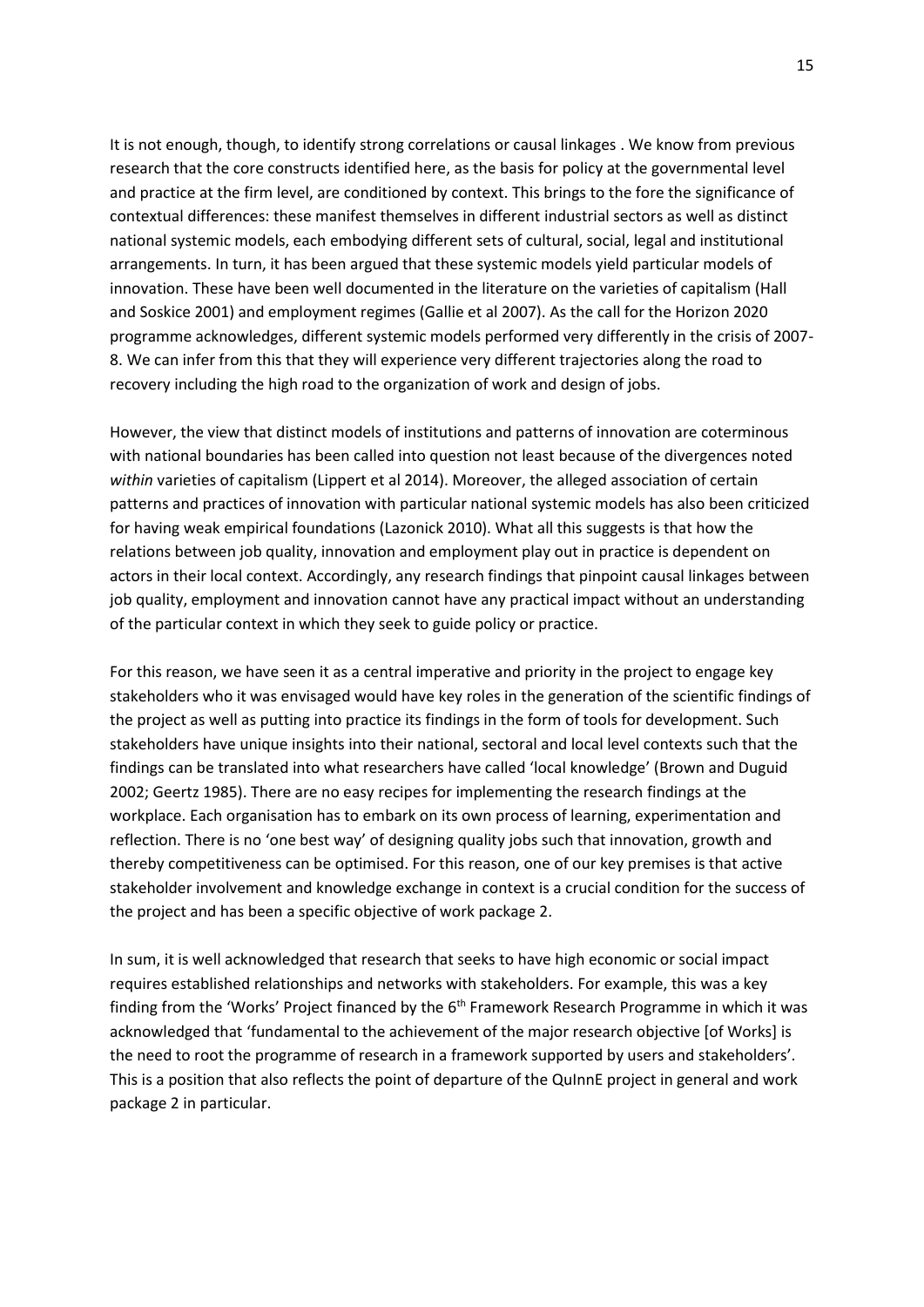It is not enough, though, to identify strong correlations or causal linkages . We know from previous research that the core constructs identified here, as the basis for policy at the governmental level and practice at the firm level, are conditioned by context. This brings to the fore the significance of contextual differences: these manifest themselves in different industrial sectors as well as distinct national systemic models, each embodying different sets of cultural, social, legal and institutional arrangements. In turn, it has been argued that these systemic models yield particular models of innovation. These have been well documented in the literature on the varieties of capitalism (Hall and Soskice 2001) and employment regimes (Gallie et al 2007). As the call for the Horizon 2020 programme acknowledges, different systemic models performed very differently in the crisis of 2007-8. We can infer from this that they will experience very different trajectories along the road to recovery including the high road to the organization of work and design of jobs.

However, the view that distinct models of institutions and patterns of innovation are coterminous with national boundaries has been called into question not least because of the divergences noted *within* varieties of capitalism (Lippert et al 2014). Moreover, the alleged association of certain patterns and practices of innovation with particular national systemic models has also been criticized for having weak empirical foundations (Lazonick 2010). What all this suggests is that how the relations between job quality, innovation and employment play out in practice is dependent on actors in their local context. Accordingly, any research findings that pinpoint causal linkages between job quality, employment and innovation cannot have any practical impact without an understanding of the particular context in which they seek to guide policy or practice.

For this reason, we have seen it as a central imperative and priority in the project to engage key stakeholders who it was envisaged would have key roles in the generation of the scientific findings of the project as well as putting into practice its findings in the form of tools for development. Such stakeholders have unique insights into their national, sectoral and local level contexts such that the findings can be translated into what researchers have called 'local knowledge' (Brown and Duguid 2002; Geertz 1985). There are no easy recipes for implementing the research findings at the workplace. Each organisation has to embark on its own process of learning, experimentation and reflection. There is no 'one best way' of designing quality jobs such that innovation, growth and thereby competitiveness can be optimised. For this reason, one of our key premises is that active stakeholder involvement and knowledge exchange in context is a crucial condition for the success of the project and has been a specific objective of work package 2.

In sum, it is well acknowledged that research that seeks to have high economic or social impact requires established relationships and networks with stakeholders. For example, this was a key finding from the 'Works' Project financed by the 6th Framework Research Programme in which it was acknowledged that 'fundamental to the achievement of the major research objective [of Works] is the need to root the programme of research in a framework supported by users and stakeholders'. This is a position that also reflects the point of departure of the QuInnE project in general and work package 2 in particular.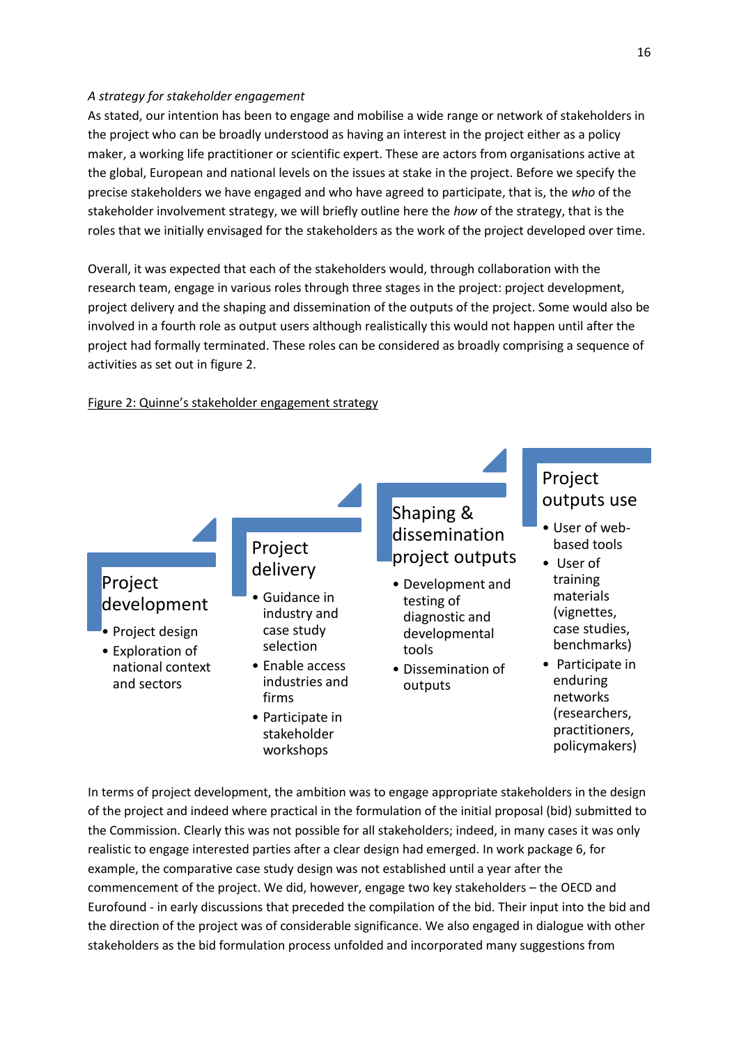*A strategy for stakeholder engagement*

As stated, our intention has been to engage and mobilise a wide range or network of stakeholders in the project who can be broadly understood as having an interest in the project either as a policy maker, a working life practitioner or scientific expert. These are actors from organisations active at the global, European and national levels on the issues at stake in the project. Before we specify the precise stakeholders we have engaged and who have agreed to participate, that is, the *who* of the stakeholder involvement strategy, we will briefly outline here the *how* of the strategy, that is the roles that we initially envisaged for the stakeholders as the work of the project developed over time.

Overall, it was expected that each of the stakeholders would, through collaboration with the research team, engage in various roles through three stages in the project: project development, project delivery and the shaping and dissemination of the outputs of the project. Some would also be involved in a fourth role as output users although realistically this would not happen until after the project had formally terminated. These roles can be considered as broadly comprising a sequence of activities as set out in figure 2.

Figure 2: Quinne's stakeholder engagement strategy

**Project development**
- Project design
- Exploration of national context and sectors

**Project delivery**
- Guidance in industry and case study selection
- Enable access industries and firms
- Participate in stakeholder workshops

**Shaping & dissemination project outputs**
- Development and testing of diagnostic and developmental tools
- Dissemination of outputs

**Project outputs use**
- User of web-based tools
- User of training materials (vignettes, case studies, benchmarks)
- Participate in enduring networks (researchers, practitioners, policymakers)

In terms of project development, the ambition was to engage appropriate stakeholders in the design of the project and indeed where practical in the formulation of the initial proposal (bid) submitted to the Commission. Clearly this was not possible for all stakeholders; indeed, in many cases it was only realistic to engage interested parties after a clear design had emerged. In work package 6, for example, the comparative case study design was not established until a year after the commencement of the project. We did, however, engage two key stakeholders – the OECD and Eurofound - in early discussions that preceded the compilation of the bid. Their input into the bid and the direction of the project was of considerable significance. We also engaged in dialogue with other stakeholders as the bid formulation process unfolded and incorporated many suggestions from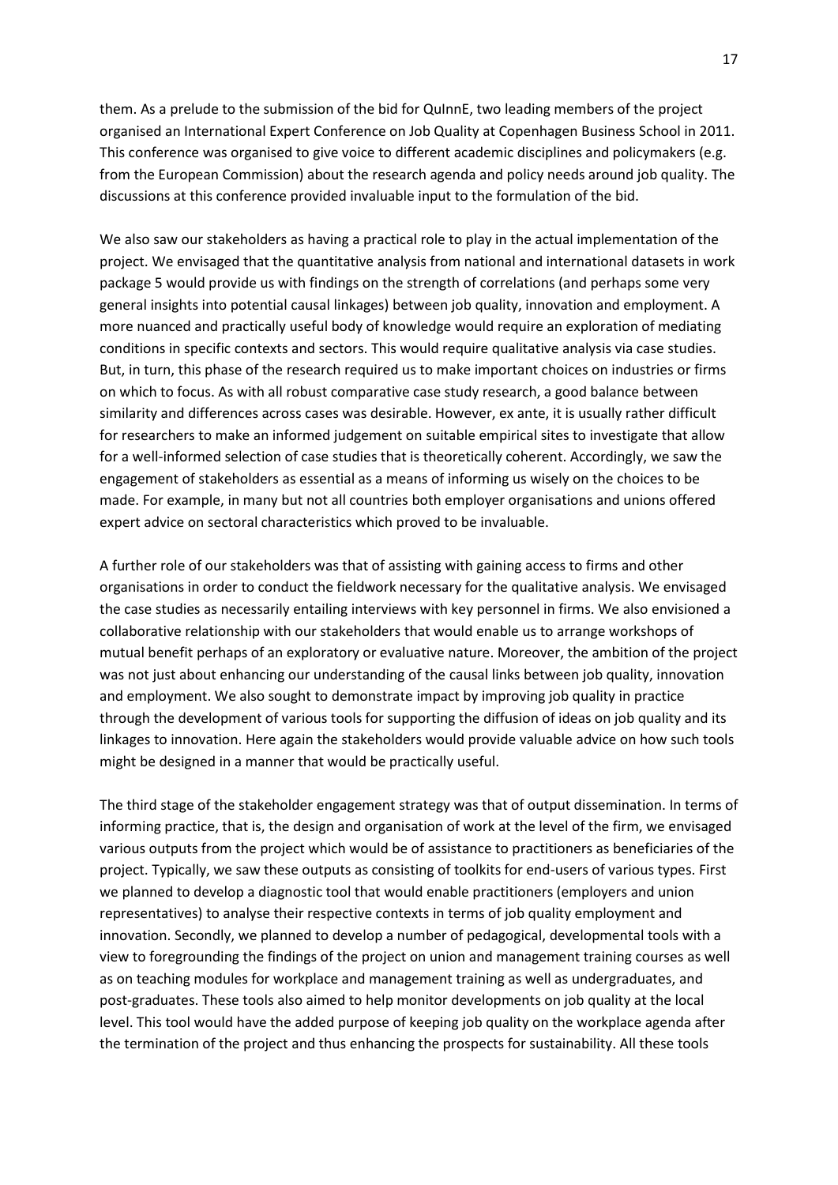them. As a prelude to the submission of the bid for QuInnE, two leading members of the project organised an International Expert Conference on Job Quality at Copenhagen Business School in 2011. This conference was organised to give voice to different academic disciplines and policymakers (e.g. from the European Commission) about the research agenda and policy needs around job quality. The discussions at this conference provided invaluable input to the formulation of the bid.

We also saw our stakeholders as having a practical role to play in the actual implementation of the project. We envisaged that the quantitative analysis from national and international datasets in work package 5 would provide us with findings on the strength of correlations (and perhaps some very general insights into potential causal linkages) between job quality, innovation and employment. A more nuanced and practically useful body of knowledge would require an exploration of mediating conditions in specific contexts and sectors. This would require qualitative analysis via case studies. But, in turn, this phase of the research required us to make important choices on industries or firms on which to focus. As with all robust comparative case study research, a good balance between similarity and differences across cases was desirable. However, ex ante, it is usually rather difficult for researchers to make an informed judgement on suitable empirical sites to investigate that allow for a well-informed selection of case studies that is theoretically coherent. Accordingly, we saw the engagement of stakeholders as essential as a means of informing us wisely on the choices to be made. For example, in many but not all countries both employer organisations and unions offered expert advice on sectoral characteristics which proved to be invaluable.

A further role of our stakeholders was that of assisting with gaining access to firms and other organisations in order to conduct the fieldwork necessary for the qualitative analysis. We envisaged the case studies as necessarily entailing interviews with key personnel in firms. We also envisioned a collaborative relationship with our stakeholders that would enable us to arrange workshops of mutual benefit perhaps of an exploratory or evaluative nature. Moreover, the ambition of the project was not just about enhancing our understanding of the causal links between job quality, innovation and employment. We also sought to demonstrate impact by improving job quality in practice through the development of various tools for supporting the diffusion of ideas on job quality and its linkages to innovation. Here again the stakeholders would provide valuable advice on how such tools might be designed in a manner that would be practically useful.

The third stage of the stakeholder engagement strategy was that of output dissemination. In terms of informing practice, that is, the design and organisation of work at the level of the firm, we envisaged various outputs from the project which would be of assistance to practitioners as beneficiaries of the project. Typically, we saw these outputs as consisting of toolkits for end-users of various types. First we planned to develop a diagnostic tool that would enable practitioners (employers and union representatives) to analyse their respective contexts in terms of job quality employment and innovation. Secondly, we planned to develop a number of pedagogical, developmental tools with a view to foregrounding the findings of the project on union and management training courses as well as on teaching modules for workplace and management training as well as undergraduates, and post-graduates. These tools also aimed to help monitor developments on job quality at the local level. This tool would have the added purpose of keeping job quality on the workplace agenda after the termination of the project and thus enhancing the prospects for sustainability. All these tools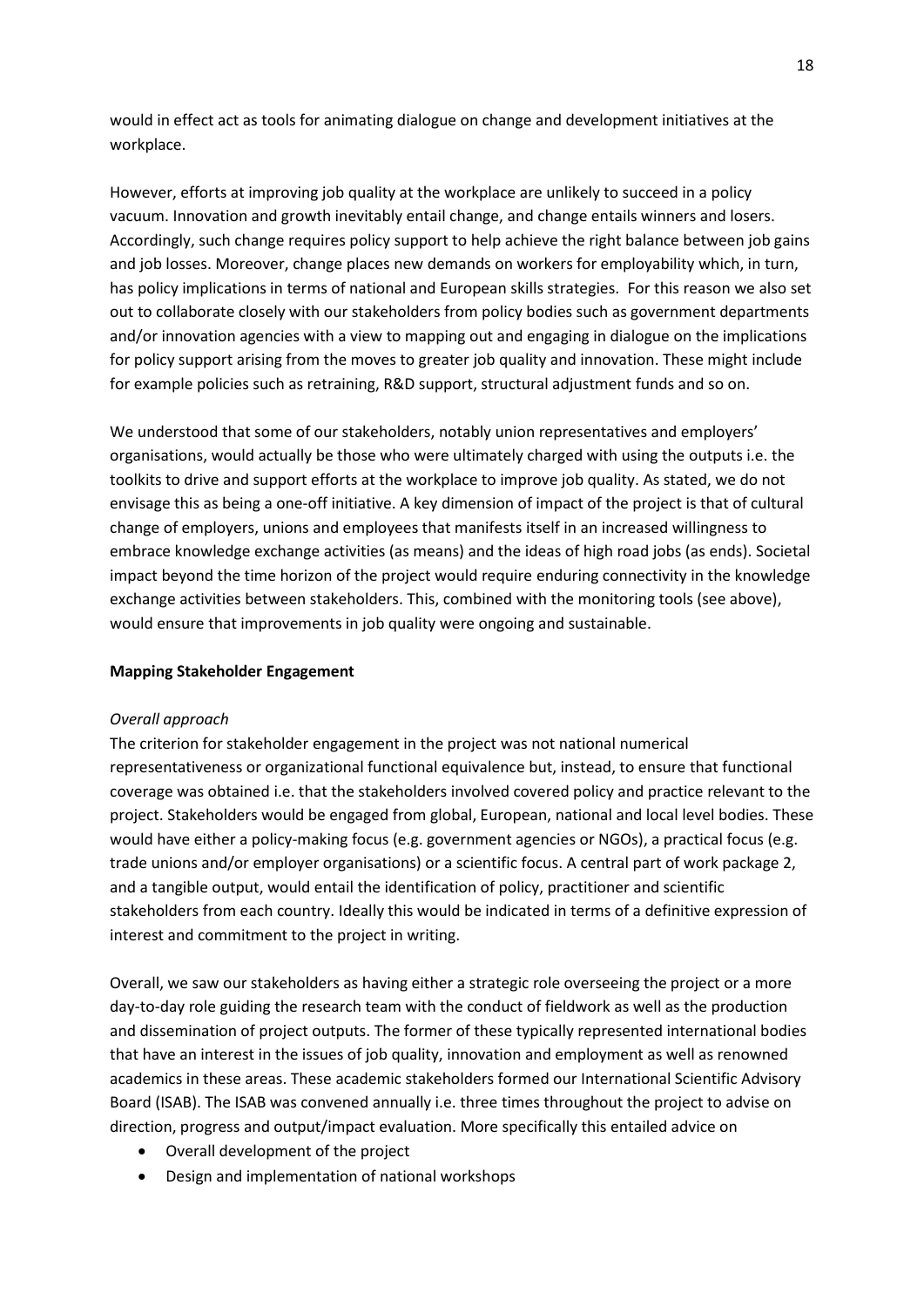would in effect act as tools for animating dialogue on change and development initiatives at the workplace.

However, efforts at improving job quality at the workplace are unlikely to succeed in a policy vacuum. Innovation and growth inevitably entail change, and change entails winners and losers. Accordingly, such change requires policy support to help achieve the right balance between job gains and job losses. Moreover, change places new demands on workers for employability which, in turn, has policy implications in terms of national and European skills strategies. For this reason we also set out to collaborate closely with our stakeholders from policy bodies such as government departments and/or innovation agencies with a view to mapping out and engaging in dialogue on the implications for policy support arising from the moves to greater job quality and innovation. These might include for example policies such as retraining, R&D support, structural adjustment funds and so on.

We understood that some of our stakeholders, notably union representatives and employers' organisations, would actually be those who were ultimately charged with using the outputs i.e. the toolkits to drive and support efforts at the workplace to improve job quality. As stated, we do not envisage this as being a one-off initiative. A key dimension of impact of the project is that of cultural change of employers, unions and employees that manifests itself in an increased willingness to embrace knowledge exchange activities (as means) and the ideas of high road jobs (as ends). Societal impact beyond the time horizon of the project would require enduring connectivity in the knowledge exchange activities between stakeholders. This, combined with the monitoring tools (see above), would ensure that improvements in job quality were ongoing and sustainable.

**Mapping Stakeholder Engagement**

*Overall approach*

The criterion for stakeholder engagement in the project was not national numerical representativeness or organizational functional equivalence but, instead, to ensure that functional coverage was obtained i.e. that the stakeholders involved covered policy and practice relevant to the project. Stakeholders would be engaged from global, European, national and local level bodies. These would have either a policy-making focus (e.g. government agencies or NGOs), a practical focus (e.g. trade unions and/or employer organisations) or a scientific focus. A central part of work package 2, and a tangible output, would entail the identification of policy, practitioner and scientific stakeholders from each country. Ideally this would be indicated in terms of a definitive expression of interest and commitment to the project in writing.

Overall, we saw our stakeholders as having either a strategic role overseeing the project or a more day-to-day role guiding the research team with the conduct of fieldwork as well as the production and dissemination of project outputs. The former of these typically represented international bodies that have an interest in the issues of job quality, innovation and employment as well as renowned academics in these areas. These academic stakeholders formed our International Scientific Advisory Board (ISAB). The ISAB was convened annually i.e. three times throughout the project to advise on direction, progress and output/impact evaluation. More specifically this entailed advice on

- Overall development of the project
- Design and implementation of national workshops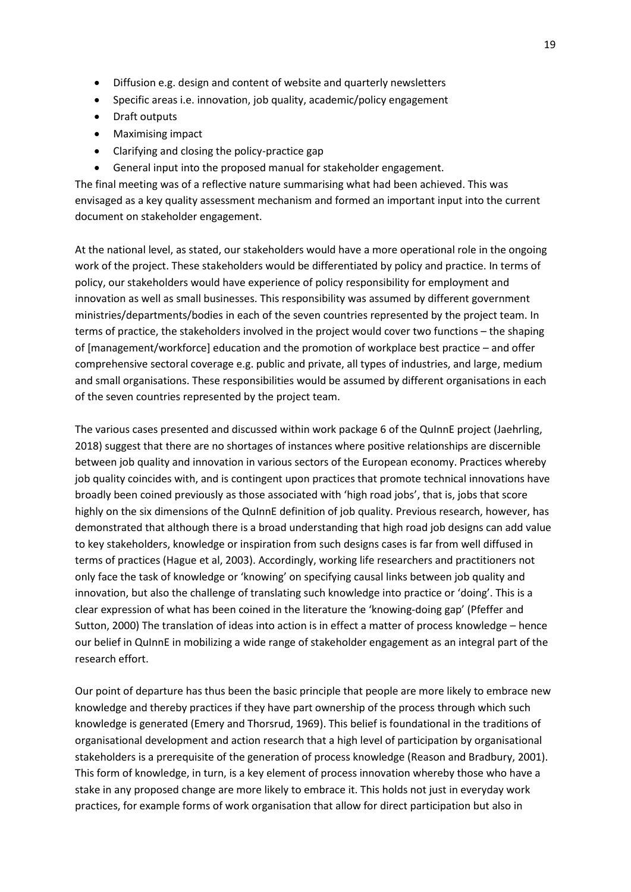- Diffusion e.g. design and content of website and quarterly newsletters
- Specific areas i.e. innovation, job quality, academic/policy engagement
- Draft outputs
- Maximising impact
- Clarifying and closing the policy-practice gap
- General input into the proposed manual for stakeholder engagement.

The final meeting was of a reflective nature summarising what had been achieved. This was envisaged as a key quality assessment mechanism and formed an important input into the current document on stakeholder engagement.

At the national level, as stated, our stakeholders would have a more operational role in the ongoing work of the project. These stakeholders would be differentiated by policy and practice. In terms of policy, our stakeholders would have experience of policy responsibility for employment and innovation as well as small businesses. This responsibility was assumed by different government ministries/departments/bodies in each of the seven countries represented by the project team. In terms of practice, the stakeholders involved in the project would cover two functions – the shaping of [management/workforce] education and the promotion of workplace best practice – and offer comprehensive sectoral coverage e.g. public and private, all types of industries, and large, medium and small organisations. These responsibilities would be assumed by different organisations in each of the seven countries represented by the project team.

The various cases presented and discussed within work package 6 of the QuInnE project (Jaehrling, 2018) suggest that there are no shortages of instances where positive relationships are discernible between job quality and innovation in various sectors of the European economy. Practices whereby job quality coincides with, and is contingent upon practices that promote technical innovations have broadly been coined previously as those associated with 'high road jobs', that is, jobs that score highly on the six dimensions of the QuInnE definition of job quality. Previous research, however, has demonstrated that although there is a broad understanding that high road job designs can add value to key stakeholders, knowledge or inspiration from such designs cases is far from well diffused in terms of practices (Hague et al, 2003). Accordingly, working life researchers and practitioners not only face the task of knowledge or 'knowing' on specifying causal links between job quality and innovation, but also the challenge of translating such knowledge into practice or 'doing'. This is a clear expression of what has been coined in the literature the 'knowing-doing gap' (Pfeffer and Sutton, 2000) The translation of ideas into action is in effect a matter of process knowledge – hence our belief in QuInnE in mobilizing a wide range of stakeholder engagement as an integral part of the research effort.

Our point of departure has thus been the basic principle that people are more likely to embrace new knowledge and thereby practices if they have part ownership of the process through which such knowledge is generated (Emery and Thorsrud, 1969). This belief is foundational in the traditions of organisational development and action research that a high level of participation by organisational stakeholders is a prerequisite of the generation of process knowledge (Reason and Bradbury, 2001). This form of knowledge, in turn, is a key element of process innovation whereby those who have a stake in any proposed change are more likely to embrace it. This holds not just in everyday work practices, for example forms of work organisation that allow for direct participation but also in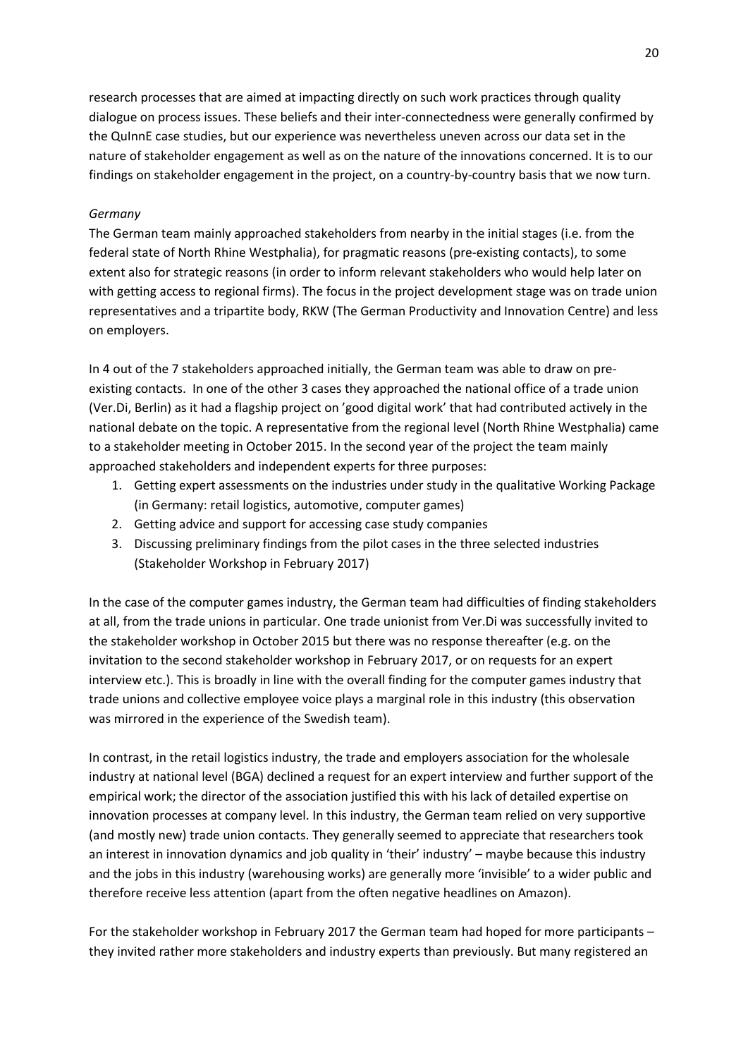research processes that are aimed at impacting directly on such work practices through quality dialogue on process issues. These beliefs and their inter-connectedness were generally confirmed by the QuInnE case studies, but our experience was nevertheless uneven across our data set in the nature of stakeholder engagement as well as on the nature of the innovations concerned. It is to our findings on stakeholder engagement in the project, on a country-by-country basis that we now turn.

*Germany*

The German team mainly approached stakeholders from nearby in the initial stages (i.e. from the federal state of North Rhine Westphalia), for pragmatic reasons (pre-existing contacts), to some extent also for strategic reasons (in order to inform relevant stakeholders who would help later on with getting access to regional firms). The focus in the project development stage was on trade union representatives and a tripartite body, RKW (The German Productivity and Innovation Centre) and less on employers.

In 4 out of the 7 stakeholders approached initially, the German team was able to draw on pre-existing contacts. In one of the other 3 cases they approached the national office of a trade union (Ver.Di, Berlin) as it had a flagship project on 'good digital work' that had contributed actively in the national debate on the topic. A representative from the regional level (North Rhine Westphalia) came to a stakeholder meeting in October 2015. In the second year of the project the team mainly approached stakeholders and independent experts for three purposes:

1. Getting expert assessments on the industries under study in the qualitative Working Package (in Germany: retail logistics, automotive, computer games)
2. Getting advice and support for accessing case study companies
3. Discussing preliminary findings from the pilot cases in the three selected industries (Stakeholder Workshop in February 2017)

In the case of the computer games industry, the German team had difficulties of finding stakeholders at all, from the trade unions in particular. One trade unionist from Ver.Di was successfully invited to the stakeholder workshop in October 2015 but there was no response thereafter (e.g. on the invitation to the second stakeholder workshop in February 2017, or on requests for an expert interview etc.). This is broadly in line with the overall finding for the computer games industry that trade unions and collective employee voice plays a marginal role in this industry (this observation was mirrored in the experience of the Swedish team).

In contrast, in the retail logistics industry, the trade and employers association for the wholesale industry at national level (BGA) declined a request for an expert interview and further support of the empirical work; the director of the association justified this with his lack of detailed expertise on innovation processes at company level. In this industry, the German team relied on very supportive (and mostly new) trade union contacts. They generally seemed to appreciate that researchers took an interest in innovation dynamics and job quality in 'their' industry' – maybe because this industry and the jobs in this industry (warehousing works) are generally more 'invisible' to a wider public and therefore receive less attention (apart from the often negative headlines on Amazon).

For the stakeholder workshop in February 2017 the German team had hoped for more participants – they invited rather more stakeholders and industry experts than previously. But many registered an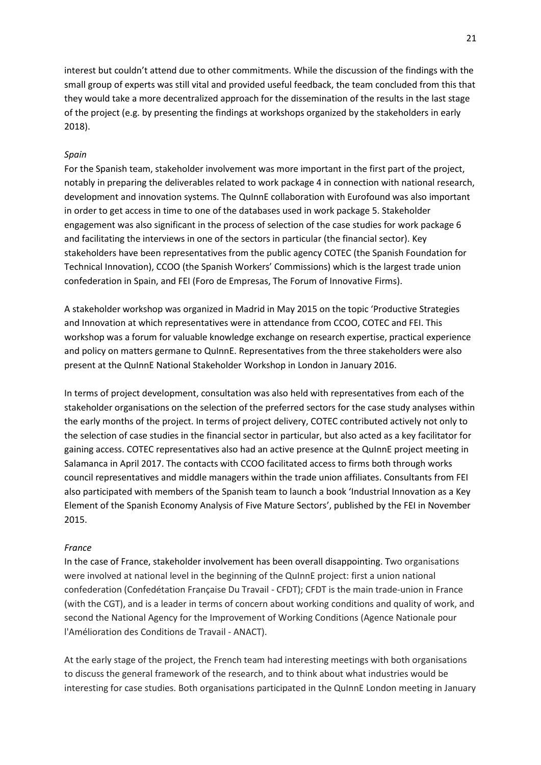interest but couldn't attend due to other commitments. While the discussion of the findings with the small group of experts was still vital and provided useful feedback, the team concluded from this that they would take a more decentralized approach for the dissemination of the results in the last stage of the project (e.g. by presenting the findings at workshops organized by the stakeholders in early 2018).

*Spain*

For the Spanish team, stakeholder involvement was more important in the first part of the project, notably in preparing the deliverables related to work package 4 in connection with national research, development and innovation systems. The QuInnE collaboration with Eurofound was also important in order to get access in time to one of the databases used in work package 5. Stakeholder engagement was also significant in the process of selection of the case studies for work package 6 and facilitating the interviews in one of the sectors in particular (the financial sector). Key stakeholders have been representatives from the public agency COTEC (the Spanish Foundation for Technical Innovation), CCOO (the Spanish Workers' Commissions) which is the largest trade union confederation in Spain, and FEI (Foro de Empresas, The Forum of Innovative Firms).

A stakeholder workshop was organized in Madrid in May 2015 on the topic 'Productive Strategies and Innovation at which representatives were in attendance from CCOO, COTEC and FEI. This workshop was a forum for valuable knowledge exchange on research expertise, practical experience and policy on matters germane to QuInnE. Representatives from the three stakeholders were also present at the QuInnE National Stakeholder Workshop in London in January 2016.

In terms of project development, consultation was also held with representatives from each of the stakeholder organisations on the selection of the preferred sectors for the case study analyses within the early months of the project. In terms of project delivery, COTEC contributed actively not only to the selection of case studies in the financial sector in particular, but also acted as a key facilitator for gaining access. COTEC representatives also had an active presence at the QuInnE project meeting in Salamanca in April 2017. The contacts with CCOO facilitated access to firms both through works council representatives and middle managers within the trade union affiliates. Consultants from FEI also participated with members of the Spanish team to launch a book 'Industrial Innovation as a Key Element of the Spanish Economy Analysis of Five Mature Sectors', published by the FEI in November 2015.

*France*

In the case of France, stakeholder involvement has been overall disappointing. Two organisations were involved at national level in the beginning of the QuInnE project: first a union national confederation (Confedétation Française Du Travail - CFDT); CFDT is the main trade-union in France (with the CGT), and is a leader in terms of concern about working conditions and quality of work, and second the National Agency for the Improvement of Working Conditions (Agence Nationale pour l'Amélioration des Conditions de Travail - ANACT).

At the early stage of the project, the French team had interesting meetings with both organisations to discuss the general framework of the research, and to think about what industries would be interesting for case studies. Both organisations participated in the QuInnE London meeting in January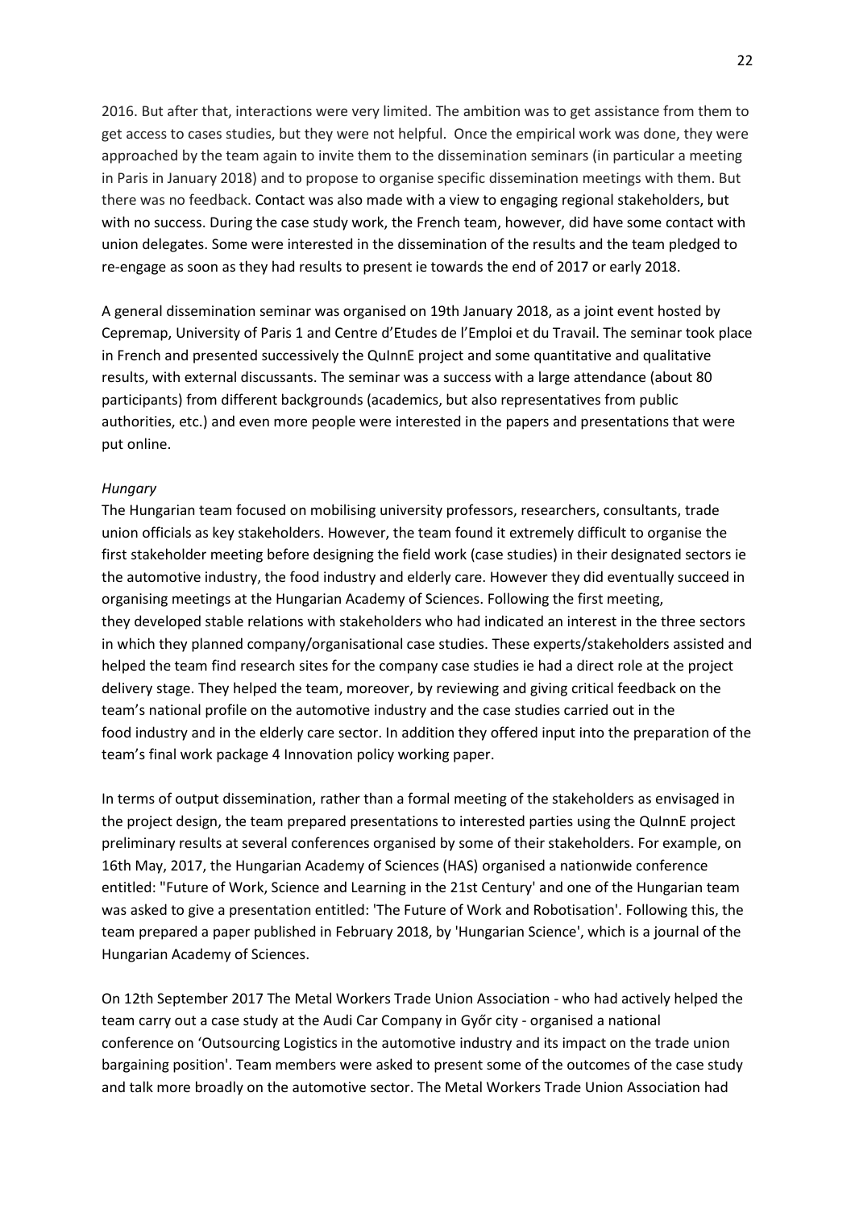2016. But after that, interactions were very limited. The ambition was to get assistance from them to get access to cases studies, but they were not helpful. Once the empirical work was done, they were approached by the team again to invite them to the dissemination seminars (in particular a meeting in Paris in January 2018) and to propose to organise specific dissemination meetings with them. But there was no feedback. Contact was also made with a view to engaging regional stakeholders, but with no success. During the case study work, the French team, however, did have some contact with union delegates. Some were interested in the dissemination of the results and the team pledged to re-engage as soon as they had results to present ie towards the end of 2017 or early 2018.

A general dissemination seminar was organised on 19th January 2018, as a joint event hosted by Cepremap, University of Paris 1 and Centre d'Etudes de l'Emploi et du Travail. The seminar took place in French and presented successively the QuInnE project and some quantitative and qualitative results, with external discussants. The seminar was a success with a large attendance (about 80 participants) from different backgrounds (academics, but also representatives from public authorities, etc.) and even more people were interested in the papers and presentations that were put online.

*Hungary*

The Hungarian team focused on mobilising university professors, researchers, consultants, trade union officials as key stakeholders. However, the team found it extremely difficult to organise the first stakeholder meeting before designing the field work (case studies) in their designated sectors ie the automotive industry, the food industry and elderly care. However they did eventually succeed in organising meetings at the Hungarian Academy of Sciences. Following the first meeting, they developed stable relations with stakeholders who had indicated an interest in the three sectors in which they planned company/organisational case studies. These experts/stakeholders assisted and helped the team find research sites for the company case studies ie had a direct role at the project delivery stage. They helped the team, moreover, by reviewing and giving critical feedback on the team's national profile on the automotive industry and the case studies carried out in the food industry and in the elderly care sector. In addition they offered input into the preparation of the team's final work package 4 Innovation policy working paper.

In terms of output dissemination, rather than a formal meeting of the stakeholders as envisaged in the project design, the team prepared presentations to interested parties using the QuInnE project preliminary results at several conferences organised by some of their stakeholders. For example, on 16th May, 2017, the Hungarian Academy of Sciences (HAS) organised a nationwide conference entitled: "Future of Work, Science and Learning in the 21st Century' and one of the Hungarian team was asked to give a presentation entitled: 'The Future of Work and Robotisation'. Following this, the team prepared a paper published in February 2018, by 'Hungarian Science', which is a journal of the Hungarian Academy of Sciences.

On 12th September 2017 The Metal Workers Trade Union Association - who had actively helped the team carry out a case study at the Audi Car Company in Győr city - organised a national conference on 'Outsourcing Logistics in the automotive industry and its impact on the trade union bargaining position'. Team members were asked to present some of the outcomes of the case study and talk more broadly on the automotive sector. The Metal Workers Trade Union Association had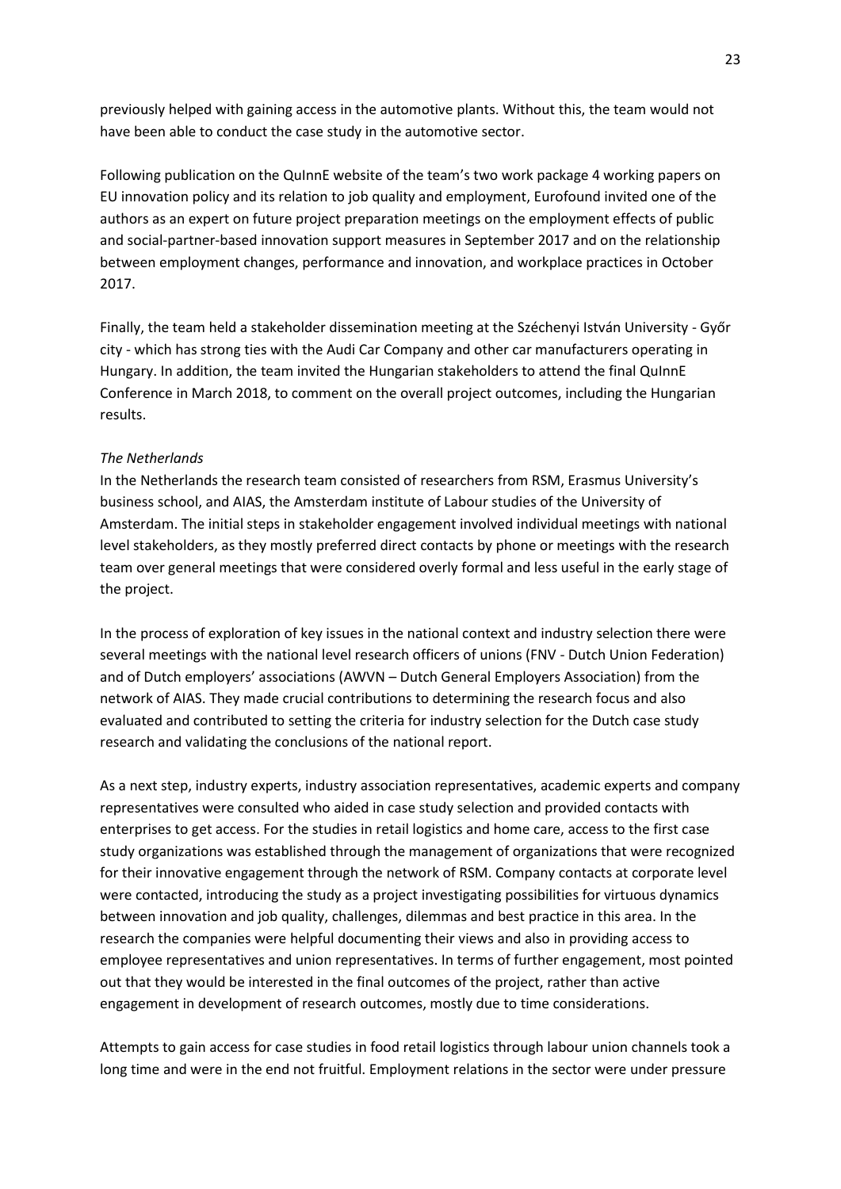previously helped with gaining access in the automotive plants. Without this, the team would not have been able to conduct the case study in the automotive sector.

Following publication on the QuInnE website of the team's two work package 4 working papers on EU innovation policy and its relation to job quality and employment, Eurofound invited one of the authors as an expert on future project preparation meetings on the employment effects of public and social-partner-based innovation support measures in September 2017 and on the relationship between employment changes, performance and innovation, and workplace practices in October 2017.

Finally, the team held a stakeholder dissemination meeting at the Széchenyi István University - Győr city - which has strong ties with the Audi Car Company and other car manufacturers operating in Hungary. In addition, the team invited the Hungarian stakeholders to attend the final QuInnE Conference in March 2018, to comment on the overall project outcomes, including the Hungarian results.

*The Netherlands*

In the Netherlands the research team consisted of researchers from RSM, Erasmus University's business school, and AIAS, the Amsterdam institute of Labour studies of the University of Amsterdam. The initial steps in stakeholder engagement involved individual meetings with national level stakeholders, as they mostly preferred direct contacts by phone or meetings with the research team over general meetings that were considered overly formal and less useful in the early stage of the project.

In the process of exploration of key issues in the national context and industry selection there were several meetings with the national level research officers of unions (FNV - Dutch Union Federation) and of Dutch employers' associations (AWVN – Dutch General Employers Association) from the network of AIAS. They made crucial contributions to determining the research focus and also evaluated and contributed to setting the criteria for industry selection for the Dutch case study research and validating the conclusions of the national report.

As a next step, industry experts, industry association representatives, academic experts and company representatives were consulted who aided in case study selection and provided contacts with enterprises to get access. For the studies in retail logistics and home care, access to the first case study organizations was established through the management of organizations that were recognized for their innovative engagement through the network of RSM. Company contacts at corporate level were contacted, introducing the study as a project investigating possibilities for virtuous dynamics between innovation and job quality, challenges, dilemmas and best practice in this area. In the research the companies were helpful documenting their views and also in providing access to employee representatives and union representatives. In terms of further engagement, most pointed out that they would be interested in the final outcomes of the project, rather than active engagement in development of research outcomes, mostly due to time considerations.

Attempts to gain access for case studies in food retail logistics through labour union channels took a long time and were in the end not fruitful. Employment relations in the sector were under pressure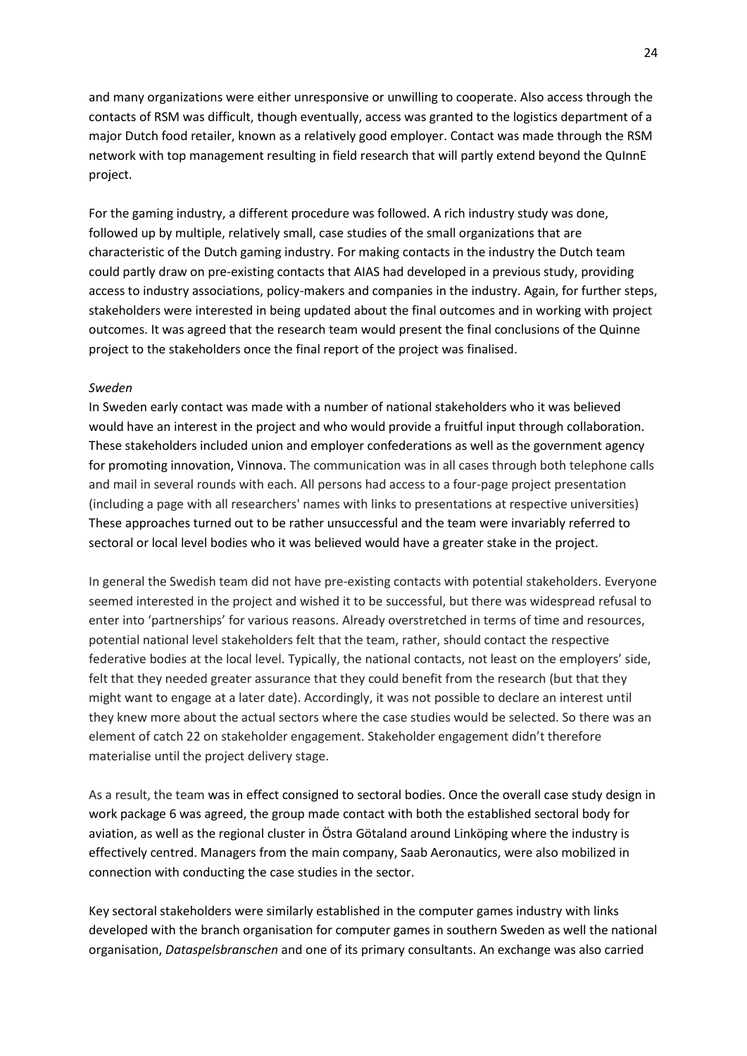and many organizations were either unresponsive or unwilling to cooperate. Also access through the contacts of RSM was difficult, though eventually, access was granted to the logistics department of a major Dutch food retailer, known as a relatively good employer. Contact was made through the RSM network with top management resulting in field research that will partly extend beyond the QuInnE project.

For the gaming industry, a different procedure was followed. A rich industry study was done, followed up by multiple, relatively small, case studies of the small organizations that are characteristic of the Dutch gaming industry. For making contacts in the industry the Dutch team could partly draw on pre-existing contacts that AIAS had developed in a previous study, providing access to industry associations, policy-makers and companies in the industry. Again, for further steps, stakeholders were interested in being updated about the final outcomes and in working with project outcomes. It was agreed that the research team would present the final conclusions of the Quinne project to the stakeholders once the final report of the project was finalised.

*Sweden*

In Sweden early contact was made with a number of national stakeholders who it was believed would have an interest in the project and who would provide a fruitful input through collaboration. These stakeholders included union and employer confederations as well as the government agency for promoting innovation, Vinnova. The communication was in all cases through both telephone calls and mail in several rounds with each. All persons had access to a four-page project presentation (including a page with all researchers' names with links to presentations at respective universities) These approaches turned out to be rather unsuccessful and the team were invariably referred to sectoral or local level bodies who it was believed would have a greater stake in the project.

In general the Swedish team did not have pre-existing contacts with potential stakeholders. Everyone seemed interested in the project and wished it to be successful, but there was widespread refusal to enter into 'partnerships' for various reasons. Already overstretched in terms of time and resources, potential national level stakeholders felt that the team, rather, should contact the respective federative bodies at the local level. Typically, the national contacts, not least on the employers' side, felt that they needed greater assurance that they could benefit from the research (but that they might want to engage at a later date). Accordingly, it was not possible to declare an interest until they knew more about the actual sectors where the case studies would be selected. So there was an element of catch 22 on stakeholder engagement. Stakeholder engagement didn't therefore materialise until the project delivery stage.

As a result, the team was in effect consigned to sectoral bodies. Once the overall case study design in work package 6 was agreed, the group made contact with both the established sectoral body for aviation, as well as the regional cluster in Östra Götaland around Linköping where the industry is effectively centred. Managers from the main company, Saab Aeronautics, were also mobilized in connection with conducting the case studies in the sector.

Key sectoral stakeholders were similarly established in the computer games industry with links developed with the branch organisation for computer games in southern Sweden as well the national organisation, *Dataspelsbranschen* and one of its primary consultants. An exchange was also carried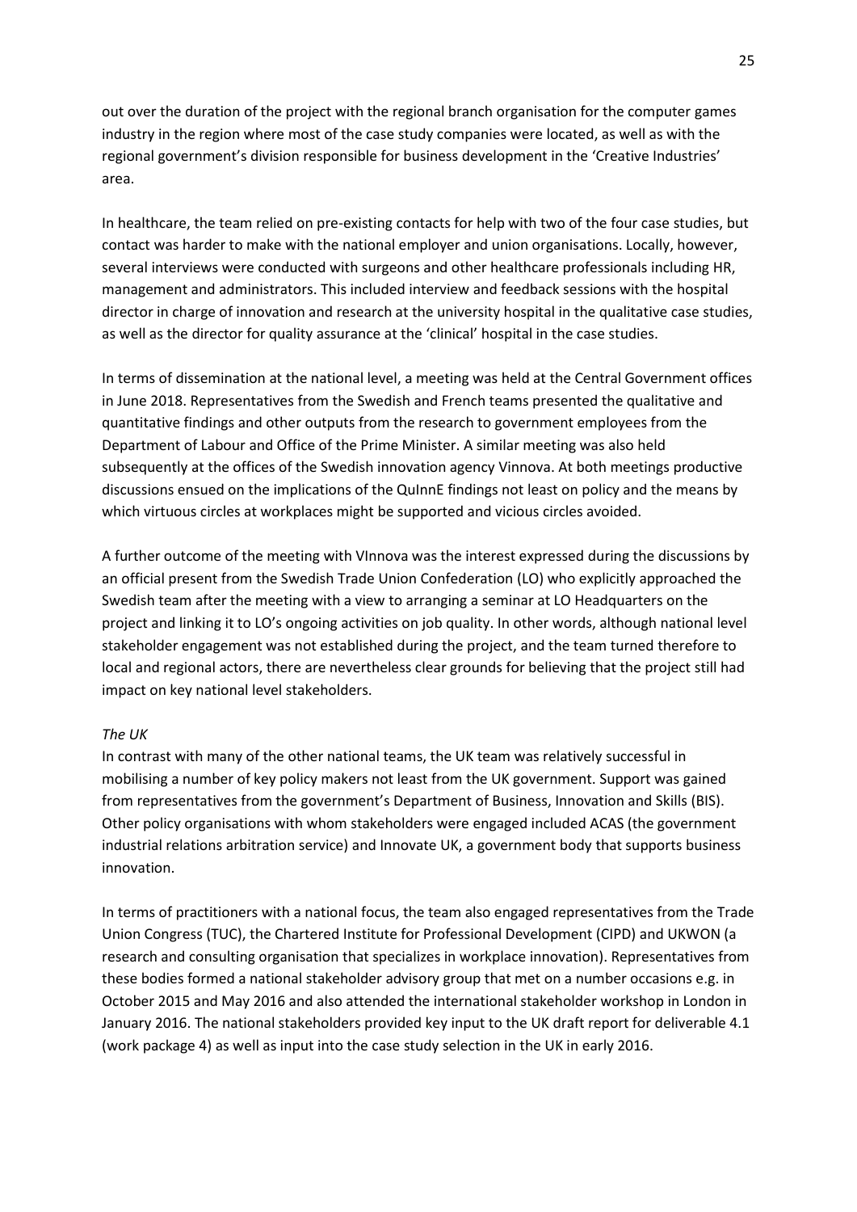out over the duration of the project with the regional branch organisation for the computer games industry in the region where most of the case study companies were located, as well as with the regional government's division responsible for business development in the 'Creative Industries' area.

In healthcare, the team relied on pre-existing contacts for help with two of the four case studies, but contact was harder to make with the national employer and union organisations. Locally, however, several interviews were conducted with surgeons and other healthcare professionals including HR, management and administrators. This included interview and feedback sessions with the hospital director in charge of innovation and research at the university hospital in the qualitative case studies, as well as the director for quality assurance at the 'clinical' hospital in the case studies.

In terms of dissemination at the national level, a meeting was held at the Central Government offices in June 2018. Representatives from the Swedish and French teams presented the qualitative and quantitative findings and other outputs from the research to government employees from the Department of Labour and Office of the Prime Minister. A similar meeting was also held subsequently at the offices of the Swedish innovation agency Vinnova. At both meetings productive discussions ensued on the implications of the QuInnE findings not least on policy and the means by which virtuous circles at workplaces might be supported and vicious circles avoided.

A further outcome of the meeting with VInnova was the interest expressed during the discussions by an official present from the Swedish Trade Union Confederation (LO) who explicitly approached the Swedish team after the meeting with a view to arranging a seminar at LO Headquarters on the project and linking it to LO's ongoing activities on job quality. In other words, although national level stakeholder engagement was not established during the project, and the team turned therefore to local and regional actors, there are nevertheless clear grounds for believing that the project still had impact on key national level stakeholders.

*The UK*

In contrast with many of the other national teams, the UK team was relatively successful in mobilising a number of key policy makers not least from the UK government. Support was gained from representatives from the government's Department of Business, Innovation and Skills (BIS). Other policy organisations with whom stakeholders were engaged included ACAS (the government industrial relations arbitration service) and Innovate UK, a government body that supports business innovation.

In terms of practitioners with a national focus, the team also engaged representatives from the Trade Union Congress (TUC), the Chartered Institute for Professional Development (CIPD) and UKWON (a research and consulting organisation that specializes in workplace innovation). Representatives from these bodies formed a national stakeholder advisory group that met on a number occasions e.g. in October 2015 and May 2016 and also attended the international stakeholder workshop in London in January 2016. The national stakeholders provided key input to the UK draft report for deliverable 4.1 (work package 4) as well as input into the case study selection in the UK in early 2016.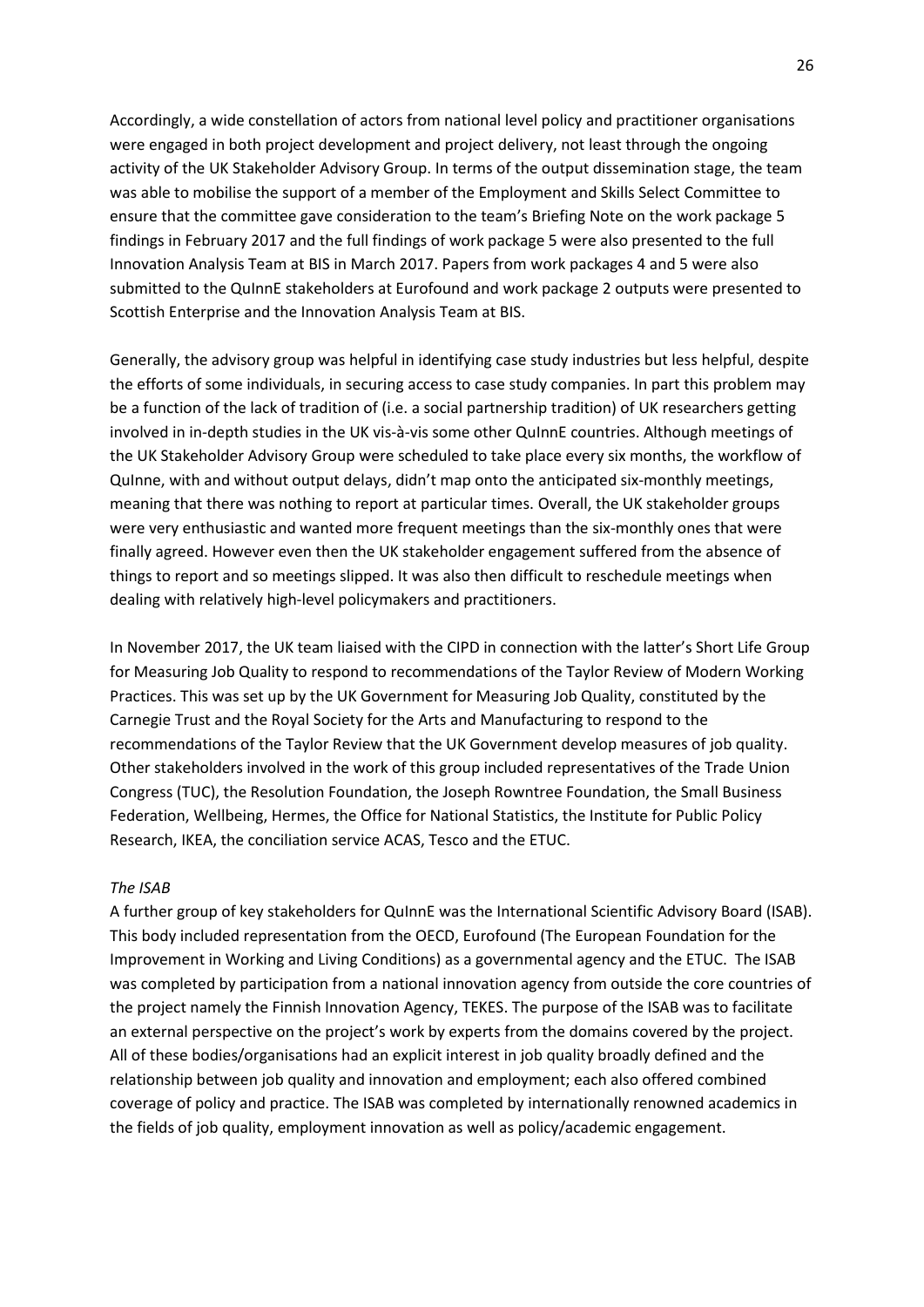Accordingly, a wide constellation of actors from national level policy and practitioner organisations were engaged in both project development and project delivery, not least through the ongoing activity of the UK Stakeholder Advisory Group. In terms of the output dissemination stage, the team was able to mobilise the support of a member of the Employment and Skills Select Committee to ensure that the committee gave consideration to the team's Briefing Note on the work package 5 findings in February 2017 and the full findings of work package 5 were also presented to the full Innovation Analysis Team at BIS in March 2017. Papers from work packages 4 and 5 were also submitted to the QuInnE stakeholders at Eurofound and work package 2 outputs were presented to Scottish Enterprise and the Innovation Analysis Team at BIS.

Generally, the advisory group was helpful in identifying case study industries but less helpful, despite the efforts of some individuals, in securing access to case study companies. In part this problem may be a function of the lack of tradition of (i.e. a social partnership tradition) of UK researchers getting involved in in-depth studies in the UK vis-à-vis some other QuInnE countries. Although meetings of the UK Stakeholder Advisory Group were scheduled to take place every six months, the workflow of QuInne, with and without output delays, didn't map onto the anticipated six-monthly meetings, meaning that there was nothing to report at particular times. Overall, the UK stakeholder groups were very enthusiastic and wanted more frequent meetings than the six-monthly ones that were finally agreed. However even then the UK stakeholder engagement suffered from the absence of things to report and so meetings slipped. It was also then difficult to reschedule meetings when dealing with relatively high-level policymakers and practitioners.

In November 2017, the UK team liaised with the CIPD in connection with the latter's Short Life Group for Measuring Job Quality to respond to recommendations of the Taylor Review of Modern Working Practices. This was set up by the UK Government for Measuring Job Quality, constituted by the Carnegie Trust and the Royal Society for the Arts and Manufacturing to respond to the recommendations of the Taylor Review that the UK Government develop measures of job quality. Other stakeholders involved in the work of this group included representatives of the Trade Union Congress (TUC), the Resolution Foundation, the Joseph Rowntree Foundation, the Small Business Federation, Wellbeing, Hermes, the Office for National Statistics, the Institute for Public Policy Research, IKEA, the conciliation service ACAS, Tesco and the ETUC.

*The ISAB*

A further group of key stakeholders for QuInnE was the International Scientific Advisory Board (ISAB). This body included representation from the OECD, Eurofound (The European Foundation for the Improvement in Working and Living Conditions) as a governmental agency and the ETUC. The ISAB was completed by participation from a national innovation agency from outside the core countries of the project namely the Finnish Innovation Agency, TEKES. The purpose of the ISAB was to facilitate an external perspective on the project's work by experts from the domains covered by the project. All of these bodies/organisations had an explicit interest in job quality broadly defined and the relationship between job quality and innovation and employment; each also offered combined coverage of policy and practice. The ISAB was completed by internationally renowned academics in the fields of job quality, employment innovation as well as policy/academic engagement.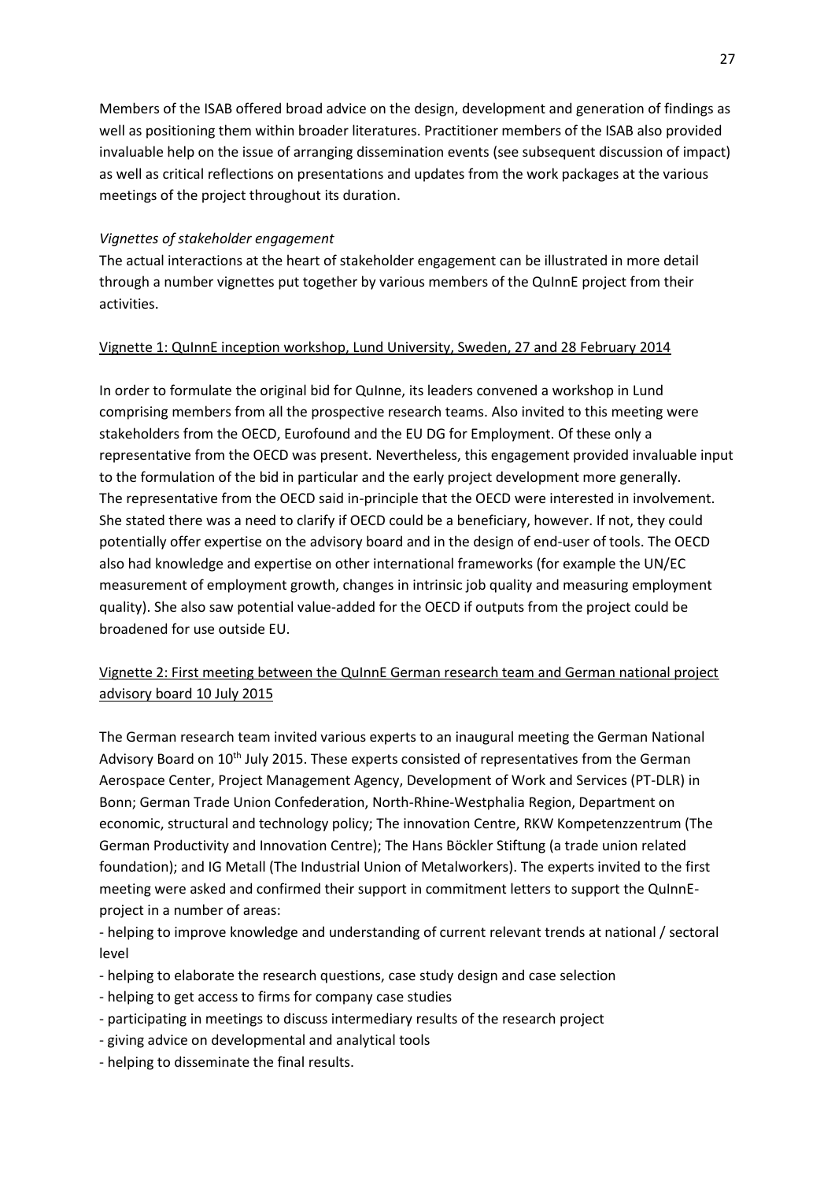Members of the ISAB offered broad advice on the design, development and generation of findings as well as positioning them within broader literatures. Practitioner members of the ISAB also provided invaluable help on the issue of arranging dissemination events (see subsequent discussion of impact) as well as critical reflections on presentations and updates from the work packages at the various meetings of the project throughout its duration.

*Vignettes of stakeholder engagement*

The actual interactions at the heart of stakeholder engagement can be illustrated in more detail through a number vignettes put together by various members of the QuInnE project from their activities.

Vignette 1: QuInnE inception workshop, Lund University, Sweden, 27 and 28 February 2014

In order to formulate the original bid for QuInne, its leaders convened a workshop in Lund comprising members from all the prospective research teams. Also invited to this meeting were stakeholders from the OECD, Eurofound and the EU DG for Employment. Of these only a representative from the OECD was present. Nevertheless, this engagement provided invaluable input to the formulation of the bid in particular and the early project development more generally. The representative from the OECD said in-principle that the OECD were interested in involvement. She stated there was a need to clarify if OECD could be a beneficiary, however. If not, they could potentially offer expertise on the advisory board and in the design of end-user of tools. The OECD also had knowledge and expertise on other international frameworks (for example the UN/EC measurement of employment growth, changes in intrinsic job quality and measuring employment quality). She also saw potential value-added for the OECD if outputs from the project could be broadened for use outside EU.

Vignette 2: First meeting between the QuInnE German research team and German national project advisory board 10 July 2015

The German research team invited various experts to an inaugural meeting the German National Advisory Board on 10th July 2015. These experts consisted of representatives from the German Aerospace Center, Project Management Agency, Development of Work and Services (PT-DLR) in Bonn; German Trade Union Confederation, North-Rhine-Westphalia Region, Department on economic, structural and technology policy; The innovation Centre, RKW Kompetenzzentrum (The German Productivity and Innovation Centre); The Hans Böckler Stiftung (a trade union related foundation); and IG Metall (The Industrial Union of Metalworkers). The experts invited to the first meeting were asked and confirmed their support in commitment letters to support the QuInnE-project in a number of areas:

- helping to improve knowledge and understanding of current relevant trends at national / sectoral level
- helping to elaborate the research questions, case study design and case selection
- helping to get access to firms for company case studies
- participating in meetings to discuss intermediary results of the research project
- giving advice on developmental and analytical tools
- helping to disseminate the final results.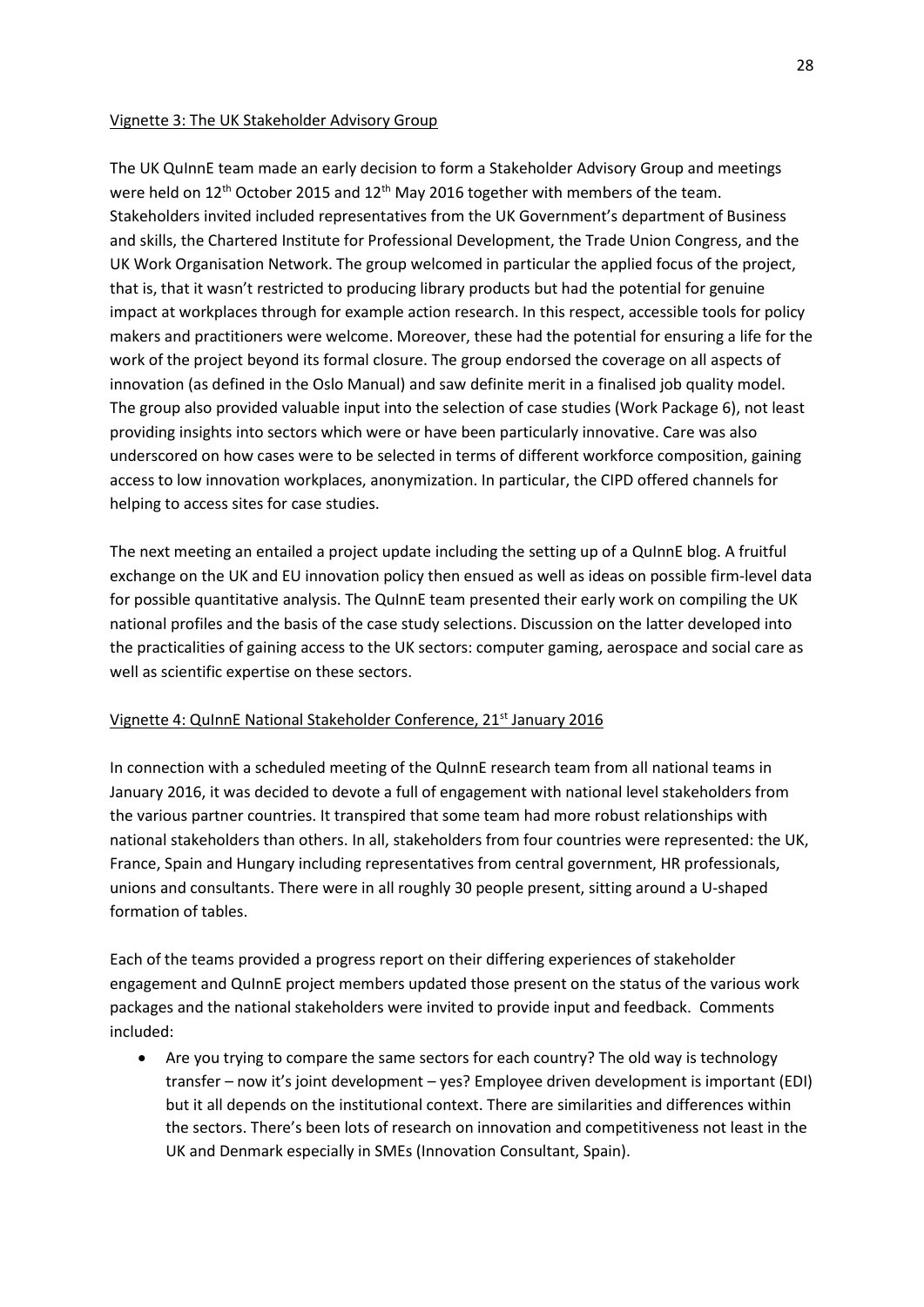Vignette 3: The UK Stakeholder Advisory Group

The UK QuInnE team made an early decision to form a Stakeholder Advisory Group and meetings were held on 12th October 2015 and 12th May 2016 together with members of the team. Stakeholders invited included representatives from the UK Government's department of Business and skills, the Chartered Institute for Professional Development, the Trade Union Congress, and the UK Work Organisation Network. The group welcomed in particular the applied focus of the project, that is, that it wasn't restricted to producing library products but had the potential for genuine impact at workplaces through for example action research. In this respect, accessible tools for policy makers and practitioners were welcome. Moreover, these had the potential for ensuring a life for the work of the project beyond its formal closure. The group endorsed the coverage on all aspects of innovation (as defined in the Oslo Manual) and saw definite merit in a finalised job quality model. The group also provided valuable input into the selection of case studies (Work Package 6), not least providing insights into sectors which were or have been particularly innovative. Care was also underscored on how cases were to be selected in terms of different workforce composition, gaining access to low innovation workplaces, anonymization. In particular, the CIPD offered channels for helping to access sites for case studies.

The next meeting an entailed a project update including the setting up of a QuInnE blog. A fruitful exchange on the UK and EU innovation policy then ensued as well as ideas on possible firm-level data for possible quantitative analysis. The QuInnE team presented their early work on compiling the UK national profiles and the basis of the case study selections. Discussion on the latter developed into the practicalities of gaining access to the UK sectors: computer gaming, aerospace and social care as well as scientific expertise on these sectors.

Vignette 4: QuInnE National Stakeholder Conference, 21st January 2016

In connection with a scheduled meeting of the QuInnE research team from all national teams in January 2016, it was decided to devote a full of engagement with national level stakeholders from the various partner countries. It transpired that some team had more robust relationships with national stakeholders than others. In all, stakeholders from four countries were represented: the UK, France, Spain and Hungary including representatives from central government, HR professionals, unions and consultants. There were in all roughly 30 people present, sitting around a U-shaped formation of tables.

Each of the teams provided a progress report on their differing experiences of stakeholder engagement and QuInnE project members updated those present on the status of the various work packages and the national stakeholders were invited to provide input and feedback. Comments included:

- Are you trying to compare the same sectors for each country? The old way is technology transfer – now it's joint development – yes? Employee driven development is important (EDI) but it all depends on the institutional context. There are similarities and differences within the sectors. There's been lots of research on innovation and competitiveness not least in the UK and Denmark especially in SMEs (Innovation Consultant, Spain).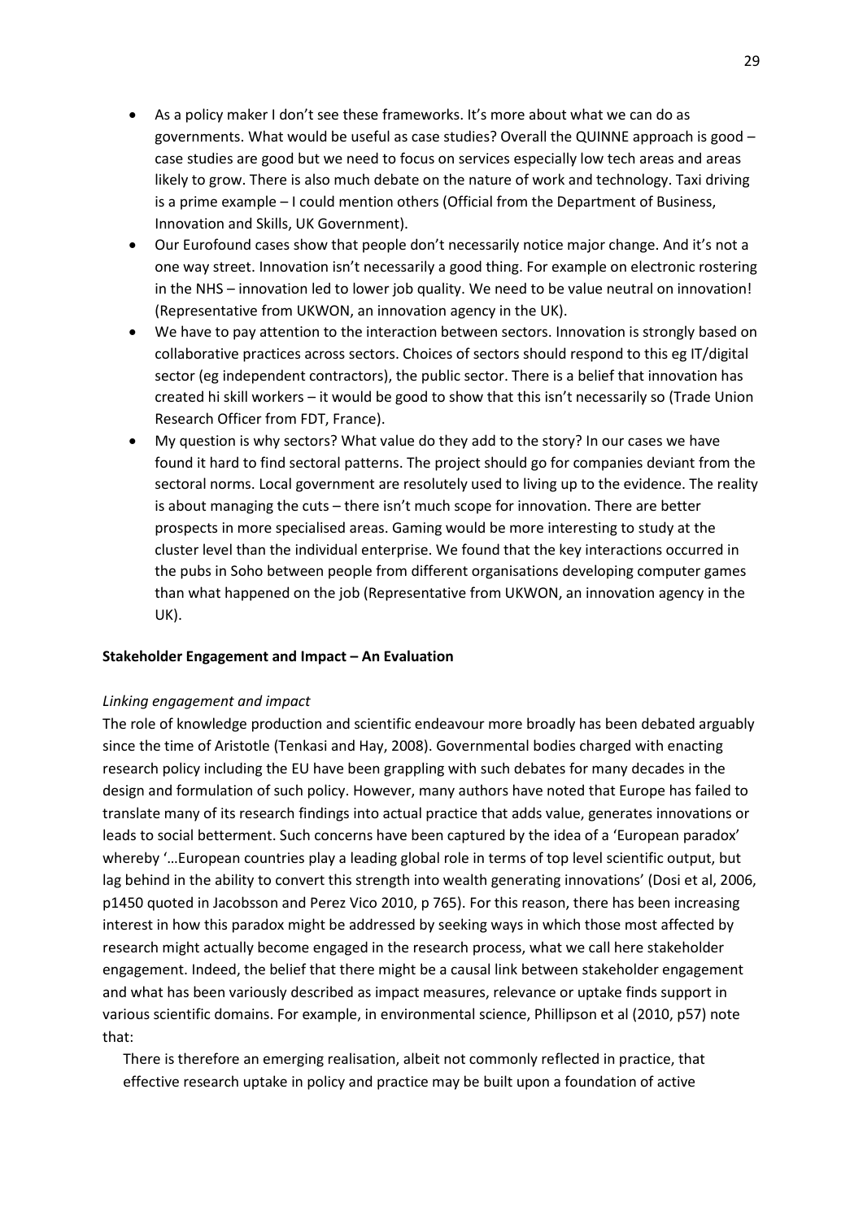- As a policy maker I don't see these frameworks. It's more about what we can do as governments. What would be useful as case studies? Overall the QUINNE approach is good – case studies are good but we need to focus on services especially low tech areas and areas likely to grow. There is also much debate on the nature of work and technology. Taxi driving is a prime example – I could mention others (Official from the Department of Business, Innovation and Skills, UK Government).
- Our Eurofound cases show that people don't necessarily notice major change. And it's not a one way street. Innovation isn't necessarily a good thing. For example on electronic rostering in the NHS – innovation led to lower job quality. We need to be value neutral on innovation! (Representative from UKWON, an innovation agency in the UK).
- We have to pay attention to the interaction between sectors. Innovation is strongly based on collaborative practices across sectors. Choices of sectors should respond to this eg IT/digital sector (eg independent contractors), the public sector. There is a belief that innovation has created hi skill workers – it would be good to show that this isn't necessarily so (Trade Union Research Officer from FDT, France).
- My question is why sectors? What value do they add to the story? In our cases we have found it hard to find sectoral patterns. The project should go for companies deviant from the sectoral norms. Local government are resolutely used to living up to the evidence. The reality is about managing the cuts – there isn't much scope for innovation. There are better prospects in more specialised areas. Gaming would be more interesting to study at the cluster level than the individual enterprise. We found that the key interactions occurred in the pubs in Soho between people from different organisations developing computer games than what happened on the job (Representative from UKWON, an innovation agency in the UK).

**Stakeholder Engagement and Impact – An Evaluation**

*Linking engagement and impact*

The role of knowledge production and scientific endeavour more broadly has been debated arguably since the time of Aristotle (Tenkasi and Hay, 2008). Governmental bodies charged with enacting research policy including the EU have been grappling with such debates for many decades in the design and formulation of such policy. However, many authors have noted that Europe has failed to translate many of its research findings into actual practice that adds value, generates innovations or leads to social betterment. Such concerns have been captured by the idea of a 'European paradox' whereby '…European countries play a leading global role in terms of top level scientific output, but lag behind in the ability to convert this strength into wealth generating innovations' (Dosi et al, 2006, p1450 quoted in Jacobsson and Perez Vico 2010, p 765). For this reason, there has been increasing interest in how this paradox might be addressed by seeking ways in which those most affected by research might actually become engaged in the research process, what we call here stakeholder engagement. Indeed, the belief that there might be a causal link between stakeholder engagement and what has been variously described as impact measures, relevance or uptake finds support in various scientific domains. For example, in environmental science, Phillipson et al (2010, p57) note that:

> There is therefore an emerging realisation, albeit not commonly reflected in practice, that effective research uptake in policy and practice may be built upon a foundation of active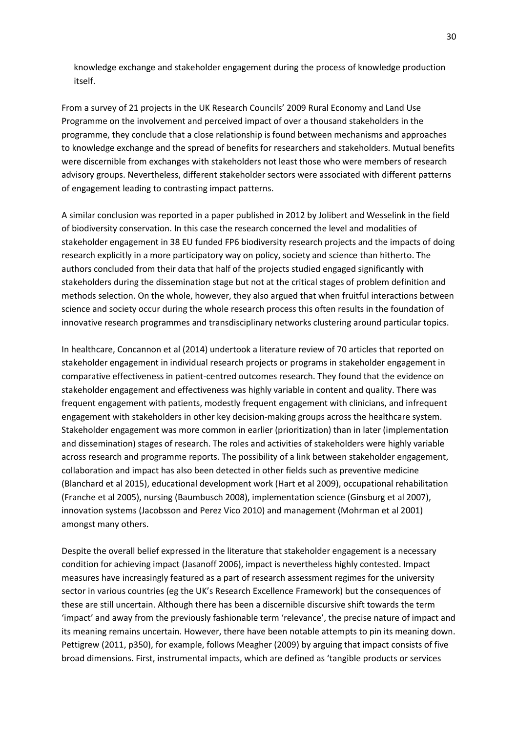knowledge exchange and stakeholder engagement during the process of knowledge production itself.

From a survey of 21 projects in the UK Research Councils' 2009 Rural Economy and Land Use Programme on the involvement and perceived impact of over a thousand stakeholders in the programme, they conclude that a close relationship is found between mechanisms and approaches to knowledge exchange and the spread of benefits for researchers and stakeholders. Mutual benefits were discernible from exchanges with stakeholders not least those who were members of research advisory groups. Nevertheless, different stakeholder sectors were associated with different patterns of engagement leading to contrasting impact patterns.

A similar conclusion was reported in a paper published in 2012 by Jolibert and Wesselink in the field of biodiversity conservation. In this case the research concerned the level and modalities of stakeholder engagement in 38 EU funded FP6 biodiversity research projects and the impacts of doing research explicitly in a more participatory way on policy, society and science than hitherto. The authors concluded from their data that half of the projects studied engaged significantly with stakeholders during the dissemination stage but not at the critical stages of problem definition and methods selection. On the whole, however, they also argued that when fruitful interactions between science and society occur during the whole research process this often results in the foundation of innovative research programmes and transdisciplinary networks clustering around particular topics.

In healthcare, Concannon et al (2014) undertook a literature review of 70 articles that reported on stakeholder engagement in individual research projects or programs in stakeholder engagement in comparative effectiveness in patient-centred outcomes research. They found that the evidence on stakeholder engagement and effectiveness was highly variable in content and quality. There was frequent engagement with patients, modestly frequent engagement with clinicians, and infrequent engagement with stakeholders in other key decision-making groups across the healthcare system. Stakeholder engagement was more common in earlier (prioritization) than in later (implementation and dissemination) stages of research. The roles and activities of stakeholders were highly variable across research and programme reports. The possibility of a link between stakeholder engagement, collaboration and impact has also been detected in other fields such as preventive medicine (Blanchard et al 2015), educational development work (Hart et al 2009), occupational rehabilitation (Franche et al 2005), nursing (Baumbusch 2008), implementation science (Ginsburg et al 2007), innovation systems (Jacobsson and Perez Vico 2010) and management (Mohrman et al 2001) amongst many others.

Despite the overall belief expressed in the literature that stakeholder engagement is a necessary condition for achieving impact (Jasanoff 2006), impact is nevertheless highly contested. Impact measures have increasingly featured as a part of research assessment regimes for the university sector in various countries (eg the UK's Research Excellence Framework) but the consequences of these are still uncertain. Although there has been a discernible discursive shift towards the term 'impact' and away from the previously fashionable term 'relevance', the precise nature of impact and its meaning remains uncertain. However, there have been notable attempts to pin its meaning down. Pettigrew (2011, p350), for example, follows Meagher (2009) by arguing that impact consists of five broad dimensions. First, instrumental impacts, which are defined as 'tangible products or services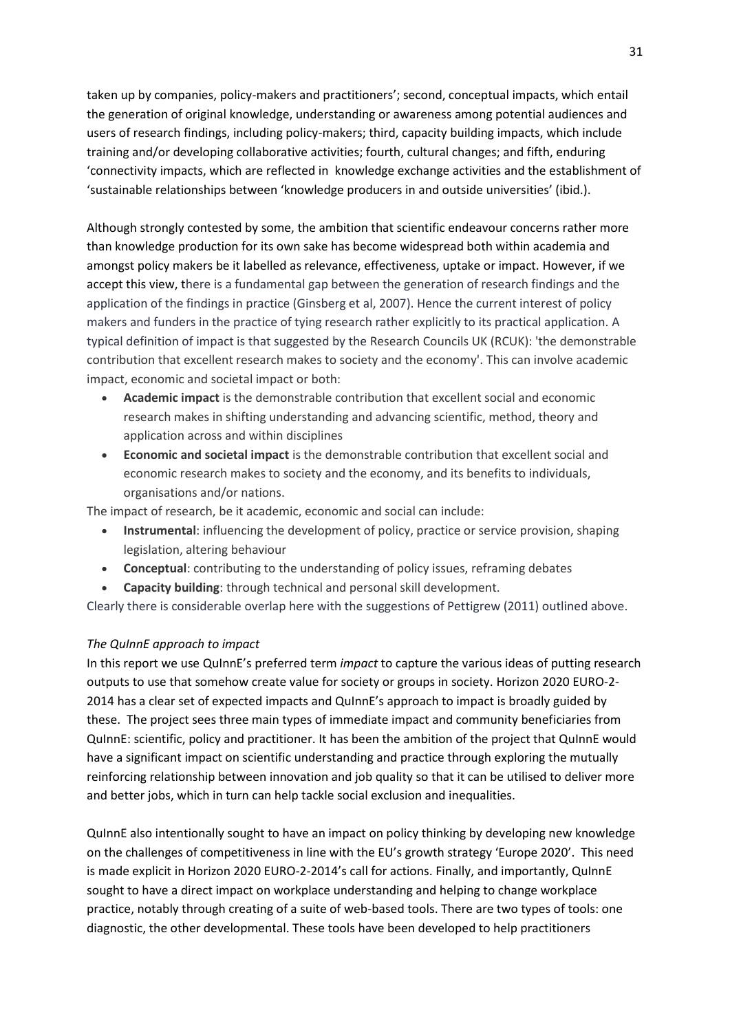taken up by companies, policy-makers and practitioners'; second, conceptual impacts, which entail the generation of original knowledge, understanding or awareness among potential audiences and users of research findings, including policy-makers; third, capacity building impacts, which include training and/or developing collaborative activities; fourth, cultural changes; and fifth, enduring 'connectivity impacts, which are reflected in knowledge exchange activities and the establishment of 'sustainable relationships between 'knowledge producers in and outside universities' (ibid.).

Although strongly contested by some, the ambition that scientific endeavour concerns rather more than knowledge production for its own sake has become widespread both within academia and amongst policy makers be it labelled as relevance, effectiveness, uptake or impact. However, if we accept this view, there is a fundamental gap between the generation of research findings and the application of the findings in practice (Ginsberg et al, 2007). Hence the current interest of policy makers and funders in the practice of tying research rather explicitly to its practical application. A typical definition of impact is that suggested by the Research Councils UK (RCUK): 'the demonstrable contribution that excellent research makes to society and the economy'. This can involve academic impact, economic and societal impact or both:

- **Academic impact** is the demonstrable contribution that excellent social and economic research makes in shifting understanding and advancing scientific, method, theory and application across and within disciplines
- **Economic and societal impact** is the demonstrable contribution that excellent social and economic research makes to society and the economy, and its benefits to individuals, organisations and/or nations.

The impact of research, be it academic, economic and social can include:

- **Instrumental**: influencing the development of policy, practice or service provision, shaping legislation, altering behaviour
- **Conceptual**: contributing to the understanding of policy issues, reframing debates
- **Capacity building**: through technical and personal skill development.

Clearly there is considerable overlap here with the suggestions of Pettigrew (2011) outlined above.

*The QuInnE approach to impact*

In this report we use QuInnE's preferred term *impact* to capture the various ideas of putting research outputs to use that somehow create value for society or groups in society. Horizon 2020 EURO-2-2014 has a clear set of expected impacts and QuInnE's approach to impact is broadly guided by these. The project sees three main types of immediate impact and community beneficiaries from QuInnE: scientific, policy and practitioner. It has been the ambition of the project that QuInnE would have a significant impact on scientific understanding and practice through exploring the mutually reinforcing relationship between innovation and job quality so that it can be utilised to deliver more and better jobs, which in turn can help tackle social exclusion and inequalities.

QuInnE also intentionally sought to have an impact on policy thinking by developing new knowledge on the challenges of competitiveness in line with the EU's growth strategy 'Europe 2020'. This need is made explicit in Horizon 2020 EURO-2-2014's call for actions. Finally, and importantly, QuInnE sought to have a direct impact on workplace understanding and helping to change workplace practice, notably through creating of a suite of web-based tools. There are two types of tools: one diagnostic, the other developmental. These tools have been developed to help practitioners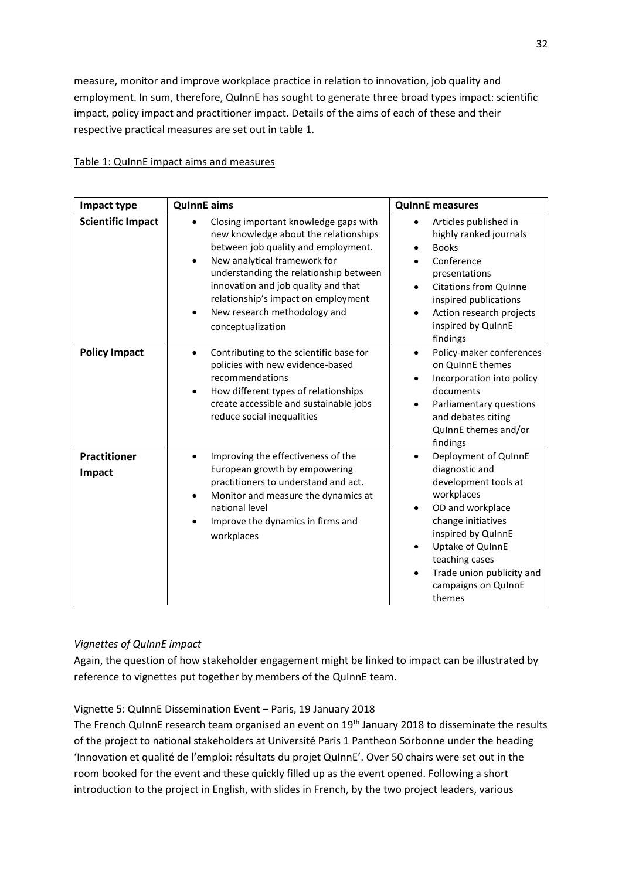measure, monitor and improve workplace practice in relation to innovation, job quality and employment. In sum, therefore, QuInnE has sought to generate three broad types impact: scientific impact, policy impact and practitioner impact. Details of the aims of each of these and their respective practical measures are set out in table 1.

Table 1: QuInnE impact aims and measures

| Impact type | QuInnE aims | QuInnE measures |
|---|---|---|
| **Scientific Impact** | • Closing important knowledge gaps with new knowledge about the relationships between job quality and employment.<br>• New analytical framework for understanding the relationship between innovation and job quality and that relationship's impact on employment<br>• New research methodology and conceptualization | • Articles published in highly ranked journals<br>• Books<br>• Conference presentations<br>• Citations from QuInne inspired publications<br>• Action research projects inspired by QuInnE findings |
| **Policy Impact** | • Contributing to the scientific base for policies with new evidence-based recommendations<br>• How different types of relationships create accessible and sustainable jobs reduce social inequalities | • Policy-maker conferences on QuInnE themes<br>• Incorporation into policy documents<br>• Parliamentary questions and debates citing QuInnE themes and/or findings |
| **Practitioner Impact** | • Improving the effectiveness of the European growth by empowering practitioners to understand and act.<br>• Monitor and measure the dynamics at national level<br>• Improve the dynamics in firms and workplaces | • Deployment of QuInnE diagnostic and development tools at workplaces<br>• OD and workplace change initiatives inspired by QuInnE<br>• Uptake of QuInnE teaching cases<br>• Trade union publicity and campaigns on QuInnE themes |

*Vignettes of QuInnE impact*

Again, the question of how stakeholder engagement might be linked to impact can be illustrated by reference to vignettes put together by members of the QuInnE team.

Vignette 5: QuInnE Dissemination Event – Paris, 19 January 2018

The French QuInnE research team organised an event on 19th January 2018 to disseminate the results of the project to national stakeholders at Université Paris 1 Pantheon Sorbonne under the heading 'Innovation et qualité de l'emploi: résultats du projet QuInnE'. Over 50 chairs were set out in the room booked for the event and these quickly filled up as the event opened. Following a short introduction to the project in English, with slides in French, by the two project leaders, various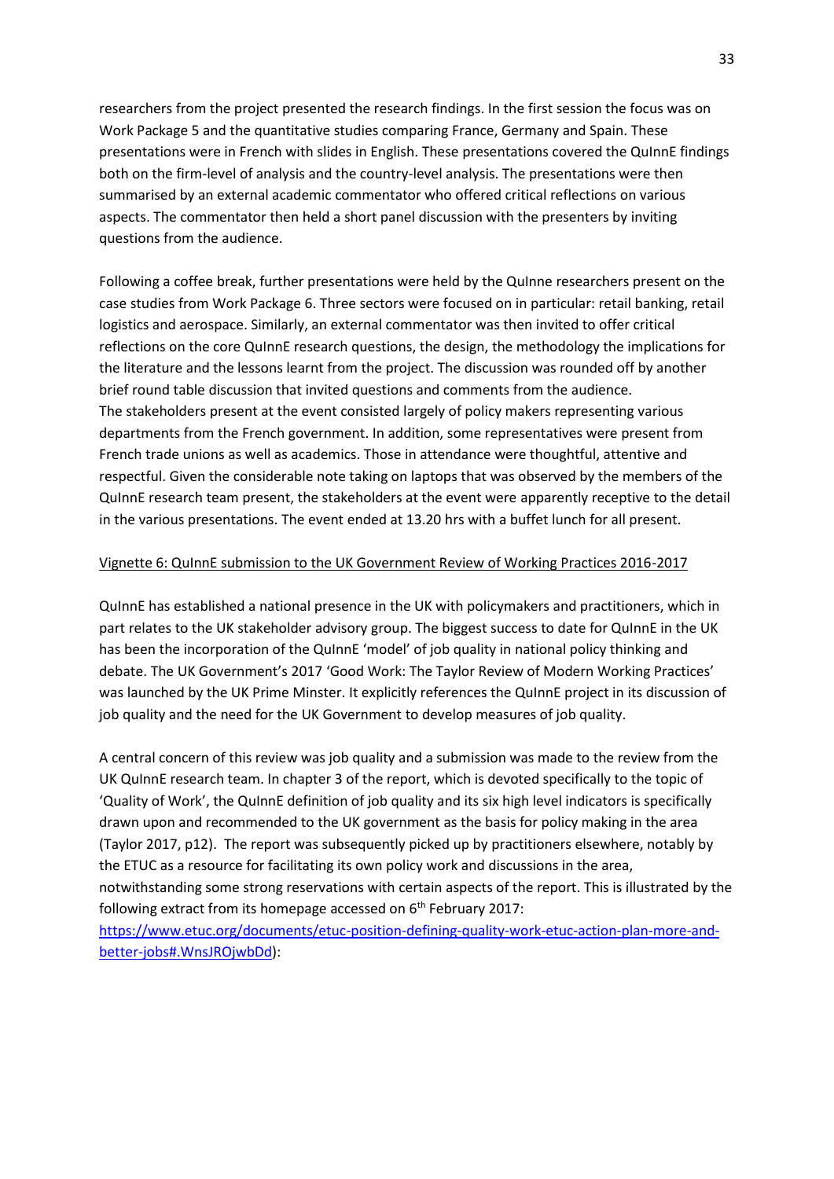researchers from the project presented the research findings. In the first session the focus was on Work Package 5 and the quantitative studies comparing France, Germany and Spain. These presentations were in French with slides in English. These presentations covered the QuInnE findings both on the firm-level of analysis and the country-level analysis. The presentations were then summarised by an external academic commentator who offered critical reflections on various aspects. The commentator then held a short panel discussion with the presenters by inviting questions from the audience.

Following a coffee break, further presentations were held by the QuInne researchers present on the case studies from Work Package 6. Three sectors were focused on in particular: retail banking, retail logistics and aerospace. Similarly, an external commentator was then invited to offer critical reflections on the core QuInnE research questions, the design, the methodology the implications for the literature and the lessons learnt from the project. The discussion was rounded off by another brief round table discussion that invited questions and comments from the audience.
The stakeholders present at the event consisted largely of policy makers representing various departments from the French government. In addition, some representatives were present from French trade unions as well as academics. Those in attendance were thoughtful, attentive and respectful. Given the considerable note taking on laptops that was observed by the members of the QuInnE research team present, the stakeholders at the event were apparently receptive to the detail in the various presentations. The event ended at 13.20 hrs with a buffet lunch for all present.

<u>Vignette 6: QuInnE submission to the UK Government Review of Working Practices 2016-2017</u>

QuInnE has established a national presence in the UK with policymakers and practitioners, which in part relates to the UK stakeholder advisory group. The biggest success to date for QuInnE in the UK has been the incorporation of the QuInnE 'model' of job quality in national policy thinking and debate. The UK Government's 2017 'Good Work: The Taylor Review of Modern Working Practices' was launched by the UK Prime Minster. It explicitly references the QuInnE project in its discussion of job quality and the need for the UK Government to develop measures of job quality.

A central concern of this review was job quality and a submission was made to the review from the UK QuInnE research team. In chapter 3 of the report, which is devoted specifically to the topic of 'Quality of Work', the QuInnE definition of job quality and its six high level indicators is specifically drawn upon and recommended to the UK government as the basis for policy making in the area (Taylor 2017, p12). The report was subsequently picked up by practitioners elsewhere, notably by the ETUC as a resource for facilitating its own policy work and discussions in the area, notwithstanding some strong reservations with certain aspects of the report. This is illustrated by the following extract from its homepage accessed on 6th February 2017: [https://www.etuc.org/documents/etuc-position-defining-quality-work-etuc-action-plan-more-and-better-jobs#.WnsJROjwbDd](https://www.etuc.org/documents/etuc-position-defining-quality-work-etuc-action-plan-more-and-better-jobs#.WnsJROjwbDd)):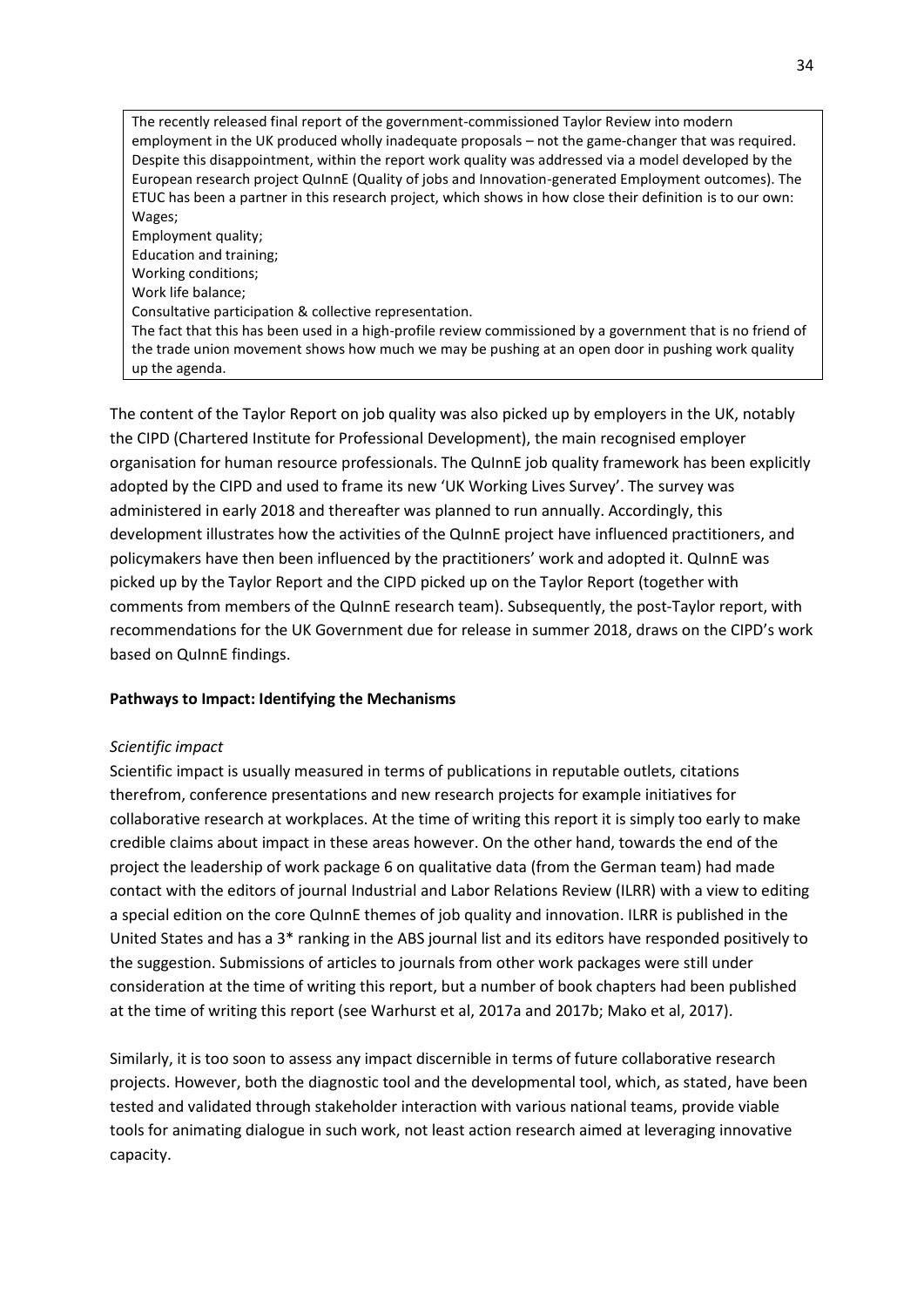> The recently released final report of the government-commissioned Taylor Review into modern employment in the UK produced wholly inadequate proposals – not the game-changer that was required. Despite this disappointment, within the report work quality was addressed via a model developed by the European research project QuInnE (Quality of jobs and Innovation-generated Employment outcomes). The ETUC has been a partner in this research project, which shows in how close their definition is to our own:
> Wages;
> Employment quality;
> Education and training;
> Working conditions;
> Work life balance;
> Consultative participation & collective representation.
> The fact that this has been used in a high-profile review commissioned by a government that is no friend of the trade union movement shows how much we may be pushing at an open door in pushing work quality up the agenda.

The content of the Taylor Report on job quality was also picked up by employers in the UK, notably the CIPD (Chartered Institute for Professional Development), the main recognised employer organisation for human resource professionals. The QuInnE job quality framework has been explicitly adopted by the CIPD and used to frame its new 'UK Working Lives Survey'. The survey was administered in early 2018 and thereafter was planned to run annually. Accordingly, this development illustrates how the activities of the QuInnE project have influenced practitioners, and policymakers have then been influenced by the practitioners' work and adopted it. QuInnE was picked up by the Taylor Report and the CIPD picked up on the Taylor Report (together with comments from members of the QuInnE research team). Subsequently, the post-Taylor report, with recommendations for the UK Government due for release in summer 2018, draws on the CIPD's work based on QuInnE findings.

**Pathways to Impact: Identifying the Mechanisms**

*Scientific impact*

Scientific impact is usually measured in terms of publications in reputable outlets, citations therefrom, conference presentations and new research projects for example initiatives for collaborative research at workplaces. At the time of writing this report it is simply too early to make credible claims about impact in these areas however. On the other hand, towards the end of the project the leadership of work package 6 on qualitative data (from the German team) had made contact with the editors of journal Industrial and Labor Relations Review (ILRR) with a view to editing a special edition on the core QuInnE themes of job quality and innovation. ILRR is published in the United States and has a 3* ranking in the ABS journal list and its editors have responded positively to the suggestion. Submissions of articles to journals from other work packages were still under consideration at the time of writing this report, but a number of book chapters had been published at the time of writing this report (see Warhurst et al, 2017a and 2017b; Mako et al, 2017).

Similarly, it is too soon to assess any impact discernible in terms of future collaborative research projects. However, both the diagnostic tool and the developmental tool, which, as stated, have been tested and validated through stakeholder interaction with various national teams, provide viable tools for animating dialogue in such work, not least action research aimed at leveraging innovative capacity.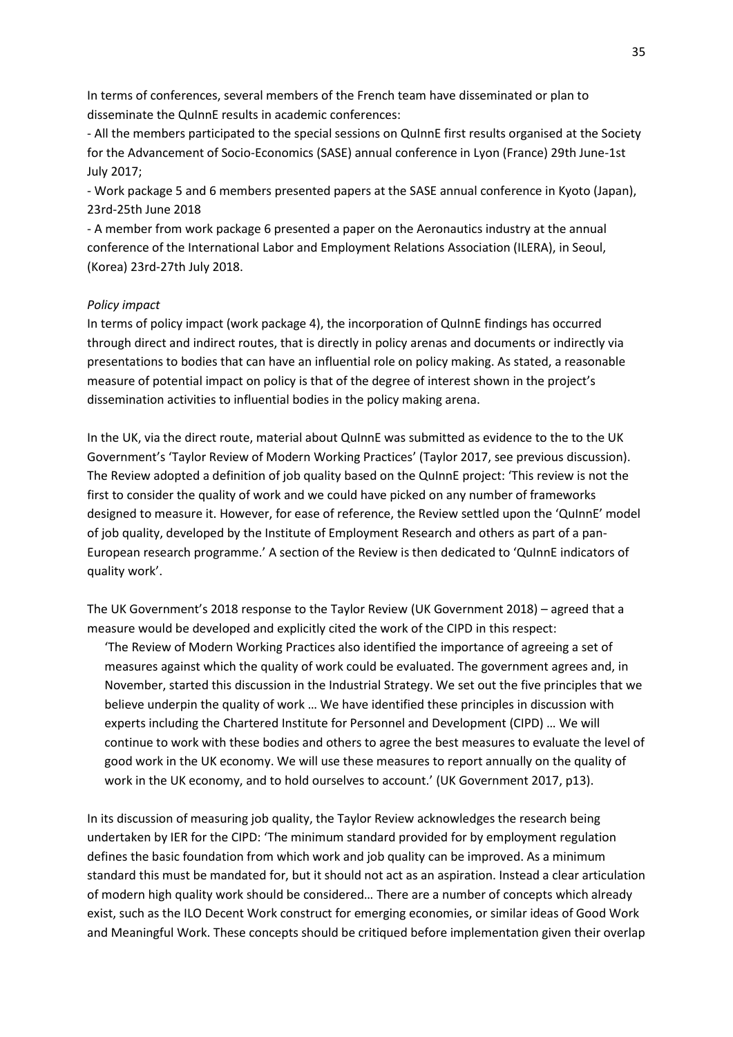In terms of conferences, several members of the French team have disseminated or plan to disseminate the QuInnE results in academic conferences:

- All the members participated to the special sessions on QuInnE first results organised at the Society for the Advancement of Socio-Economics (SASE) annual conference in Lyon (France) 29th June-1st July 2017;
- Work package 5 and 6 members presented papers at the SASE annual conference in Kyoto (Japan), 23rd-25th June 2018
- A member from work package 6 presented a paper on the Aeronautics industry at the annual conference of the International Labor and Employment Relations Association (ILERA), in Seoul, (Korea) 23rd-27th July 2018.

*Policy impact*

In terms of policy impact (work package 4), the incorporation of QuInnE findings has occurred through direct and indirect routes, that is directly in policy arenas and documents or indirectly via presentations to bodies that can have an influential role on policy making. As stated, a reasonable measure of potential impact on policy is that of the degree of interest shown in the project's dissemination activities to influential bodies in the policy making arena.

In the UK, via the direct route, material about QuInnE was submitted as evidence to the to the UK Government's 'Taylor Review of Modern Working Practices' (Taylor 2017, see previous discussion). The Review adopted a definition of job quality based on the QuInnE project: 'This review is not the first to consider the quality of work and we could have picked on any number of frameworks designed to measure it. However, for ease of reference, the Review settled upon the 'QuInnE' model of job quality, developed by the Institute of Employment Research and others as part of a pan-European research programme.' A section of the Review is then dedicated to 'QuInnE indicators of quality work'.

The UK Government's 2018 response to the Taylor Review (UK Government 2018) – agreed that a measure would be developed and explicitly cited the work of the CIPD in this respect:

> 'The Review of Modern Working Practices also identified the importance of agreeing a set of measures against which the quality of work could be evaluated. The government agrees and, in November, started this discussion in the Industrial Strategy. We set out the five principles that we believe underpin the quality of work … We have identified these principles in discussion with experts including the Chartered Institute for Personnel and Development (CIPD) … We will continue to work with these bodies and others to agree the best measures to evaluate the level of good work in the UK economy. We will use these measures to report annually on the quality of work in the UK economy, and to hold ourselves to account.' (UK Government 2017, p13).

In its discussion of measuring job quality, the Taylor Review acknowledges the research being undertaken by IER for the CIPD: 'The minimum standard provided for by employment regulation defines the basic foundation from which work and job quality can be improved. As a minimum standard this must be mandated for, but it should not act as an aspiration. Instead a clear articulation of modern high quality work should be considered… There are a number of concepts which already exist, such as the ILO Decent Work construct for emerging economies, or similar ideas of Good Work and Meaningful Work. These concepts should be critiqued before implementation given their overlap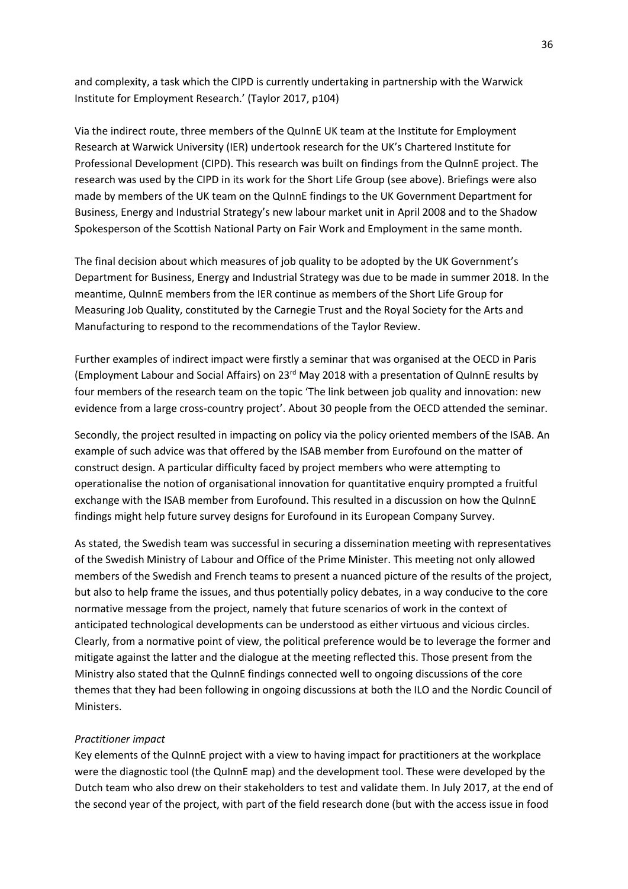and complexity, a task which the CIPD is currently undertaking in partnership with the Warwick Institute for Employment Research.' (Taylor 2017, p104)

Via the indirect route, three members of the QuInnE UK team at the Institute for Employment Research at Warwick University (IER) undertook research for the UK's Chartered Institute for Professional Development (CIPD). This research was built on findings from the QuInnE project. The research was used by the CIPD in its work for the Short Life Group (see above). Briefings were also made by members of the UK team on the QuInnE findings to the UK Government Department for Business, Energy and Industrial Strategy's new labour market unit in April 2008 and to the Shadow Spokesperson of the Scottish National Party on Fair Work and Employment in the same month.

The final decision about which measures of job quality to be adopted by the UK Government's Department for Business, Energy and Industrial Strategy was due to be made in summer 2018. In the meantime, QuInnE members from the IER continue as members of the Short Life Group for Measuring Job Quality, constituted by the Carnegie Trust and the Royal Society for the Arts and Manufacturing to respond to the recommendations of the Taylor Review.

Further examples of indirect impact were firstly a seminar that was organised at the OECD in Paris (Employment Labour and Social Affairs) on 23rd May 2018 with a presentation of QuInnE results by four members of the research team on the topic 'The link between job quality and innovation: new evidence from a large cross-country project'. About 30 people from the OECD attended the seminar.

Secondly, the project resulted in impacting on policy via the policy oriented members of the ISAB. An example of such advice was that offered by the ISAB member from Eurofound on the matter of construct design. A particular difficulty faced by project members who were attempting to operationalise the notion of organisational innovation for quantitative enquiry prompted a fruitful exchange with the ISAB member from Eurofound. This resulted in a discussion on how the QuInnE findings might help future survey designs for Eurofound in its European Company Survey.

As stated, the Swedish team was successful in securing a dissemination meeting with representatives of the Swedish Ministry of Labour and Office of the Prime Minister. This meeting not only allowed members of the Swedish and French teams to present a nuanced picture of the results of the project, but also to help frame the issues, and thus potentially policy debates, in a way conducive to the core normative message from the project, namely that future scenarios of work in the context of anticipated technological developments can be understood as either virtuous and vicious circles. Clearly, from a normative point of view, the political preference would be to leverage the former and mitigate against the latter and the dialogue at the meeting reflected this. Those present from the Ministry also stated that the QuInnE findings connected well to ongoing discussions of the core themes that they had been following in ongoing discussions at both the ILO and the Nordic Council of Ministers.

*Practitioner impact*

Key elements of the QuInnE project with a view to having impact for practitioners at the workplace were the diagnostic tool (the QuInnE map) and the development tool. These were developed by the Dutch team who also drew on their stakeholders to test and validate them. In July 2017, at the end of the second year of the project, with part of the field research done (but with the access issue in food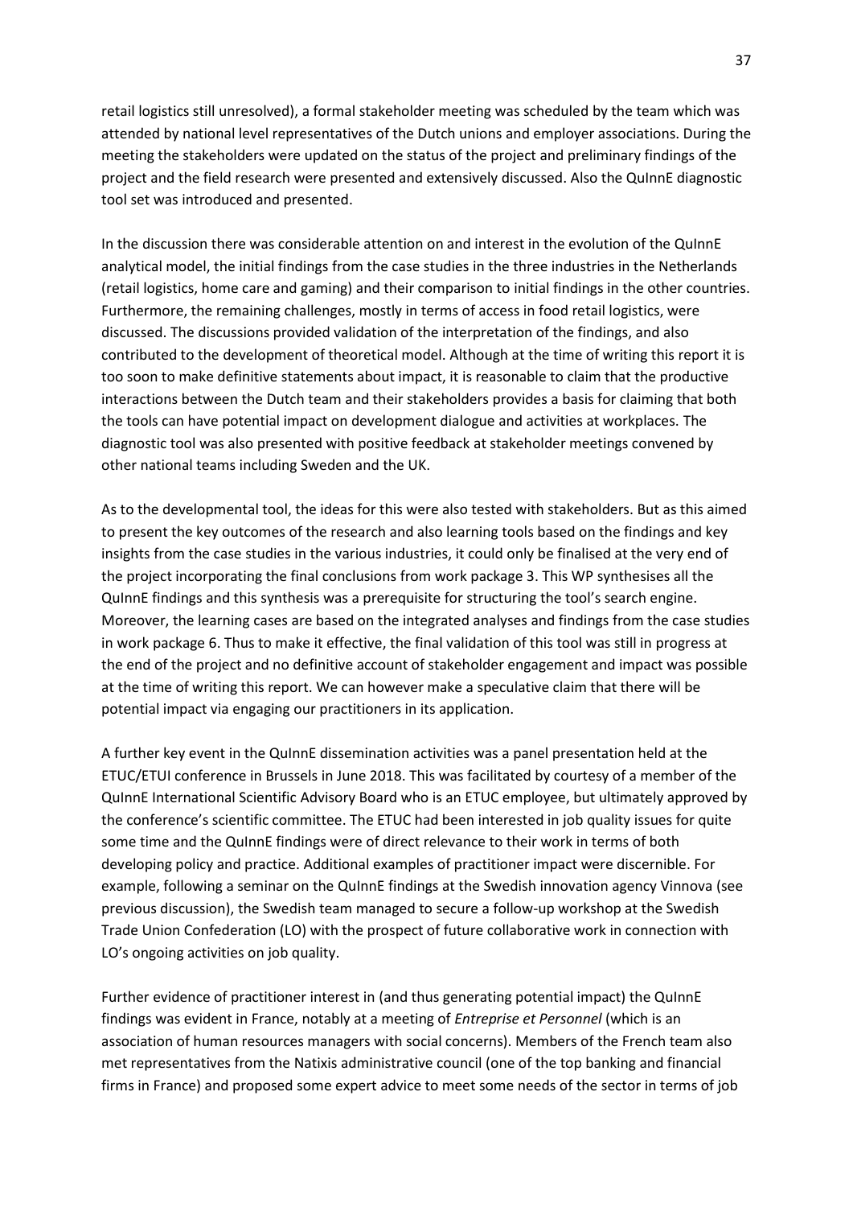retail logistics still unresolved), a formal stakeholder meeting was scheduled by the team which was attended by national level representatives of the Dutch unions and employer associations. During the meeting the stakeholders were updated on the status of the project and preliminary findings of the project and the field research were presented and extensively discussed. Also the QuInnE diagnostic tool set was introduced and presented.

In the discussion there was considerable attention on and interest in the evolution of the QuInnE analytical model, the initial findings from the case studies in the three industries in the Netherlands (retail logistics, home care and gaming) and their comparison to initial findings in the other countries. Furthermore, the remaining challenges, mostly in terms of access in food retail logistics, were discussed. The discussions provided validation of the interpretation of the findings, and also contributed to the development of theoretical model. Although at the time of writing this report it is too soon to make definitive statements about impact, it is reasonable to claim that the productive interactions between the Dutch team and their stakeholders provides a basis for claiming that both the tools can have potential impact on development dialogue and activities at workplaces. The diagnostic tool was also presented with positive feedback at stakeholder meetings convened by other national teams including Sweden and the UK.

As to the developmental tool, the ideas for this were also tested with stakeholders. But as this aimed to present the key outcomes of the research and also learning tools based on the findings and key insights from the case studies in the various industries, it could only be finalised at the very end of the project incorporating the final conclusions from work package 3. This WP synthesises all the QuInnE findings and this synthesis was a prerequisite for structuring the tool's search engine. Moreover, the learning cases are based on the integrated analyses and findings from the case studies in work package 6. Thus to make it effective, the final validation of this tool was still in progress at the end of the project and no definitive account of stakeholder engagement and impact was possible at the time of writing this report. We can however make a speculative claim that there will be potential impact via engaging our practitioners in its application.

A further key event in the QuInnE dissemination activities was a panel presentation held at the ETUC/ETUI conference in Brussels in June 2018. This was facilitated by courtesy of a member of the QuInnE International Scientific Advisory Board who is an ETUC employee, but ultimately approved by the conference's scientific committee. The ETUC had been interested in job quality issues for quite some time and the QuInnE findings were of direct relevance to their work in terms of both developing policy and practice. Additional examples of practitioner impact were discernible. For example, following a seminar on the QuInnE findings at the Swedish innovation agency Vinnova (see previous discussion), the Swedish team managed to secure a follow-up workshop at the Swedish Trade Union Confederation (LO) with the prospect of future collaborative work in connection with LO's ongoing activities on job quality.

Further evidence of practitioner interest in (and thus generating potential impact) the QuInnE findings was evident in France, notably at a meeting of *Entreprise et Personnel* (which is an association of human resources managers with social concerns). Members of the French team also met representatives from the Natixis administrative council (one of the top banking and financial firms in France) and proposed some expert advice to meet some needs of the sector in terms of job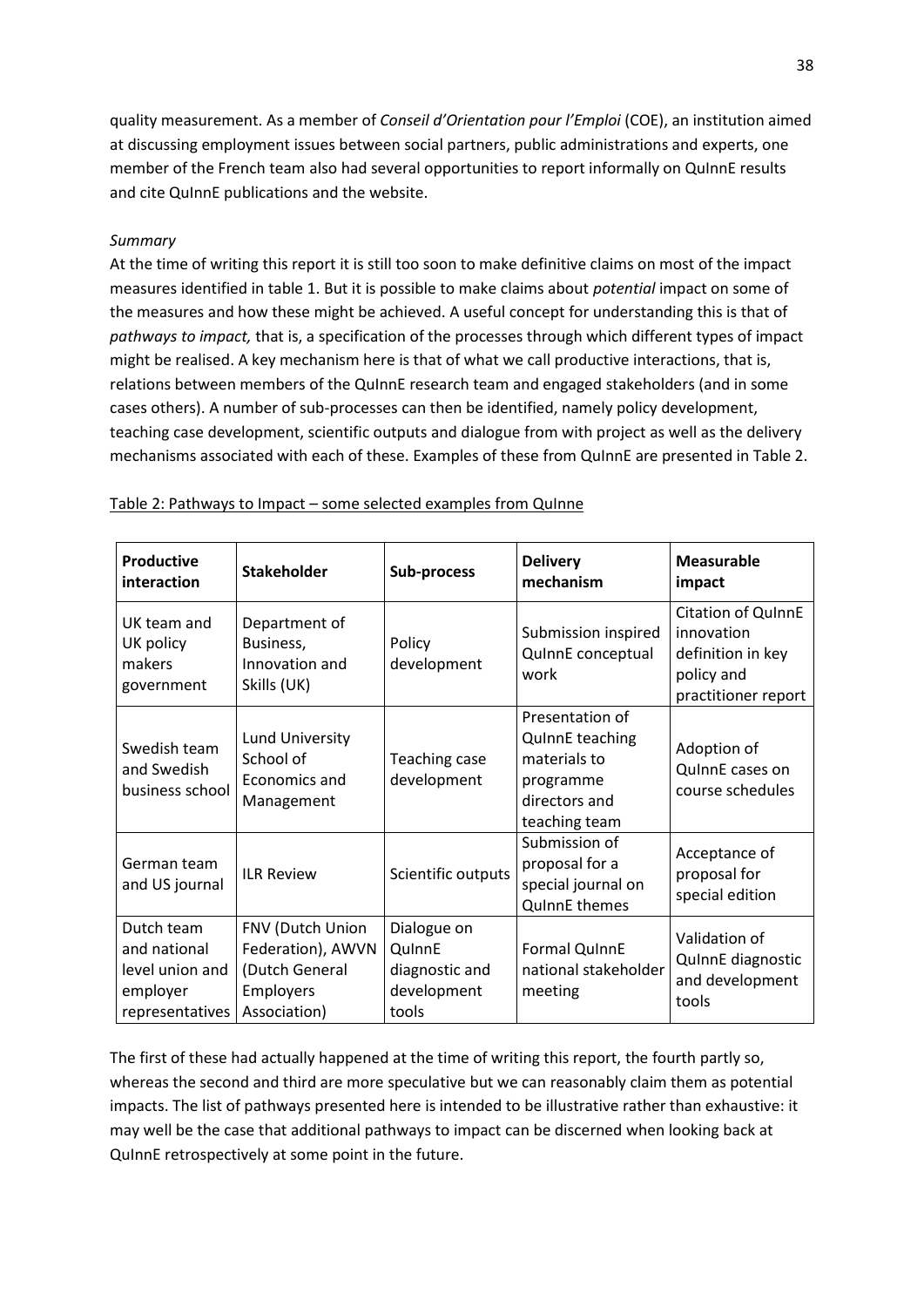quality measurement. As a member of *Conseil d'Orientation pour l'Emploi* (COE), an institution aimed at discussing employment issues between social partners, public administrations and experts, one member of the French team also had several opportunities to report informally on QuInnE results and cite QuInnE publications and the website.

*Summary*

At the time of writing this report it is still too soon to make definitive claims on most of the impact measures identified in table 1. But it is possible to make claims about *potential* impact on some of the measures and how these might be achieved. A useful concept for understanding this is that of *pathways to impact,* that is, a specification of the processes through which different types of impact might be realised. A key mechanism here is that of what we call productive interactions, that is, relations between members of the QuInnE research team and engaged stakeholders (and in some cases others). A number of sub-processes can then be identified, namely policy development, teaching case development, scientific outputs and dialogue from with project as well as the delivery mechanisms associated with each of these. Examples of these from QuInnE are presented in Table 2.

Table 2: Pathways to Impact – some selected examples from QuInne

| Productive interaction | Stakeholder | Sub-process | Delivery mechanism | Measurable impact |
|---|---|---|---|---|
| UK team and UK policy makers government | Department of Business, Innovation and Skills (UK) | Policy development | Submission inspired QuInnE conceptual work | Citation of QuInnE innovation definition in key policy and practitioner report |
| Swedish team and Swedish business school | Lund University School of Economics and Management | Teaching case development | Presentation of QuInnE teaching materials to programme directors and teaching team | Adoption of QuInnE cases on course schedules |
| German team and US journal | ILR Review | Scientific outputs | Submission of proposal for a special journal on QuInnE themes | Acceptance of proposal for special edition |
| Dutch team and national level union and employer representatives | FNV (Dutch Union Federation), AWVN (Dutch General Employers Association) | Dialogue on QuInnE diagnostic and development tools | Formal QuInnE national stakeholder meeting | Validation of QuInnE diagnostic and development tools |

The first of these had actually happened at the time of writing this report, the fourth partly so, whereas the second and third are more speculative but we can reasonably claim them as potential impacts. The list of pathways presented here is intended to be illustrative rather than exhaustive: it may well be the case that additional pathways to impact can be discerned when looking back at QuInnE retrospectively at some point in the future.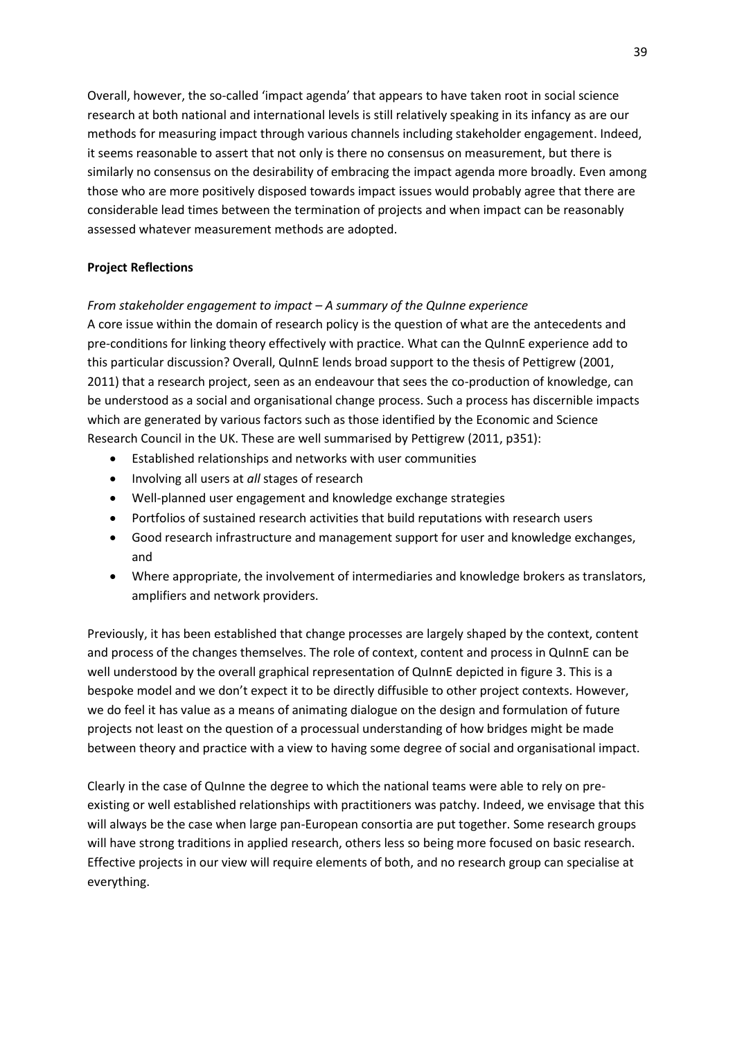Overall, however, the so-called 'impact agenda' that appears to have taken root in social science research at both national and international levels is still relatively speaking in its infancy as are our methods for measuring impact through various channels including stakeholder engagement. Indeed, it seems reasonable to assert that not only is there no consensus on measurement, but there is similarly no consensus on the desirability of embracing the impact agenda more broadly. Even among those who are more positively disposed towards impact issues would probably agree that there are considerable lead times between the termination of projects and when impact can be reasonably assessed whatever measurement methods are adopted.

**Project Reflections**

*From stakeholder engagement to impact – A summary of the QuInne experience*

A core issue within the domain of research policy is the question of what are the antecedents and pre-conditions for linking theory effectively with practice. What can the QuInnE experience add to this particular discussion? Overall, QuInnE lends broad support to the thesis of Pettigrew (2001, 2011) that a research project, seen as an endeavour that sees the co-production of knowledge, can be understood as a social and organisational change process. Such a process has discernible impacts which are generated by various factors such as those identified by the Economic and Science Research Council in the UK. These are well summarised by Pettigrew (2011, p351):

- Established relationships and networks with user communities
- Involving all users at *all* stages of research
- Well-planned user engagement and knowledge exchange strategies
- Portfolios of sustained research activities that build reputations with research users
- Good research infrastructure and management support for user and knowledge exchanges, and
- Where appropriate, the involvement of intermediaries and knowledge brokers as translators, amplifiers and network providers.

Previously, it has been established that change processes are largely shaped by the context, content and process of the changes themselves. The role of context, content and process in QuInnE can be well understood by the overall graphical representation of QuInnE depicted in figure 3. This is a bespoke model and we don't expect it to be directly diffusible to other project contexts. However, we do feel it has value as a means of animating dialogue on the design and formulation of future projects not least on the question of a processual understanding of how bridges might be made between theory and practice with a view to having some degree of social and organisational impact.

Clearly in the case of QuInne the degree to which the national teams were able to rely on pre-existing or well established relationships with practitioners was patchy. Indeed, we envisage that this will always be the case when large pan-European consortia are put together. Some research groups will have strong traditions in applied research, others less so being more focused on basic research. Effective projects in our view will require elements of both, and no research group can specialise at everything.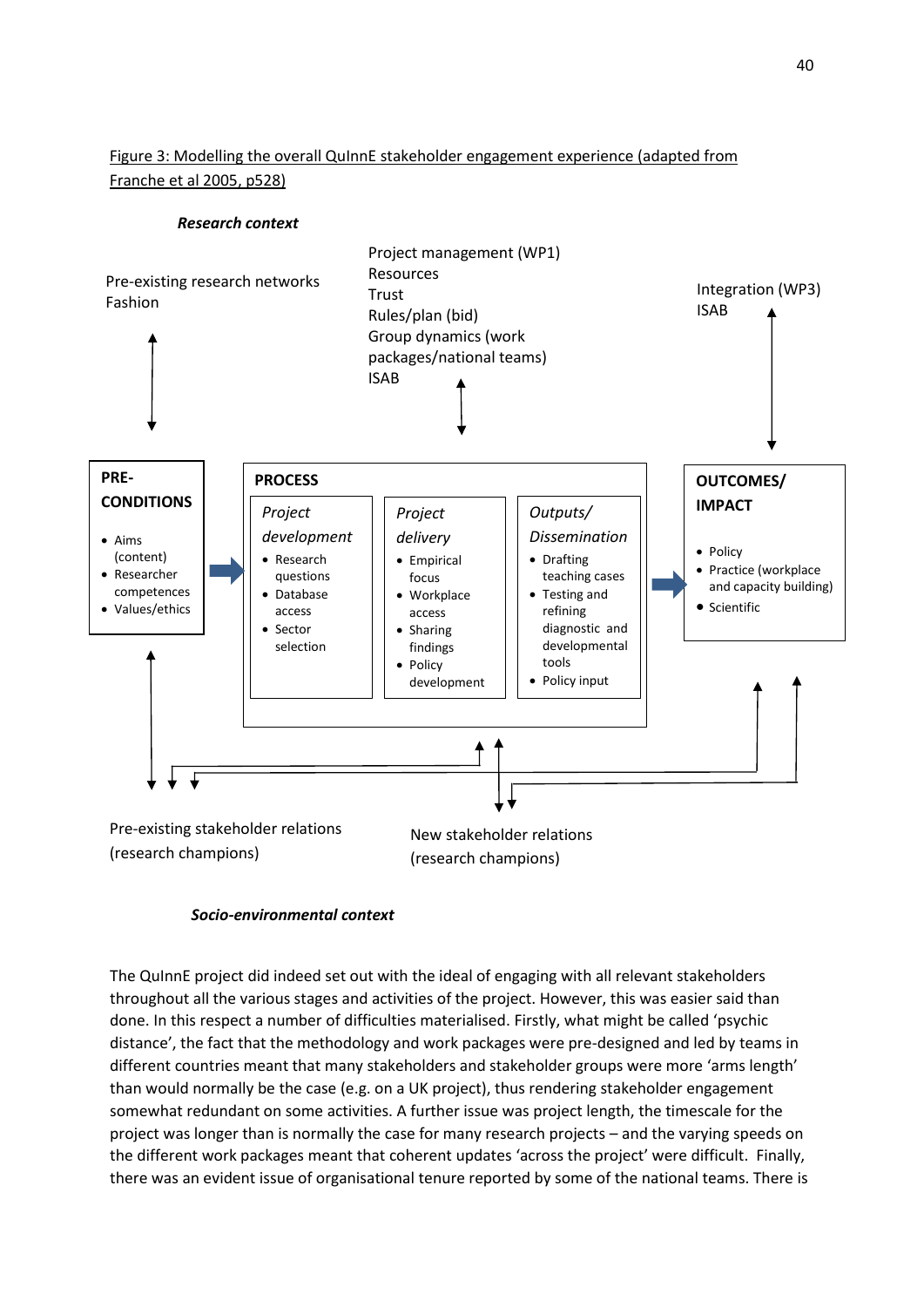Figure 3: Modelling the overall QuInnE stakeholder engagement experience (adapted from Franche et al 2005, p528)

***Research context***

Pre-existing research networks
Fashion

Project management (WP1)
Resources
Trust
Rules/plan (bid)
Group dynamics (work packages/national teams)
ISAB

Integration (WP3)
ISAB

**PRE-CONDITIONS**

- Aims (content)
- Researcher competences
- Values/ethics

**PROCESS**

*Project development*

- Research questions
- Database access
- Sector selection

*Project delivery*

- Empirical focus
- Workplace access
- Sharing findings
- Policy development

*Outputs/ Dissemination*

- Drafting teaching cases
- Testing and refining diagnostic and developmental tools
- Policy input

**OUTCOMES/ IMPACT**

- Policy
- Practice (workplace and capacity building)
- Scientific

Pre-existing stakeholder relations (research champions)

New stakeholder relations (research champions)

***Socio-environmental context***

The QuInnE project did indeed set out with the ideal of engaging with all relevant stakeholders throughout all the various stages and activities of the project. However, this was easier said than done. In this respect a number of difficulties materialised. Firstly, what might be called 'psychic distance', the fact that the methodology and work packages were pre-designed and led by teams in different countries meant that many stakeholders and stakeholder groups were more 'arms length' than would normally be the case (e.g. on a UK project), thus rendering stakeholder engagement somewhat redundant on some activities. A further issue was project length, the timescale for the project was longer than is normally the case for many research projects – and the varying speeds on the different work packages meant that coherent updates 'across the project' were difficult. Finally, there was an evident issue of organisational tenure reported by some of the national teams. There is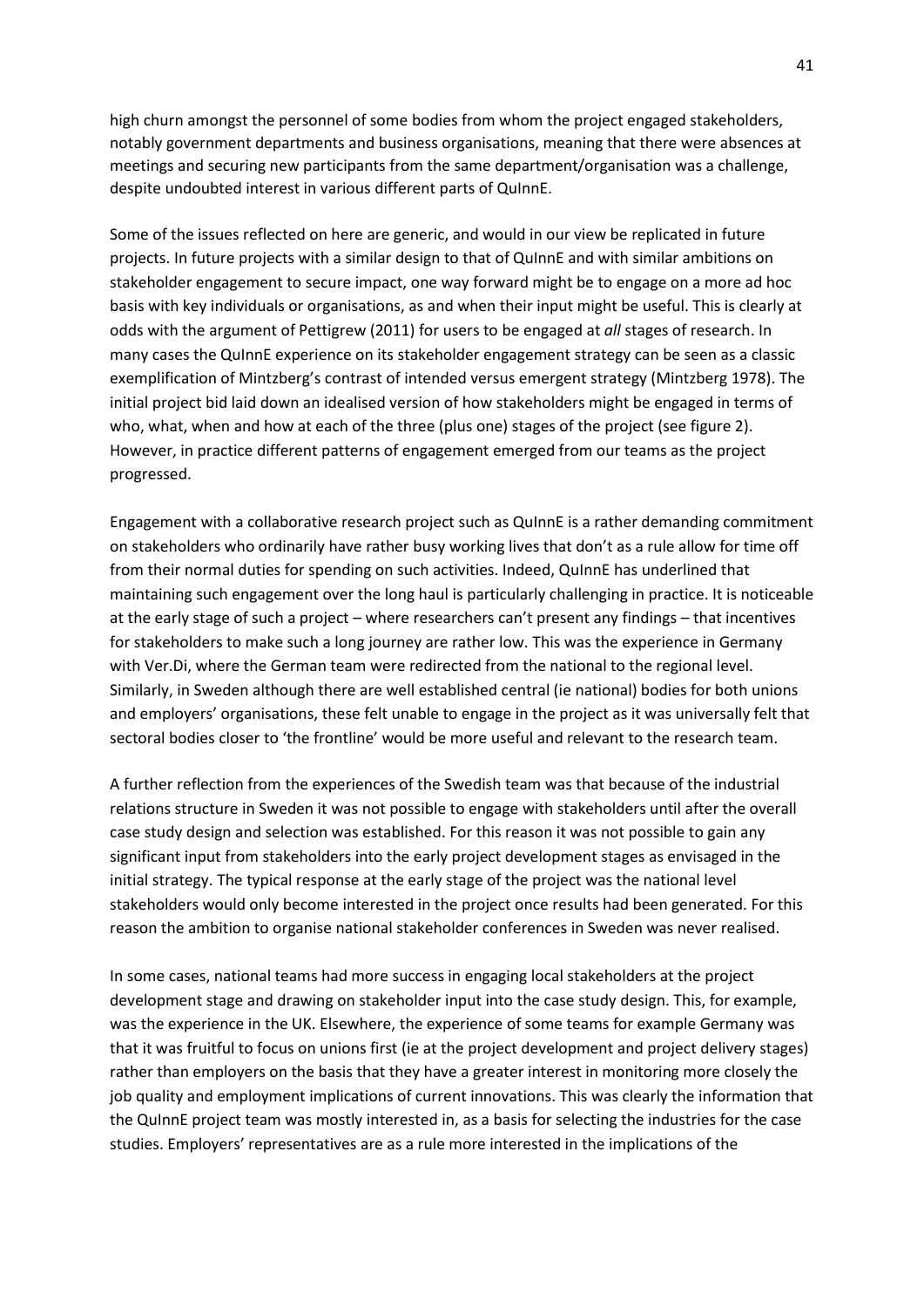high churn amongst the personnel of some bodies from whom the project engaged stakeholders, notably government departments and business organisations, meaning that there were absences at meetings and securing new participants from the same department/organisation was a challenge, despite undoubted interest in various different parts of QuInnE.

Some of the issues reflected on here are generic, and would in our view be replicated in future projects. In future projects with a similar design to that of QuInnE and with similar ambitions on stakeholder engagement to secure impact, one way forward might be to engage on a more ad hoc basis with key individuals or organisations, as and when their input might be useful. This is clearly at odds with the argument of Pettigrew (2011) for users to be engaged at *all* stages of research. In many cases the QuInnE experience on its stakeholder engagement strategy can be seen as a classic exemplification of Mintzberg's contrast of intended versus emergent strategy (Mintzberg 1978). The initial project bid laid down an idealised version of how stakeholders might be engaged in terms of who, what, when and how at each of the three (plus one) stages of the project (see figure 2). However, in practice different patterns of engagement emerged from our teams as the project progressed.

Engagement with a collaborative research project such as QuInnE is a rather demanding commitment on stakeholders who ordinarily have rather busy working lives that don't as a rule allow for time off from their normal duties for spending on such activities. Indeed, QuInnE has underlined that maintaining such engagement over the long haul is particularly challenging in practice. It is noticeable at the early stage of such a project – where researchers can't present any findings – that incentives for stakeholders to make such a long journey are rather low. This was the experience in Germany with Ver.Di, where the German team were redirected from the national to the regional level. Similarly, in Sweden although there are well established central (ie national) bodies for both unions and employers' organisations, these felt unable to engage in the project as it was universally felt that sectoral bodies closer to 'the frontline' would be more useful and relevant to the research team.

A further reflection from the experiences of the Swedish team was that because of the industrial relations structure in Sweden it was not possible to engage with stakeholders until after the overall case study design and selection was established. For this reason it was not possible to gain any significant input from stakeholders into the early project development stages as envisaged in the initial strategy. The typical response at the early stage of the project was the national level stakeholders would only become interested in the project once results had been generated. For this reason the ambition to organise national stakeholder conferences in Sweden was never realised.

In some cases, national teams had more success in engaging local stakeholders at the project development stage and drawing on stakeholder input into the case study design. This, for example, was the experience in the UK. Elsewhere, the experience of some teams for example Germany was that it was fruitful to focus on unions first (ie at the project development and project delivery stages) rather than employers on the basis that they have a greater interest in monitoring more closely the job quality and employment implications of current innovations. This was clearly the information that the QuInnE project team was mostly interested in, as a basis for selecting the industries for the case studies. Employers' representatives are as a rule more interested in the implications of the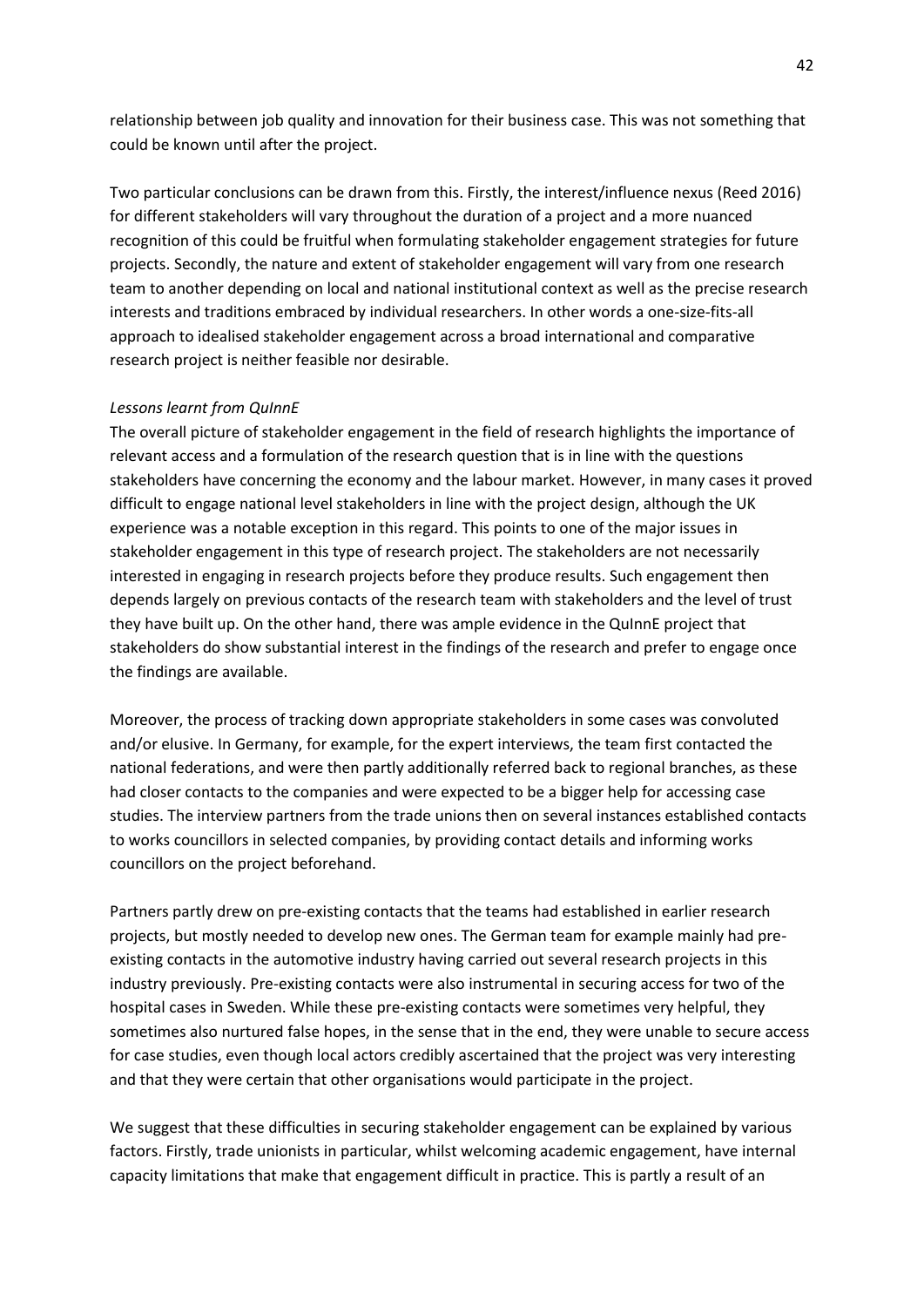relationship between job quality and innovation for their business case. This was not something that could be known until after the project.

Two particular conclusions can be drawn from this. Firstly, the interest/influence nexus (Reed 2016) for different stakeholders will vary throughout the duration of a project and a more nuanced recognition of this could be fruitful when formulating stakeholder engagement strategies for future projects. Secondly, the nature and extent of stakeholder engagement will vary from one research team to another depending on local and national institutional context as well as the precise research interests and traditions embraced by individual researchers. In other words a one-size-fits-all approach to idealised stakeholder engagement across a broad international and comparative research project is neither feasible nor desirable.

*Lessons learnt from QuInnE*

The overall picture of stakeholder engagement in the field of research highlights the importance of relevant access and a formulation of the research question that is in line with the questions stakeholders have concerning the economy and the labour market. However, in many cases it proved difficult to engage national level stakeholders in line with the project design, although the UK experience was a notable exception in this regard. This points to one of the major issues in stakeholder engagement in this type of research project. The stakeholders are not necessarily interested in engaging in research projects before they produce results. Such engagement then depends largely on previous contacts of the research team with stakeholders and the level of trust they have built up. On the other hand, there was ample evidence in the QuInnE project that stakeholders do show substantial interest in the findings of the research and prefer to engage once the findings are available.

Moreover, the process of tracking down appropriate stakeholders in some cases was convoluted and/or elusive. In Germany, for example, for the expert interviews, the team first contacted the national federations, and were then partly additionally referred back to regional branches, as these had closer contacts to the companies and were expected to be a bigger help for accessing case studies. The interview partners from the trade unions then on several instances established contacts to works councillors in selected companies, by providing contact details and informing works councillors on the project beforehand.

Partners partly drew on pre-existing contacts that the teams had established in earlier research projects, but mostly needed to develop new ones. The German team for example mainly had pre-existing contacts in the automotive industry having carried out several research projects in this industry previously. Pre-existing contacts were also instrumental in securing access for two of the hospital cases in Sweden. While these pre-existing contacts were sometimes very helpful, they sometimes also nurtured false hopes, in the sense that in the end, they were unable to secure access for case studies, even though local actors credibly ascertained that the project was very interesting and that they were certain that other organisations would participate in the project.

We suggest that these difficulties in securing stakeholder engagement can be explained by various factors. Firstly, trade unionists in particular, whilst welcoming academic engagement, have internal capacity limitations that make that engagement difficult in practice. This is partly a result of an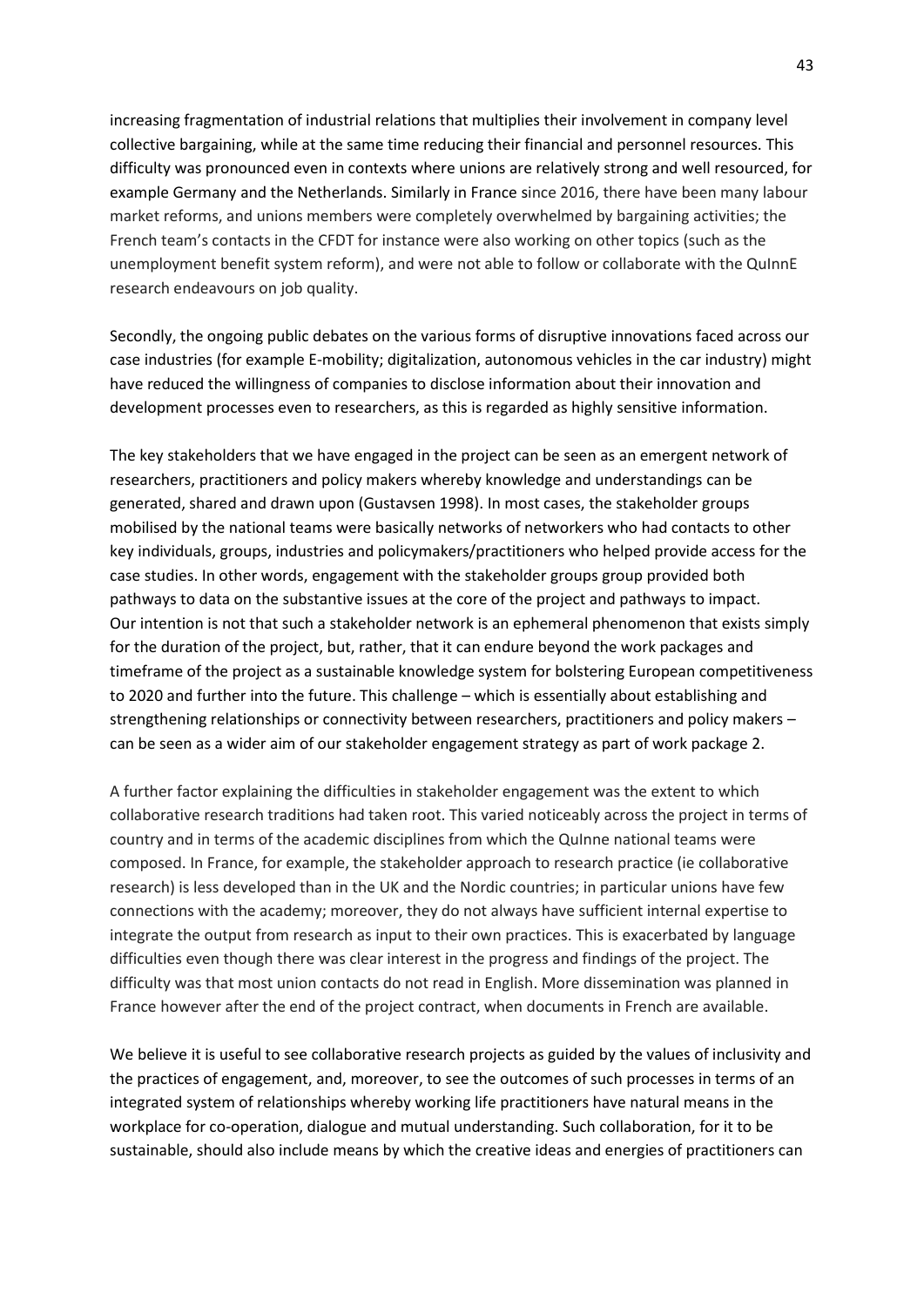increasing fragmentation of industrial relations that multiplies their involvement in company level collective bargaining, while at the same time reducing their financial and personnel resources. This difficulty was pronounced even in contexts where unions are relatively strong and well resourced, for example Germany and the Netherlands. Similarly in France since 2016, there have been many labour market reforms, and unions members were completely overwhelmed by bargaining activities; the French team's contacts in the CFDT for instance were also working on other topics (such as the unemployment benefit system reform), and were not able to follow or collaborate with the QuInnE research endeavours on job quality.

Secondly, the ongoing public debates on the various forms of disruptive innovations faced across our case industries (for example E-mobility; digitalization, autonomous vehicles in the car industry) might have reduced the willingness of companies to disclose information about their innovation and development processes even to researchers, as this is regarded as highly sensitive information.

The key stakeholders that we have engaged in the project can be seen as an emergent network of researchers, practitioners and policy makers whereby knowledge and understandings can be generated, shared and drawn upon (Gustavsen 1998). In most cases, the stakeholder groups mobilised by the national teams were basically networks of networkers who had contacts to other key individuals, groups, industries and policymakers/practitioners who helped provide access for the case studies. In other words, engagement with the stakeholder groups group provided both pathways to data on the substantive issues at the core of the project and pathways to impact. Our intention is not that such a stakeholder network is an ephemeral phenomenon that exists simply for the duration of the project, but, rather, that it can endure beyond the work packages and timeframe of the project as a sustainable knowledge system for bolstering European competitiveness to 2020 and further into the future. This challenge – which is essentially about establishing and strengthening relationships or connectivity between researchers, practitioners and policy makers – can be seen as a wider aim of our stakeholder engagement strategy as part of work package 2.

A further factor explaining the difficulties in stakeholder engagement was the extent to which collaborative research traditions had taken root. This varied noticeably across the project in terms of country and in terms of the academic disciplines from which the QuInne national teams were composed. In France, for example, the stakeholder approach to research practice (ie collaborative research) is less developed than in the UK and the Nordic countries; in particular unions have few connections with the academy; moreover, they do not always have sufficient internal expertise to integrate the output from research as input to their own practices. This is exacerbated by language difficulties even though there was clear interest in the progress and findings of the project. The difficulty was that most union contacts do not read in English. More dissemination was planned in France however after the end of the project contract, when documents in French are available.

We believe it is useful to see collaborative research projects as guided by the values of inclusivity and the practices of engagement, and, moreover, to see the outcomes of such processes in terms of an integrated system of relationships whereby working life practitioners have natural means in the workplace for co-operation, dialogue and mutual understanding. Such collaboration, for it to be sustainable, should also include means by which the creative ideas and energies of practitioners can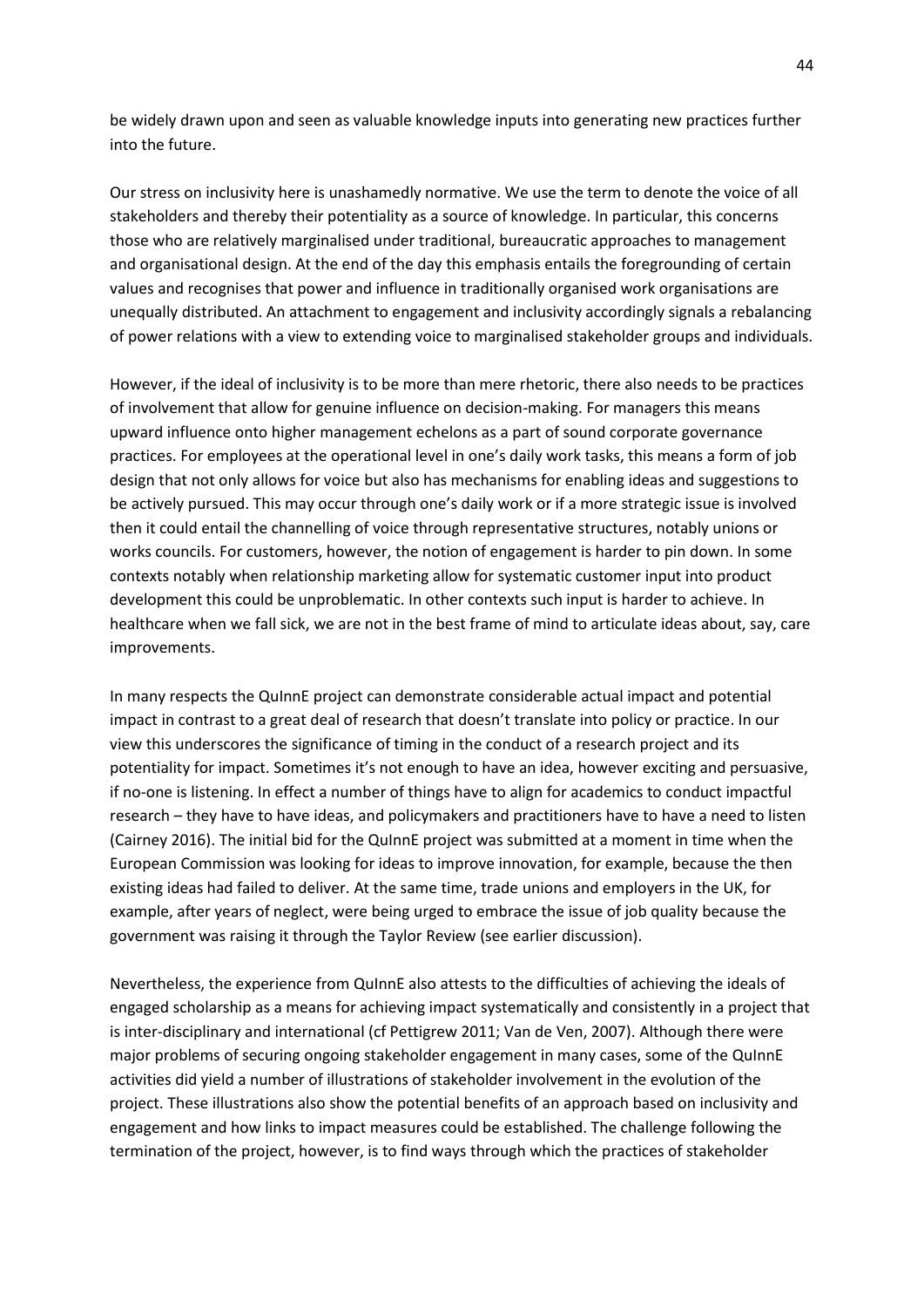be widely drawn upon and seen as valuable knowledge inputs into generating new practices further into the future.

Our stress on inclusivity here is unashamedly normative. We use the term to denote the voice of all stakeholders and thereby their potentiality as a source of knowledge. In particular, this concerns those who are relatively marginalised under traditional, bureaucratic approaches to management and organisational design. At the end of the day this emphasis entails the foregrounding of certain values and recognises that power and influence in traditionally organised work organisations are unequally distributed. An attachment to engagement and inclusivity accordingly signals a rebalancing of power relations with a view to extending voice to marginalised stakeholder groups and individuals.

However, if the ideal of inclusivity is to be more than mere rhetoric, there also needs to be practices of involvement that allow for genuine influence on decision-making. For managers this means upward influence onto higher management echelons as a part of sound corporate governance practices. For employees at the operational level in one's daily work tasks, this means a form of job design that not only allows for voice but also has mechanisms for enabling ideas and suggestions to be actively pursued. This may occur through one's daily work or if a more strategic issue is involved then it could entail the channelling of voice through representative structures, notably unions or works councils. For customers, however, the notion of engagement is harder to pin down. In some contexts notably when relationship marketing allow for systematic customer input into product development this could be unproblematic. In other contexts such input is harder to achieve. In healthcare when we fall sick, we are not in the best frame of mind to articulate ideas about, say, care improvements.

In many respects the QuInnE project can demonstrate considerable actual impact and potential impact in contrast to a great deal of research that doesn't translate into policy or practice. In our view this underscores the significance of timing in the conduct of a research project and its potentiality for impact. Sometimes it's not enough to have an idea, however exciting and persuasive, if no-one is listening. In effect a number of things have to align for academics to conduct impactful research – they have to have ideas, and policymakers and practitioners have to have a need to listen (Cairney 2016). The initial bid for the QuInnE project was submitted at a moment in time when the European Commission was looking for ideas to improve innovation, for example, because the then existing ideas had failed to deliver. At the same time, trade unions and employers in the UK, for example, after years of neglect, were being urged to embrace the issue of job quality because the government was raising it through the Taylor Review (see earlier discussion).

Nevertheless, the experience from QuInnE also attests to the difficulties of achieving the ideals of engaged scholarship as a means for achieving impact systematically and consistently in a project that is inter-disciplinary and international (cf Pettigrew 2011; Van de Ven, 2007). Although there were major problems of securing ongoing stakeholder engagement in many cases, some of the QuInnE activities did yield a number of illustrations of stakeholder involvement in the evolution of the project. These illustrations also show the potential benefits of an approach based on inclusivity and engagement and how links to impact measures could be established. The challenge following the termination of the project, however, is to find ways through which the practices of stakeholder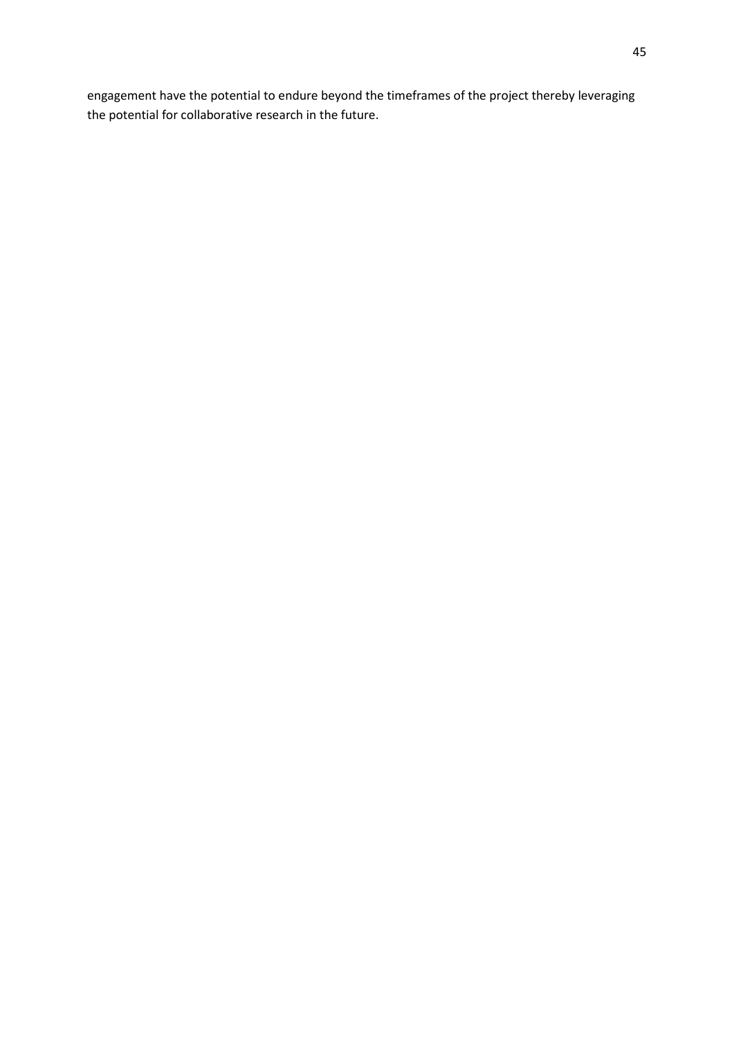engagement have the potential to endure beyond the timeframes of the project thereby leveraging the potential for collaborative research in the future.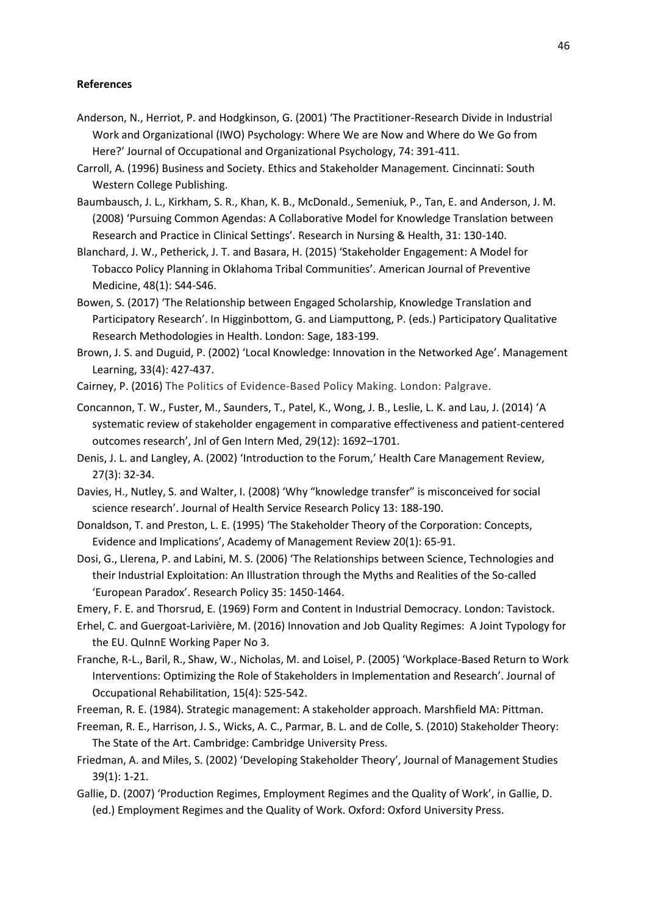**References**

Anderson, N., Herriot, P. and Hodgkinson, G. (2001) 'The Practitioner-Research Divide in Industrial Work and Organizational (IWO) Psychology: Where We are Now and Where do We Go from Here?' Journal of Occupational and Organizational Psychology, 74: 391-411.

Carroll, A. (1996) Business and Society. Ethics and Stakeholder Management. Cincinnati: South Western College Publishing.

Baumbausch, J. L., Kirkham, S. R., Khan, K. B., McDonald., Semeniuk, P., Tan, E. and Anderson, J. M. (2008) 'Pursuing Common Agendas: A Collaborative Model for Knowledge Translation between Research and Practice in Clinical Settings'. Research in Nursing & Health, 31: 130-140.

Blanchard, J. W., Petherick, J. T. and Basara, H. (2015) 'Stakeholder Engagement: A Model for Tobacco Policy Planning in Oklahoma Tribal Communities'. American Journal of Preventive Medicine, 48(1): S44-S46.

Bowen, S. (2017) 'The Relationship between Engaged Scholarship, Knowledge Translation and Participatory Research'. In Higginbottom, G. and Liamputtong, P. (eds.) Participatory Qualitative Research Methodologies in Health. London: Sage, 183-199.

Brown, J. S. and Duguid, P. (2002) 'Local Knowledge: Innovation in the Networked Age'. Management Learning, 33(4): 427-437.

Cairney, P. (2016) The Politics of Evidence-Based Policy Making. London: Palgrave.

Concannon, T. W., Fuster, M., Saunders, T., Patel, K., Wong, J. B., Leslie, L. K. and Lau, J. (2014) 'A systematic review of stakeholder engagement in comparative effectiveness and patient-centered outcomes research', Jnl of Gen Intern Med, 29(12): 1692–1701.

Denis, J. L. and Langley, A. (2002) 'Introduction to the Forum,' Health Care Management Review, 27(3): 32-34.

Davies, H., Nutley, S. and Walter, I. (2008) 'Why "knowledge transfer" is misconceived for social science research'. Journal of Health Service Research Policy 13: 188-190.

Donaldson, T. and Preston, L. E. (1995) 'The Stakeholder Theory of the Corporation: Concepts, Evidence and Implications', Academy of Management Review 20(1): 65-91.

Dosi, G., Llerena, P. and Labini, M. S. (2006) 'The Relationships between Science, Technologies and their Industrial Exploitation: An Illustration through the Myths and Realities of the So-called 'European Paradox'. Research Policy 35: 1450-1464.

Emery, F. E. and Thorsrud, E. (1969) Form and Content in Industrial Democracy. London: Tavistock.

Erhel, C. and Guergoat-Larivière, M. (2016) Innovation and Job Quality Regimes: A Joint Typology for the EU. QuInnE Working Paper No 3.

Franche, R-L., Baril, R., Shaw, W., Nicholas, M. and Loisel, P. (2005) 'Workplace-Based Return to Work Interventions: Optimizing the Role of Stakeholders in Implementation and Research'. Journal of Occupational Rehabilitation, 15(4): 525-542.

Freeman, R. E. (1984). Strategic management: A stakeholder approach. Marshfield MA: Pittman.

Freeman, R. E., Harrison, J. S., Wicks, A. C., Parmar, B. L. and de Colle, S. (2010) Stakeholder Theory: The State of the Art. Cambridge: Cambridge University Press.

Friedman, A. and Miles, S. (2002) 'Developing Stakeholder Theory', Journal of Management Studies 39(1): 1-21.

Gallie, D. (2007) 'Production Regimes, Employment Regimes and the Quality of Work', in Gallie, D. (ed.) Employment Regimes and the Quality of Work. Oxford: Oxford University Press.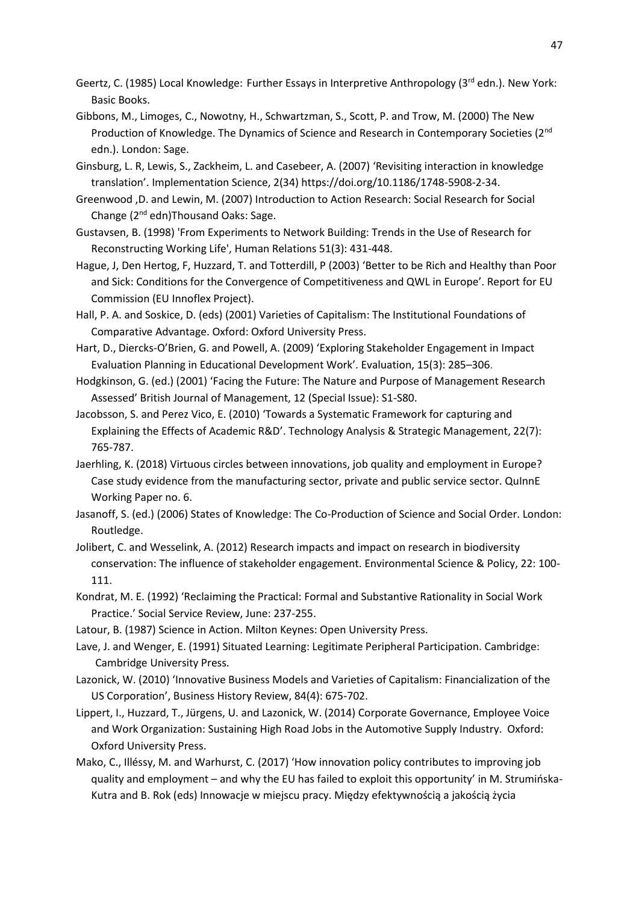Geertz, C. (1985) Local Knowledge: Further Essays in Interpretive Anthropology (3rd edn.). New York: Basic Books.

Gibbons, M., Limoges, C., Nowotny, H., Schwartzman, S., Scott, P. and Trow, M. (2000) The New Production of Knowledge. The Dynamics of Science and Research in Contemporary Societies (2nd edn.). London: Sage.

Ginsburg, L. R, Lewis, S., Zackheim, L. and Casebeer, A. (2007) 'Revisiting interaction in knowledge translation'. Implementation Science, 2(34) https://doi.org/10.1186/1748-5908-2-34.

Greenwood ,D. and Lewin, M. (2007) Introduction to Action Research: Social Research for Social Change (2nd edn)Thousand Oaks: Sage.

Gustavsen, B. (1998) 'From Experiments to Network Building: Trends in the Use of Research for Reconstructing Working Life', Human Relations 51(3): 431-448.

Hague, J, Den Hertog, F, Huzzard, T. and Totterdill, P (2003) 'Better to be Rich and Healthy than Poor and Sick: Conditions for the Convergence of Competitiveness and QWL in Europe'. Report for EU Commission (EU Innoflex Project).

Hall, P. A. and Soskice, D. (eds) (2001) Varieties of Capitalism: The Institutional Foundations of Comparative Advantage. Oxford: Oxford University Press.

Hart, D., Diercks-O'Brien, G. and Powell, A. (2009) 'Exploring Stakeholder Engagement in Impact Evaluation Planning in Educational Development Work'. Evaluation, 15(3): 285–306.

Hodgkinson, G. (ed.) (2001) 'Facing the Future: The Nature and Purpose of Management Research Assessed' British Journal of Management, 12 (Special Issue): S1-S80.

Jacobsson, S. and Perez Vico, E. (2010) 'Towards a Systematic Framework for capturing and Explaining the Effects of Academic R&D'. Technology Analysis & Strategic Management, 22(7): 765-787.

Jaerhling, K. (2018) Virtuous circles between innovations, job quality and employment in Europe? Case study evidence from the manufacturing sector, private and public service sector. QuInnE Working Paper no. 6.

Jasanoff, S. (ed.) (2006) States of Knowledge: The Co-Production of Science and Social Order. London: Routledge.

Jolibert, C. and Wesselink, A. (2012) Research impacts and impact on research in biodiversity conservation: The influence of stakeholder engagement. Environmental Science & Policy, 22: 100-111.

Kondrat, M. E. (1992) 'Reclaiming the Practical: Formal and Substantive Rationality in Social Work Practice.' Social Service Review, June: 237-255.

Latour, B. (1987) Science in Action. Milton Keynes: Open University Press.

Lave, J. and Wenger, E. (1991) Situated Learning: Legitimate Peripheral Participation. Cambridge: Cambridge University Press.

Lazonick, W. (2010) 'Innovative Business Models and Varieties of Capitalism: Financialization of the US Corporation', Business History Review, 84(4): 675-702.

Lippert, I., Huzzard, T., Jürgens, U. and Lazonick, W. (2014) Corporate Governance, Employee Voice and Work Organization: Sustaining High Road Jobs in the Automotive Supply Industry. Oxford: Oxford University Press.

Mako, C., Illéssy, M. and Warhurst, C. (2017) 'How innovation policy contributes to improving job quality and employment – and why the EU has failed to exploit this opportunity' in M. Strumińska-Kutra and B. Rok (eds) Innowacje w miejscu pracy. Między efektywnością a jakością życia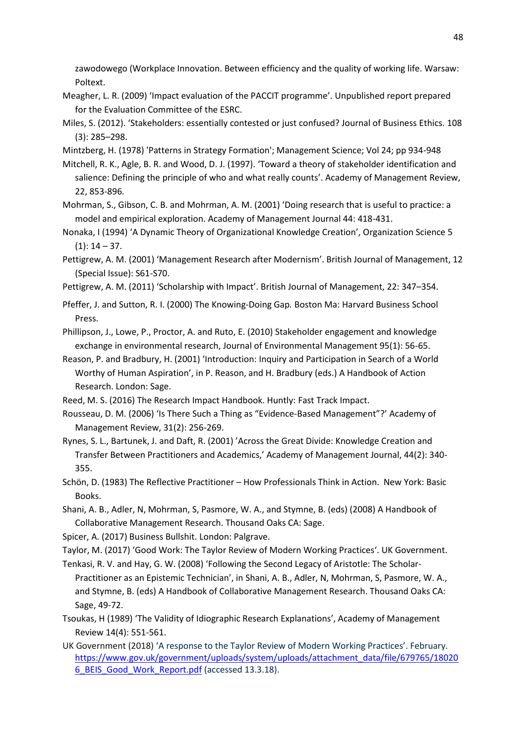zawodowego (Workplace Innovation. Between efficiency and the quality of working life. Warsaw: Poltext.

Meagher, L. R. (2009) 'Impact evaluation of the PACCIT programme'. Unpublished report prepared for the Evaluation Committee of the ESRC.

Miles, S. (2012). 'Stakeholders: essentially contested or just confused? Journal of Business Ethics. 108 (3): 285–298.

Mintzberg, H. (1978) 'Patterns in Strategy Formation'; Management Science; Vol 24; pp 934-948

Mitchell, R. K., Agle, B. R. and Wood, D. J. (1997). 'Toward a theory of stakeholder identification and salience: Defining the principle of who and what really counts'. Academy of Management Review, 22, 853-896.

Mohrman, S., Gibson, C. B. and Mohrman, A. M. (2001) 'Doing research that is useful to practice: a model and empirical exploration. Academy of Management Journal 44: 418-431.

Nonaka, I (1994) 'A Dynamic Theory of Organizational Knowledge Creation', Organization Science 5 (1): 14 – 37.

Pettigrew, A. M. (2001) 'Management Research after Modernism'. British Journal of Management, 12 (Special Issue): S61-S70.

Pettigrew, A. M. (2011) 'Scholarship with Impact'. British Journal of Management, 22: 347–354.

Pfeffer, J. and Sutton, R. I. (2000) The Knowing-Doing Gap*.* Boston Ma: Harvard Business School Press.

Phillipson, J., Lowe, P., Proctor, A. and Ruto, E. (2010) Stakeholder engagement and knowledge exchange in environmental research, Journal of Environmental Management 95(1): 56-65.

Reason, P. and Bradbury, H. (2001) 'Introduction: Inquiry and Participation in Search of a World Worthy of Human Aspiration', in P. Reason, and H. Bradbury (eds.) A Handbook of Action Research. London: Sage.

Reed, M. S. (2016) The Research Impact Handbook. Huntly: Fast Track Impact.

Rousseau, D. M. (2006) 'Is There Such a Thing as "Evidence-Based Management"?' Academy of Management Review, 31(2): 256-269.

Rynes, S. L., Bartunek, J. and Daft, R. (2001) 'Across the Great Divide: Knowledge Creation and Transfer Between Practitioners and Academics,' Academy of Management Journal, 44(2): 340-355.

Schön, D. (1983) The Reflective Practitioner – How Professionals Think in Action. New York: Basic Books.

Shani, A. B., Adler, N, Mohrman, S, Pasmore, W. A., and Stymne, B. (eds) (2008) A Handbook of Collaborative Management Research. Thousand Oaks CA: Sage.

Spicer, A. (2017) Business Bullshit. London: Palgrave.

Taylor, M. (2017) 'Good Work: The Taylor Review of Modern Working Practices'. UK Government.

Tenkasi, R. V. and Hay, G. W. (2008) 'Following the Second Legacy of Aristotle: The Scholar-Practitioner as an Epistemic Technician', in Shani, A. B., Adler, N, Mohrman, S, Pasmore, W. A., and Stymne, B. (eds) A Handbook of Collaborative Management Research. Thousand Oaks CA: Sage, 49-72.

Tsoukas, H (1989) 'The Validity of Idiographic Research Explanations', Academy of Management Review 14(4): 551-561.

UK Government (2018) 'A response to the Taylor Review of Modern Working Practices'. February. https://www.gov.uk/government/uploads/system/uploads/attachment_data/file/679765/180206_BEIS_Good_Work_Report.pdf (accessed 13.3.18).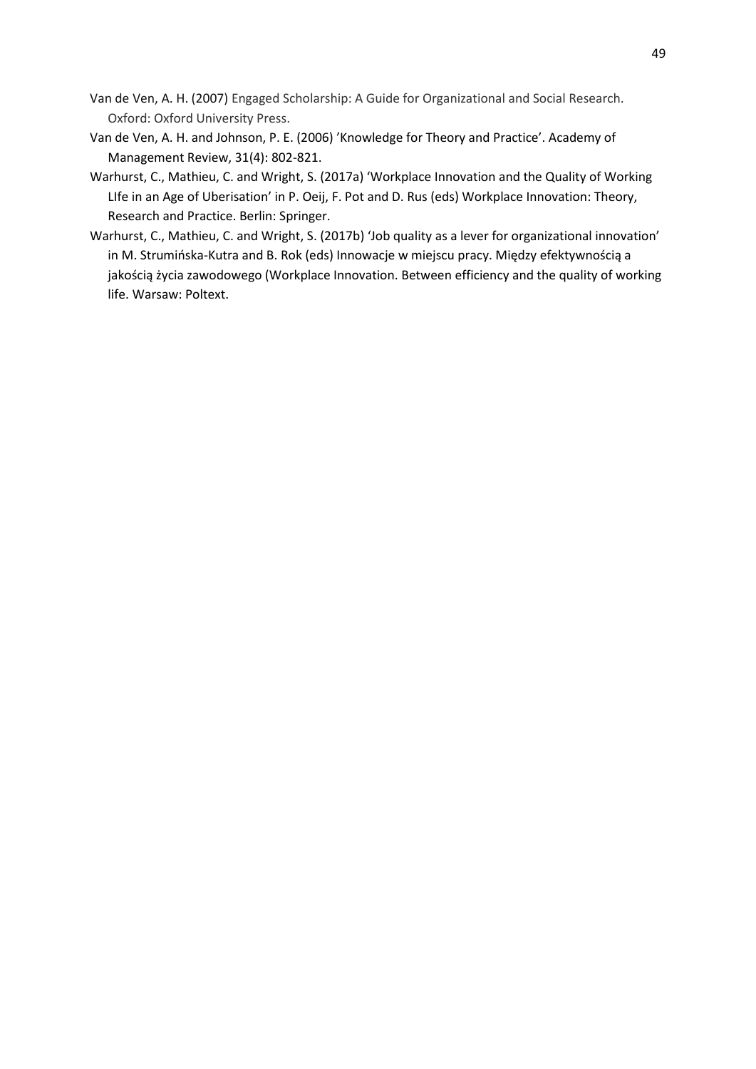Van de Ven, A. H. (2007) Engaged Scholarship: A Guide for Organizational and Social Research. Oxford: Oxford University Press.

Van de Ven, A. H. and Johnson, P. E. (2006) 'Knowledge for Theory and Practice'. Academy of Management Review, 31(4): 802-821.

Warhurst, C., Mathieu, C. and Wright, S. (2017a) 'Workplace Innovation and the Quality of Working LIfe in an Age of Uberisation' in P. Oeij, F. Pot and D. Rus (eds) Workplace Innovation: Theory, Research and Practice. Berlin: Springer.

Warhurst, C., Mathieu, C. and Wright, S. (2017b) 'Job quality as a lever for organizational innovation' in M. Strumińska-Kutra and B. Rok (eds) Innowacje w miejscu pracy. Między efektywnością a jakością życia zawodowego (Workplace Innovation. Between efficiency and the quality of working life. Warsaw: Poltext.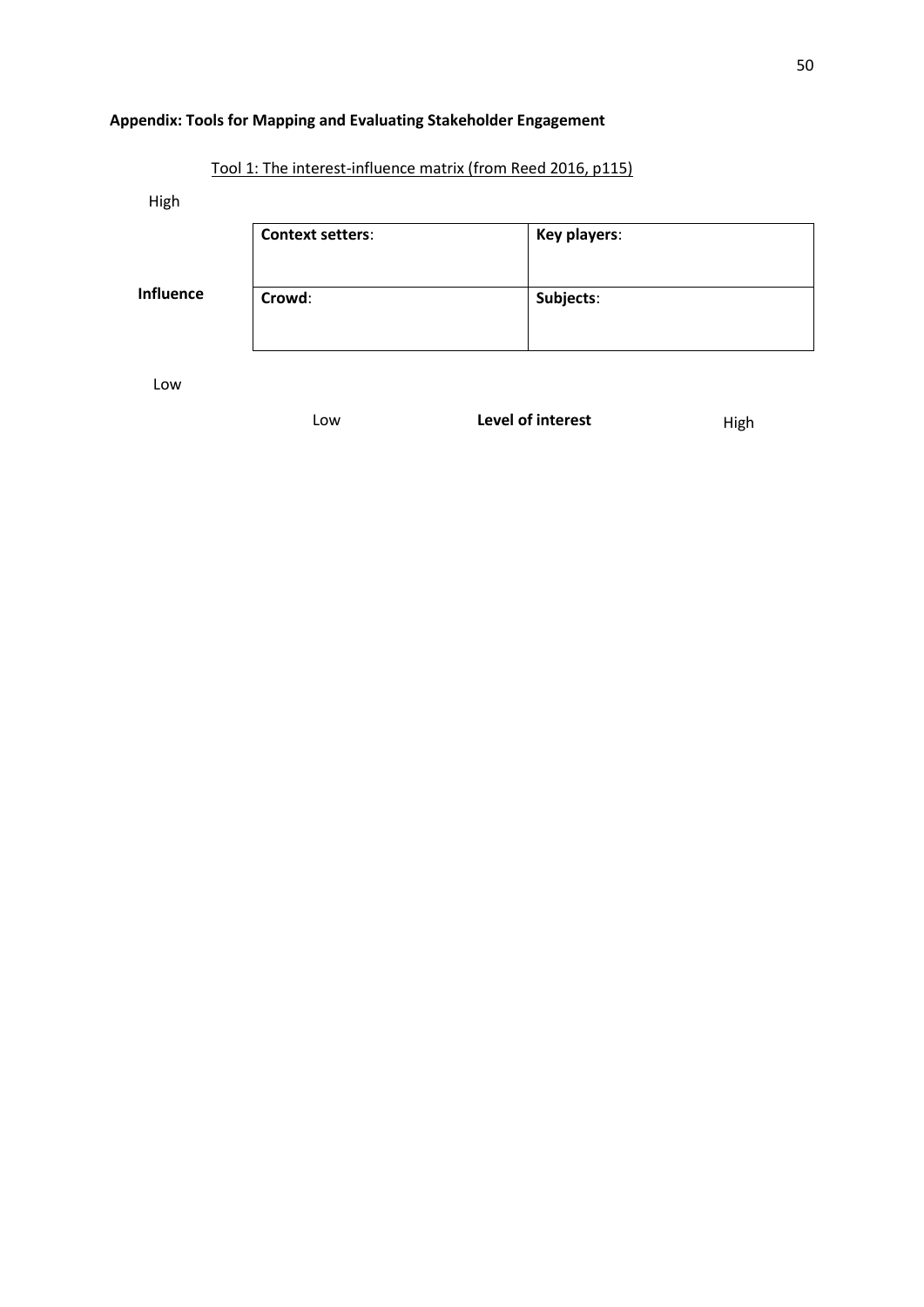**Appendix: Tools for Mapping and Evaluating Stakeholder Engagement**

Tool 1: The interest-influence matrix (from Reed 2016, p115)

| Influence | Low level of interest | High level of interest |
|---|---|---|
| High | **Context setters**: | **Key players**: |
| Low | **Crowd**: | **Subjects**: |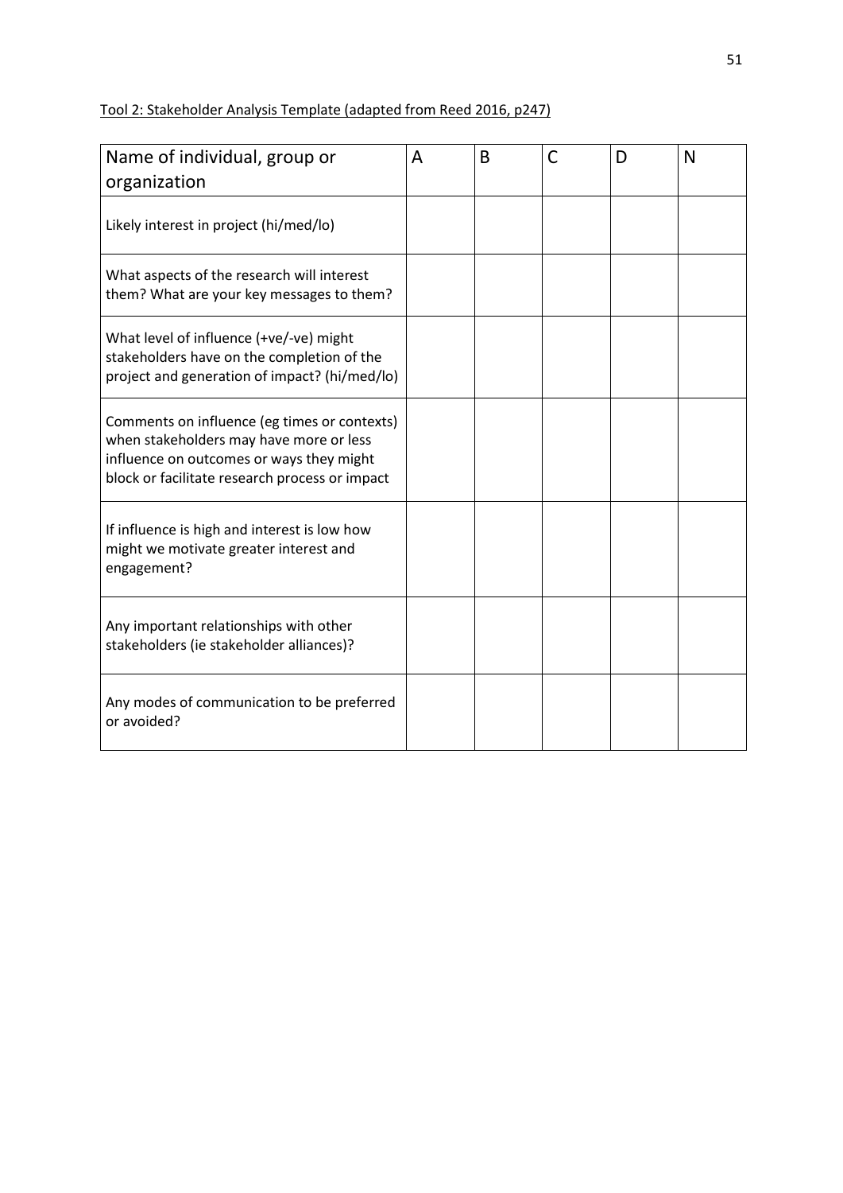Tool 2: Stakeholder Analysis Template (adapted from Reed 2016, p247)

| Name of individual, group or organization | A | B | C | D | N |
|---|---|---|---|---|---|
| Likely interest in project (hi/med/lo) | | | | | |
| What aspects of the research will interest them? What are your key messages to them? | | | | | |
| What level of influence (+ve/-ve) might stakeholders have on the completion of the project and generation of impact? (hi/med/lo) | | | | | |
| Comments on influence (eg times or contexts) when stakeholders may have more or less influence on outcomes or ways they might block or facilitate research process or impact | | | | | |
| If influence is high and interest is low how might we motivate greater interest and engagement? | | | | | |
| Any important relationships with other stakeholders (ie stakeholder alliances)? | | | | | |
| Any modes of communication to be preferred or avoided? | | | | | |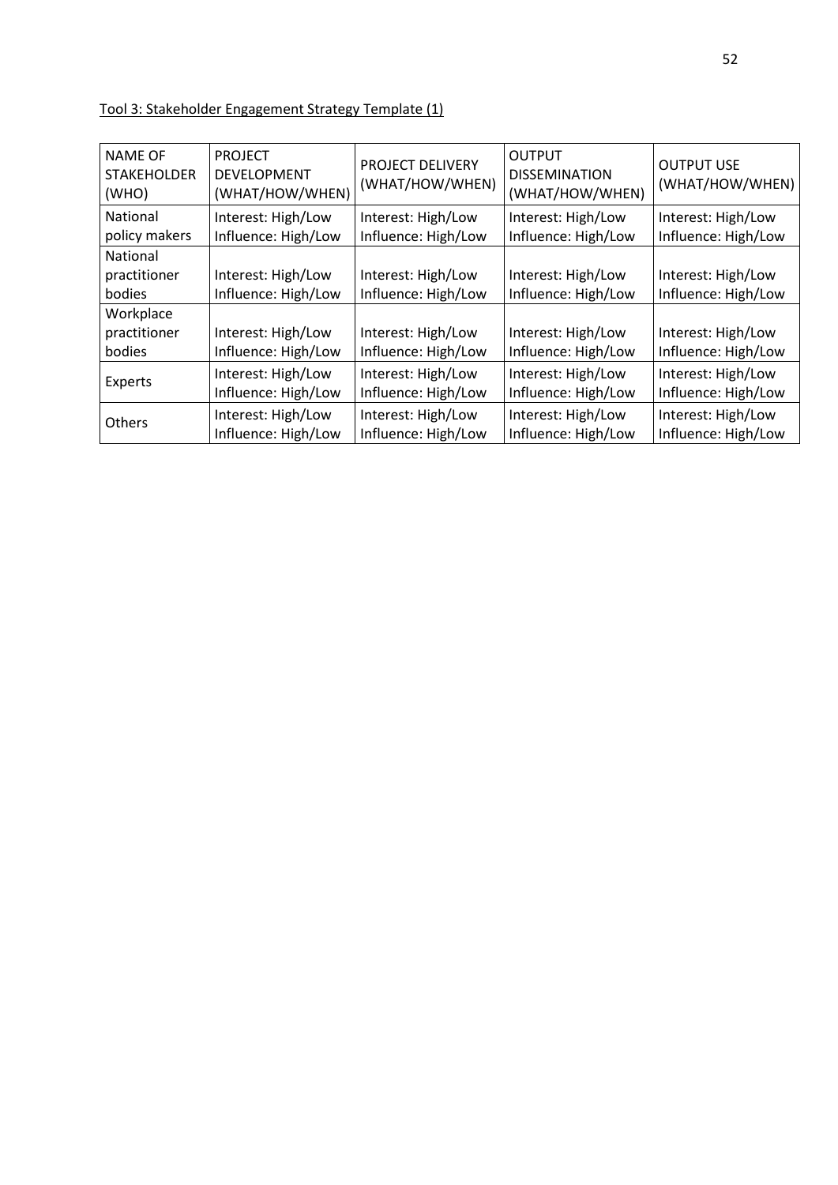Tool 3: Stakeholder Engagement Strategy Template (1)

| NAME OF STAKEHOLDER (WHO) | PROJECT DEVELOPMENT (WHAT/HOW/WHEN) | PROJECT DELIVERY (WHAT/HOW/WHEN) | OUTPUT DISSEMINATION (WHAT/HOW/WHEN) | OUTPUT USE (WHAT/HOW/WHEN) |
|---|---|---|---|---|
| National policy makers | Interest: High/Low<br>Influence: High/Low | Interest: High/Low<br>Influence: High/Low | Interest: High/Low<br>Influence: High/Low | Interest: High/Low<br>Influence: High/Low |
| National practitioner bodies | Interest: High/Low<br>Influence: High/Low | Interest: High/Low<br>Influence: High/Low | Interest: High/Low<br>Influence: High/Low | Interest: High/Low<br>Influence: High/Low |
| Workplace practitioner bodies | Interest: High/Low<br>Influence: High/Low | Interest: High/Low<br>Influence: High/Low | Interest: High/Low<br>Influence: High/Low | Interest: High/Low<br>Influence: High/Low |
| Experts | Interest: High/Low<br>Influence: High/Low | Interest: High/Low<br>Influence: High/Low | Interest: High/Low<br>Influence: High/Low | Interest: High/Low<br>Influence: High/Low |
| Others | Interest: High/Low<br>Influence: High/Low | Interest: High/Low<br>Influence: High/Low | Interest: High/Low<br>Influence: High/Low | Interest: High/Low<br>Influence: High/Low |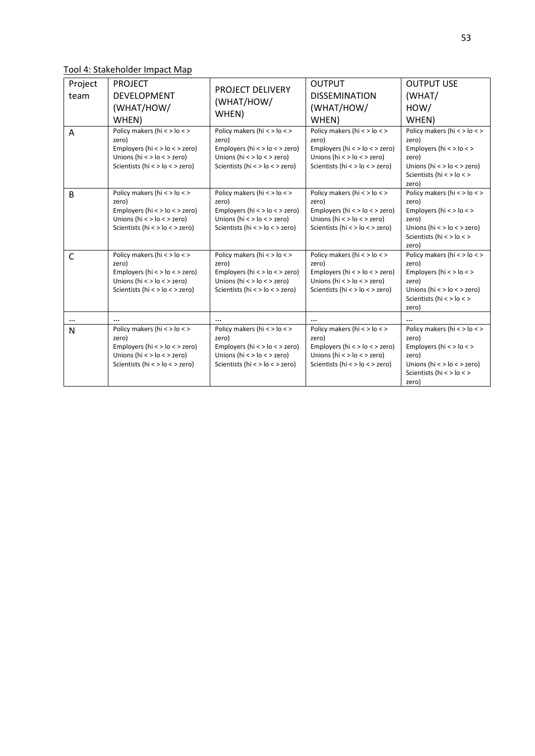Tool 4: Stakeholder Impact Map

| Project team | PROJECT DEVELOPMENT (WHAT/HOW/ WHEN) | PROJECT DELIVERY (WHAT/HOW/ WHEN) | OUTPUT DISSEMINATION (WHAT/HOW/ WHEN) | OUTPUT USE (WHAT/ HOW/ WHEN) |
|---|---|---|---|---|
| A | Policy makers (hi < > lo < > zero)<br>Employers (hi < > lo < > zero)<br>Unions (hi < > lo < > zero)<br>Scientists (hi < > lo < > zero) | Policy makers (hi < > lo < > zero)<br>Employers (hi < > lo < > zero)<br>Unions (hi < > lo < > zero)<br>Scientists (hi < > lo < > zero) | Policy makers (hi < > lo < > zero)<br>Employers (hi < > lo < > zero)<br>Unions (hi < > lo < > zero)<br>Scientists (hi < > lo < > zero) | Policy makers (hi < > lo < > zero)<br>Employers (hi < > lo < > zero)<br>Unions (hi < > lo < > zero)<br>Scientists (hi < > lo < > zero) |
| B | Policy makers (hi < > lo < > zero)<br>Employers (hi < > lo < > zero)<br>Unions (hi < > lo < > zero)<br>Scientists (hi < > lo < > zero) | Policy makers (hi < > lo < > zero)<br>Employers (hi < > lo < > zero)<br>Unions (hi < > lo < > zero)<br>Scientists (hi < > lo < > zero) | Policy makers (hi < > lo < > zero)<br>Employers (hi < > lo < > zero)<br>Unions (hi < > lo < > zero)<br>Scientists (hi < > lo < > zero) | Policy makers (hi < > lo < > zero)<br>Employers (hi < > lo < > zero)<br>Unions (hi < > lo < > zero)<br>Scientists (hi < > lo < > zero) |
| C | Policy makers (hi < > lo < > zero)<br>Employers (hi < > lo < > zero)<br>Unions (hi < > lo < > zero)<br>Scientists (hi < > lo < > zero) | Policy makers (hi < > lo < > zero)<br>Employers (hi < > lo < > zero)<br>Unions (hi < > lo < > zero)<br>Scientists (hi < > lo < > zero) | Policy makers (hi < > lo < > zero)<br>Employers (hi < > lo < > zero)<br>Unions (hi < > lo < > zero)<br>Scientists (hi < > lo < > zero) | Policy makers (hi < > lo < > zero)<br>Employers (hi < > lo < > zero)<br>Unions (hi < > lo < > zero)<br>Scientists (hi < > lo < > zero) |
| … | … | … | … | … |
| N | Policy makers (hi < > lo < > zero)<br>Employers (hi < > lo < > zero)<br>Unions (hi < > lo < > zero)<br>Scientists (hi < > lo < > zero) | Policy makers (hi < > lo < > zero)<br>Employers (hi < > lo < > zero)<br>Unions (hi < > lo < > zero)<br>Scientists (hi < > lo < > zero) | Policy makers (hi < > lo < > zero)<br>Employers (hi < > lo < > zero)<br>Unions (hi < > lo < > zero)<br>Scientists (hi < > lo < > zero) | Policy makers (hi < > lo < > zero)<br>Employers (hi < > lo < > zero)<br>Unions (hi < > lo < > zero)<br>Scientists (hi < > lo < > zero) |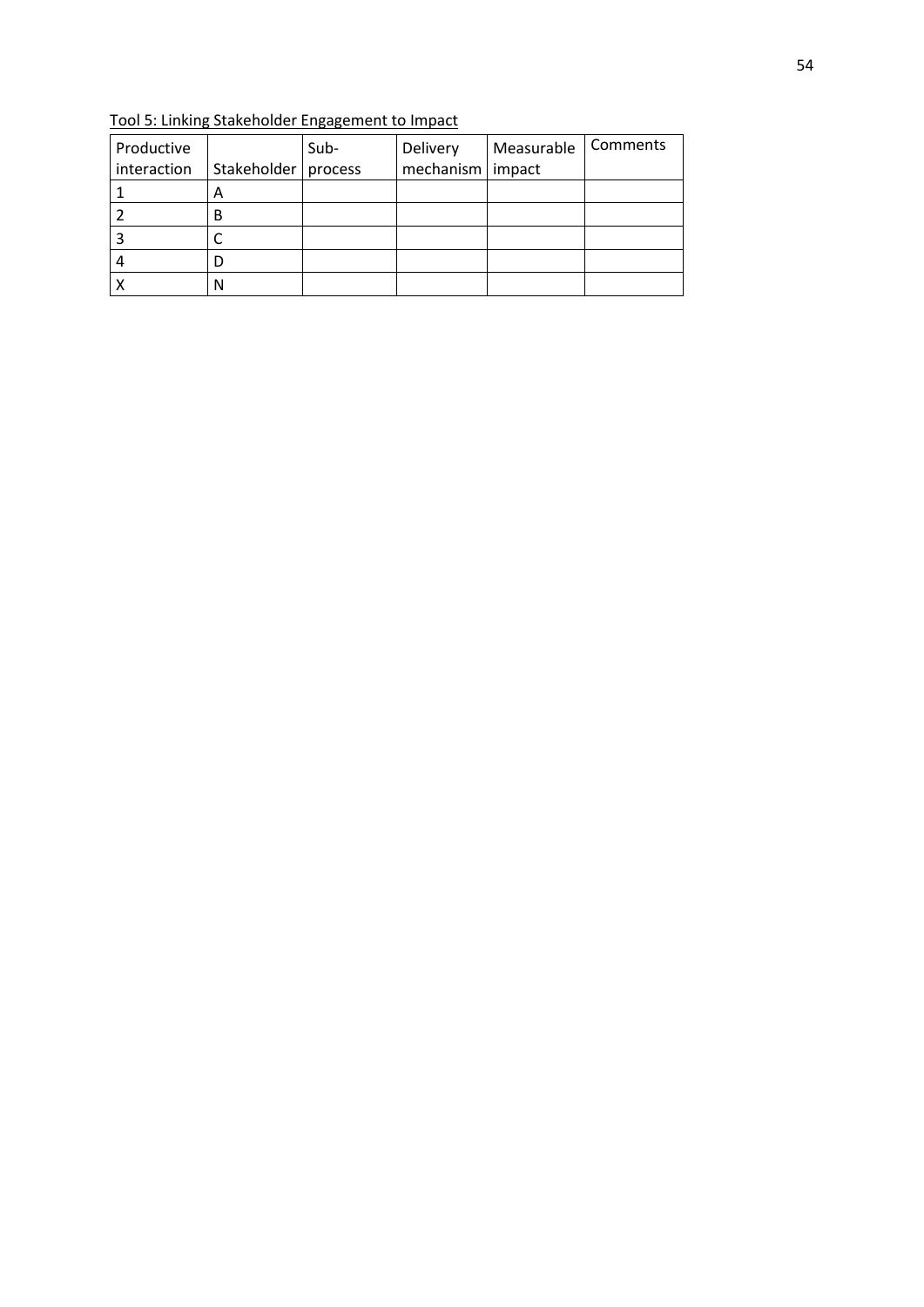Tool 5: Linking Stakeholder Engagement to Impact

| Productive interaction | Stakeholder | Sub-process | Delivery mechanism | Measurable impact | Comments |
|---|---|---|---|---|---|
| 1 | A | | | | |
| 2 | B | | | | |
| 3 | C | | | | |
| 4 | D | | | | |
| X | N | | | | |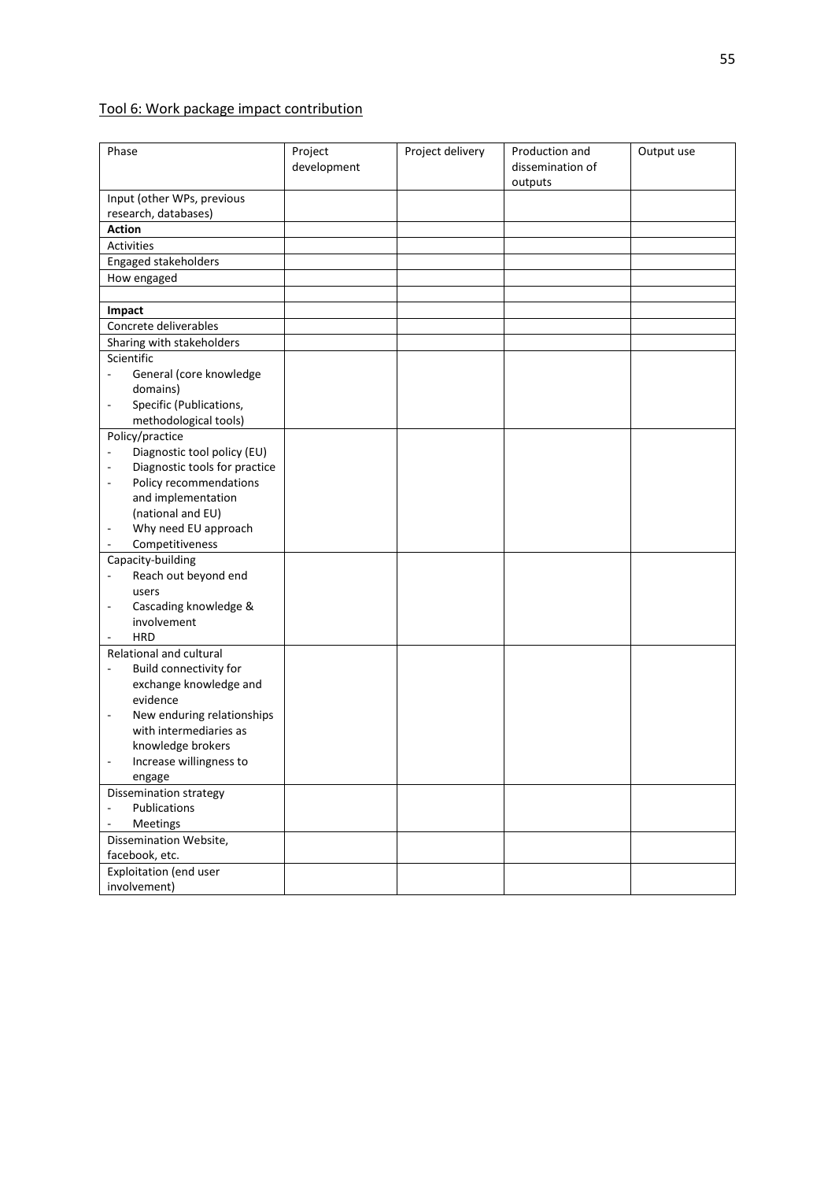Tool 6: Work package impact contribution

| Phase | Project development | Project delivery | Production and dissemination of outputs | Output use |
|---|---|---|---|---|
| Input (other WPs, previous research, databases) | | | | |
| **Action** | | | | |
| Activities | | | | |
| Engaged stakeholders | | | | |
| How engaged | | | | |
| | | | | |
| **Impact** | | | | |
| Concrete deliverables | | | | |
| Sharing with stakeholders | | | | |
| Scientific<br>- General (core knowledge domains)<br>- Specific (Publications, methodological tools) | | | | |
| Policy/practice<br>- Diagnostic tool policy (EU)<br>- Diagnostic tools for practice<br>- Policy recommendations and implementation (national and EU)<br>- Why need EU approach<br>- Competitiveness | | | | |
| Capacity-building<br>- Reach out beyond end users<br>- Cascading knowledge & involvement<br>- HRD | | | | |
| Relational and cultural<br>- Build connectivity for exchange knowledge and evidence<br>- New enduring relationships with intermediaries as knowledge brokers<br>- Increase willingness to engage | | | | |
| Dissemination strategy<br>- Publications<br>- Meetings | | | | |
| Dissemination Website, facebook, etc. | | | | |
| Exploitation (end user involvement) | | | | |